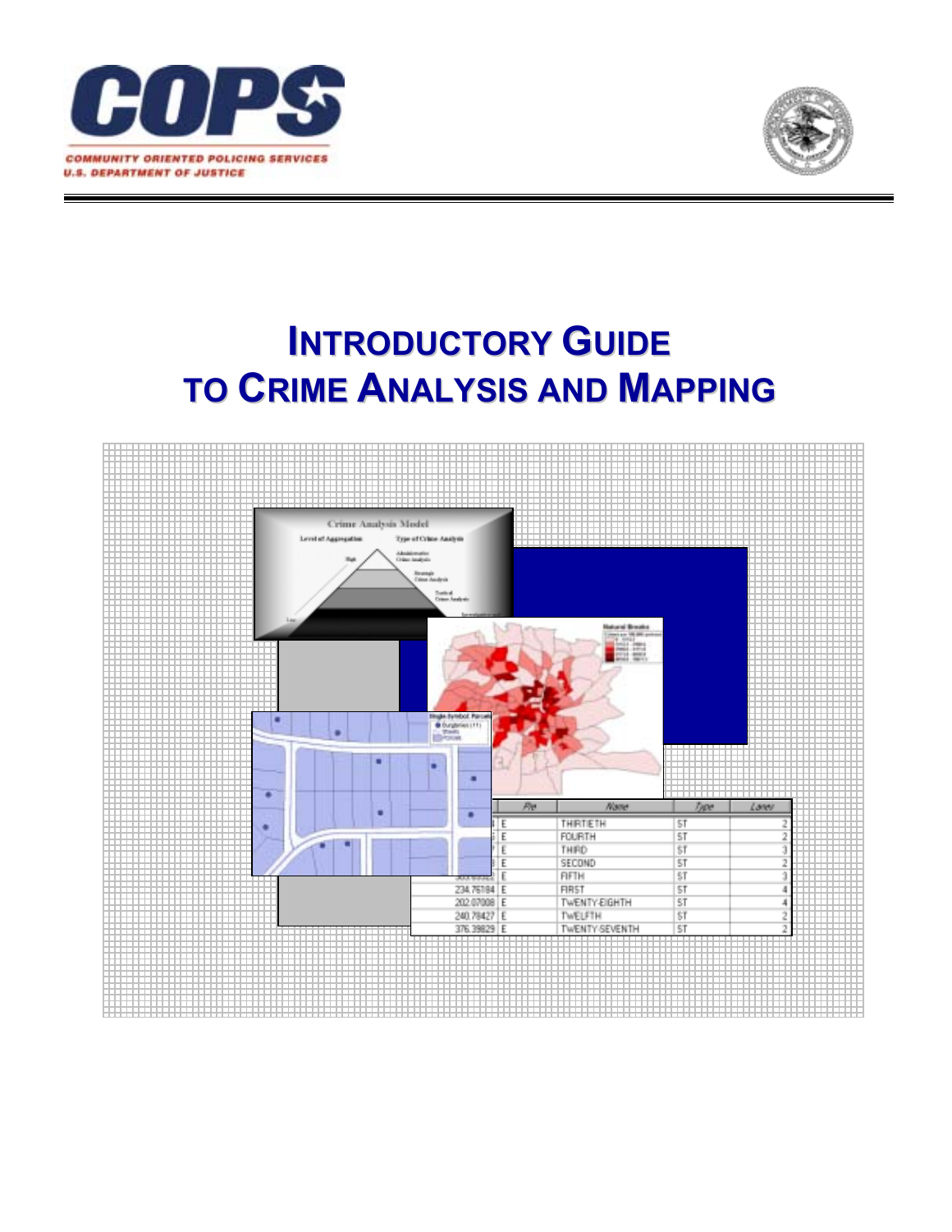**COPS**

**COMMUNITY ORIENTED POLICING SERVICES**
**U.S. DEPARTMENT OF JUSTICE**

# INTRODUCTORY GUIDE TO CRIME ANALYSIS AND MAPPING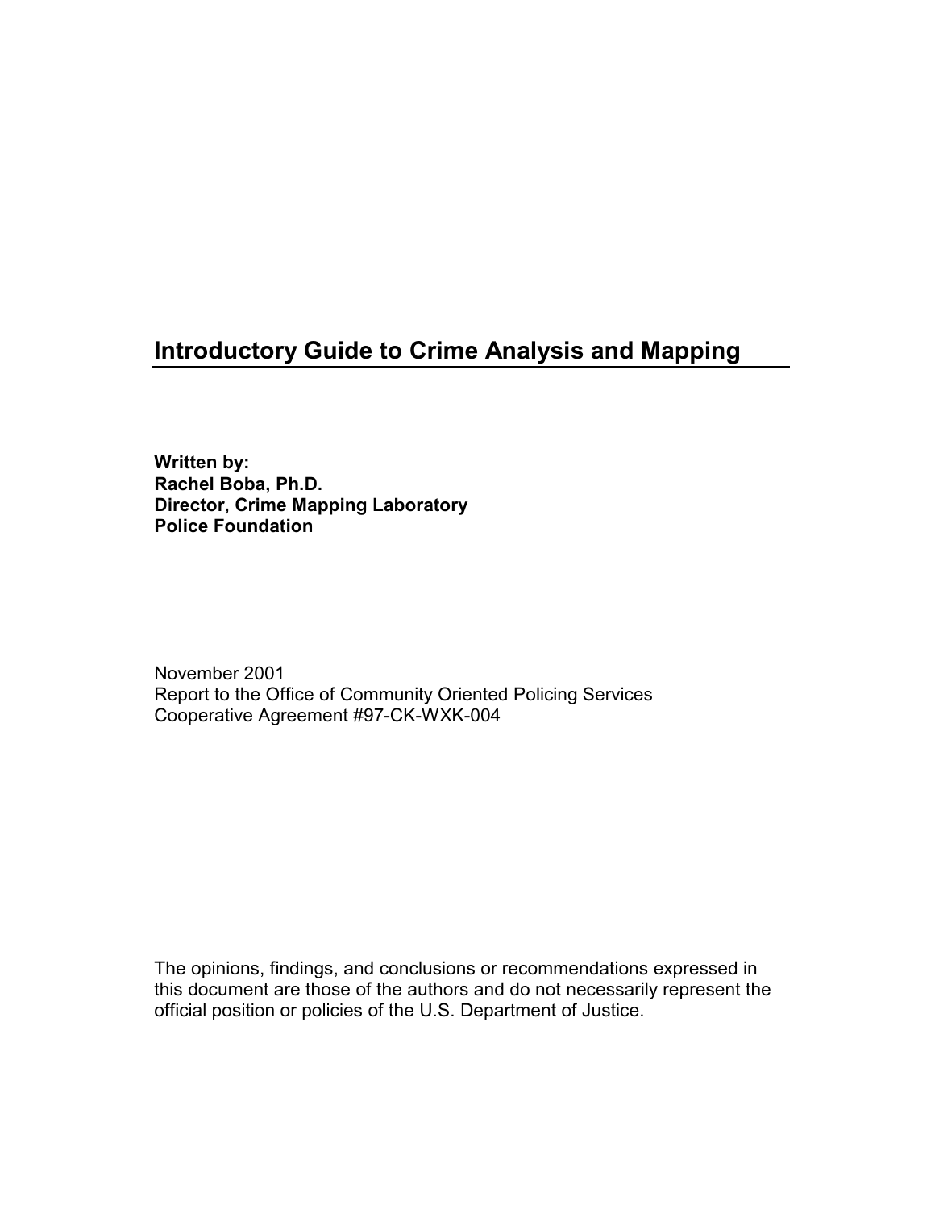# Introductory Guide to Crime Analysis and Mapping

**Written by:**
**Rachel Boba, Ph.D.**
**Director, Crime Mapping Laboratory**
**Police Foundation**

November 2001
Report to the Office of Community Oriented Policing Services
Cooperative Agreement #97-CK-WXK-004

The opinions, findings, and conclusions or recommendations expressed in this document are those of the authors and do not necessarily represent the official position or policies of the U.S. Department of Justice.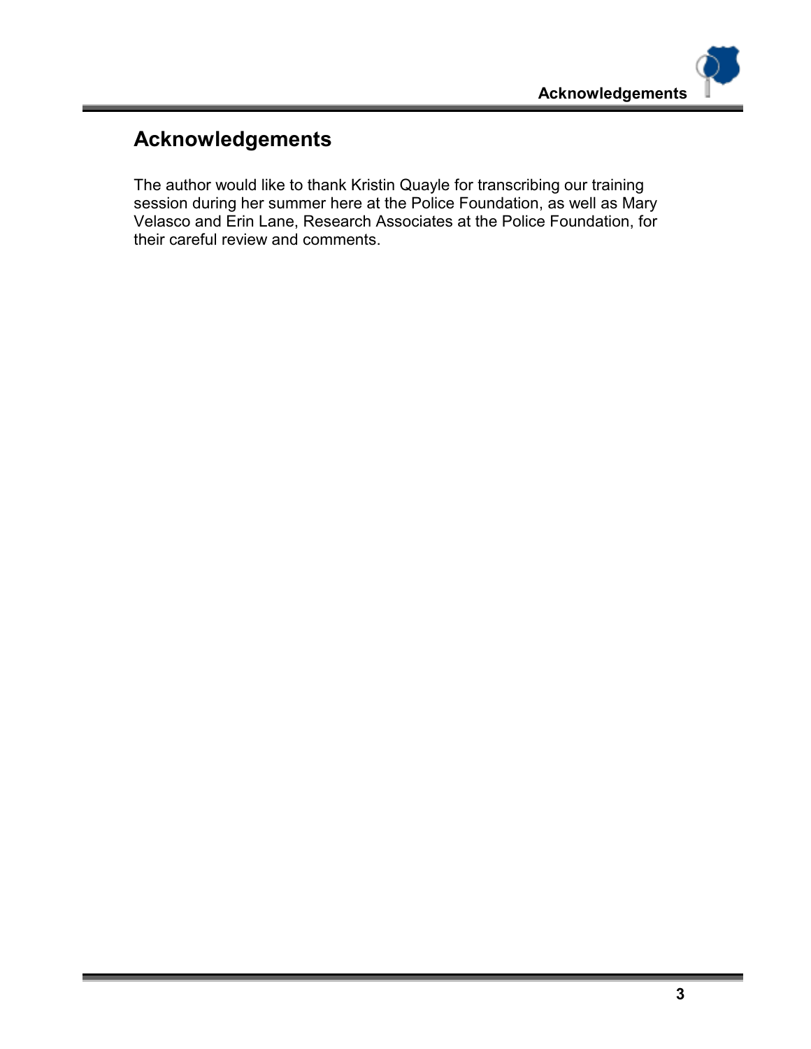# Acknowledgements

The author would like to thank Kristin Quayle for transcribing our training session during her summer here at the Police Foundation, as well as Mary Velasco and Erin Lane, Research Associates at the Police Foundation, for their careful review and comments.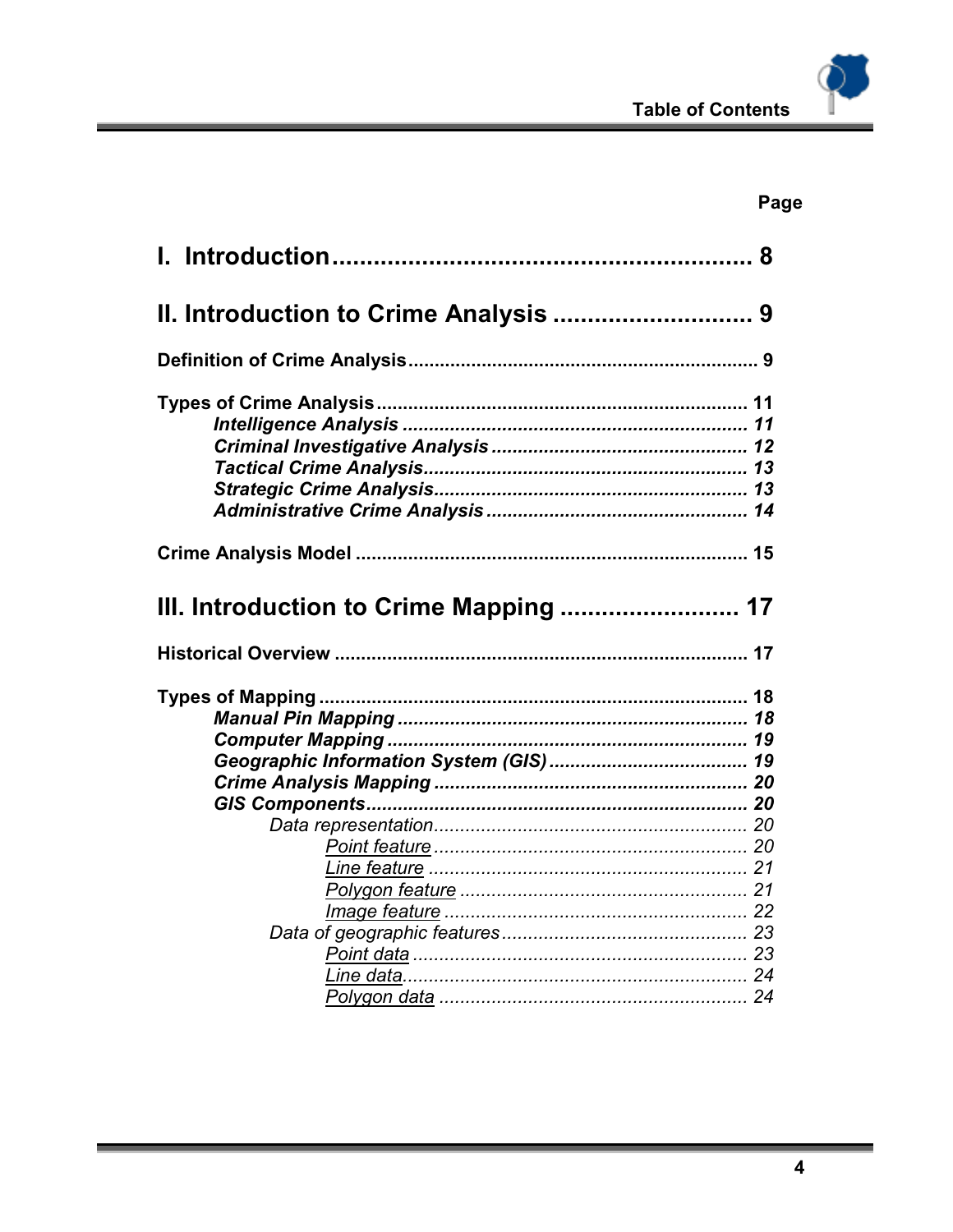# Table of Contents

Page

**I. Introduction........................................................... 8**

**II. Introduction to Crime Analysis ............................ 9**

**Definition of Crime Analysis.................................................................. 9**

**Types of Crime Analysis..................................................................... 11**

- ***Intelligence Analysis ................................................................. 11***
- ***Criminal Investigative Analysis ................................................ 12***
- ***Tactical Crime Analysis............................................................. 13***
- ***Strategic Crime Analysis........................................................... 13***
- ***Administrative Crime Analysis ................................................. 14***

**Crime Analysis Model ......................................................................... 15**

**III. Introduction to Crime Mapping ......................... 17**

**Historical Overview ............................................................................. 17**

**Types of Mapping ................................................................................ 18**

- ***Manual Pin Mapping .................................................................. 18***
- ***Computer Mapping .................................................................... 19***
- ***Geographic Information System (GIS) ..................................... 19***
- ***Crime Analysis Mapping ........................................................... 20***
- ***GIS Components........................................................................ 20***
  - *Data representation............................................................ 20*
    - *Point feature ............................................................ 20*
    - *Line feature ............................................................. 21*
    - *Polygon feature ....................................................... 21*
    - *Image feature .......................................................... 22*
  - *Data of geographic features.............................................. 23*
    - *Point data ................................................................ 23*
    - *Line data.................................................................. 24*
    - *Polygon data ........................................................... 24*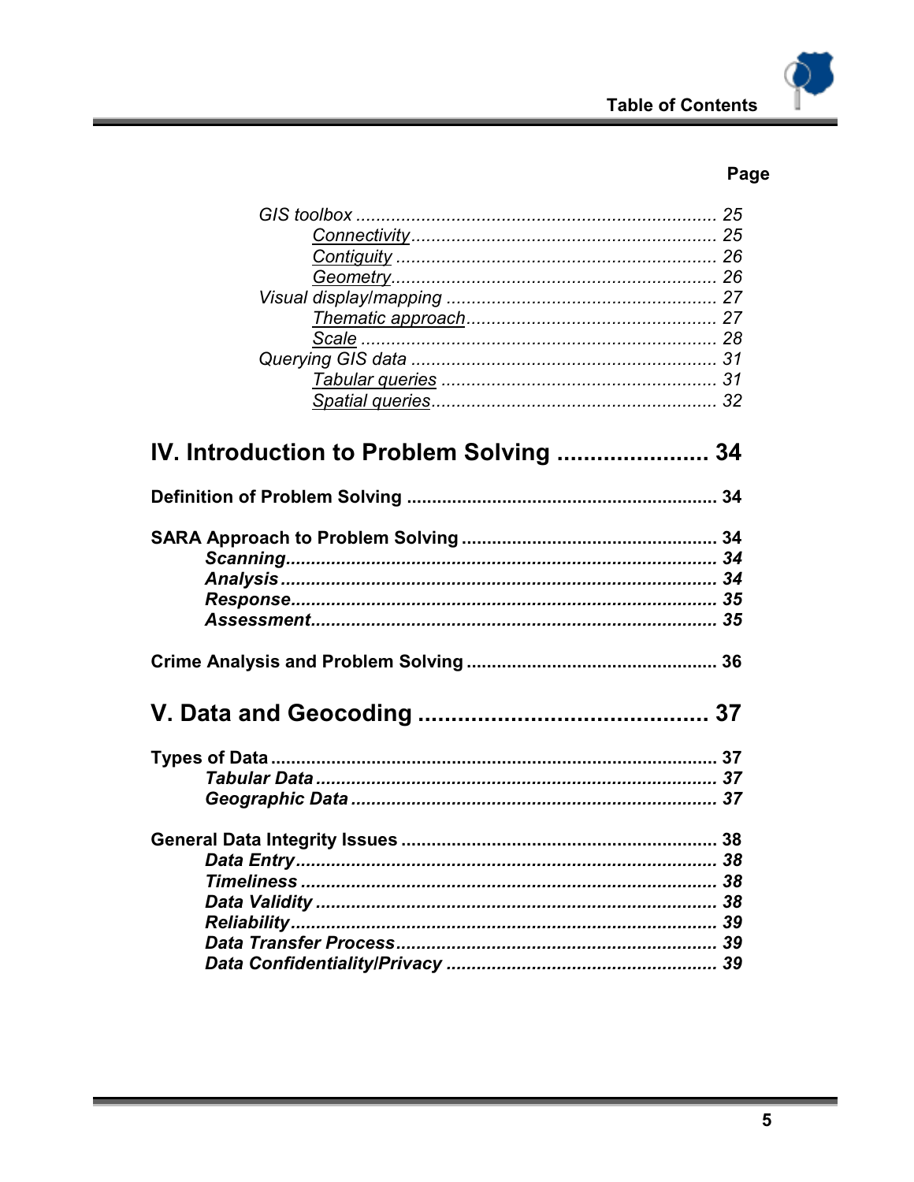Page

*GIS toolbox* ........................................................................ 25

*Connectivity* ............................................................ 25

*Contiguity* ............................................................... 26

*Geometry* ................................................................ 26

*Visual display/mapping* ..................................................... 27

*Thematic approach* ................................................. 27

*Scale* ...................................................................... 28

*Querying GIS data* ............................................................. 31

*Tabular queries* ....................................................... 31

*Spatial queries* ........................................................ 32

## IV. Introduction to Problem Solving ...................... 34

**Definition of Problem Solving** ............................................................ 34

**SARA Approach to Problem Solving** .................................................. 34

***Scanning*** ..................................................................................... 34

***Analysis*** ...................................................................................... 34

***Response*** .................................................................................... 35

***Assessment*** ................................................................................ 35

**Crime Analysis and Problem Solving** ................................................ 36

## V. Data and Geocoding ............................................ 37

**Types of Data** ......................................................................................... 37

***Tabular Data*** ................................................................................ 37

***Geographic Data*** ......................................................................... 37

**General Data Integrity Issues** .............................................................. 38

***Data Entry*** ................................................................................... 38

***Timeliness*** ................................................................................... 38

***Data Validity*** ................................................................................ 38

***Reliability*** .................................................................................... 39

***Data Transfer Process*** ................................................................ 39

***Data Confidentiality/Privacy*** ...................................................... 39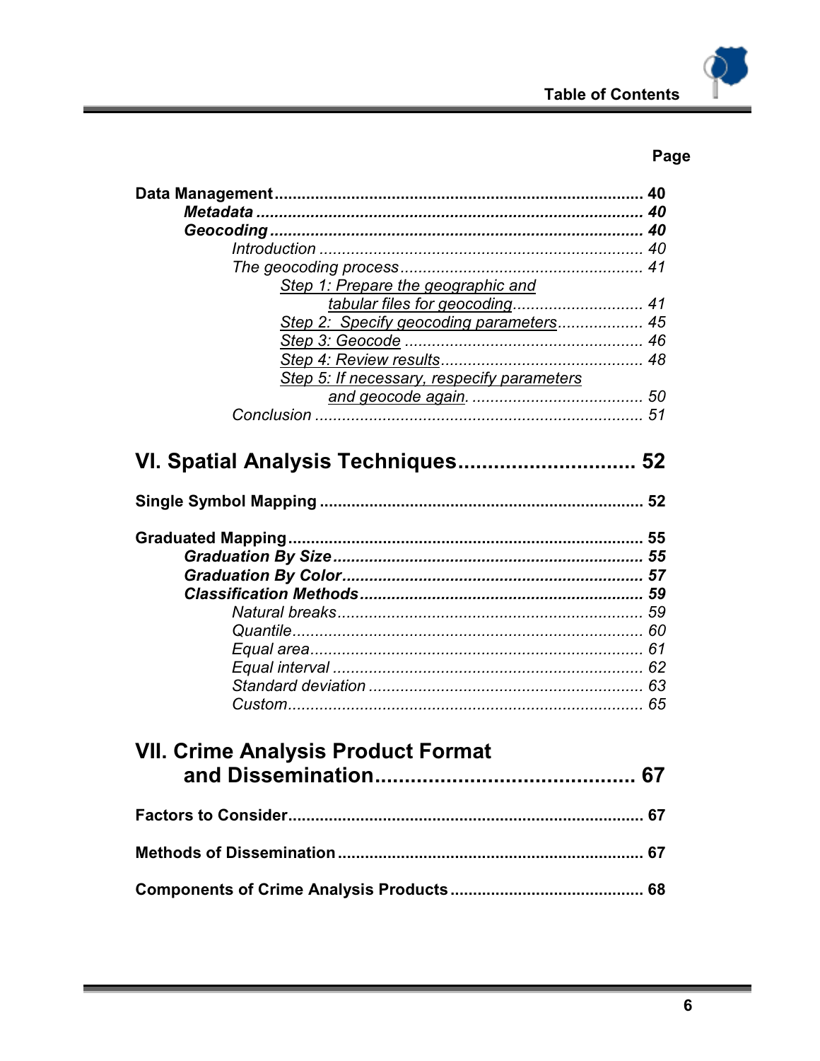Page

**Data Management** ... **40**
- ***Metadata*** ... ***40***
- ***Geocoding*** ... ***40***
  - *Introduction* ... *40*
  - *The geocoding process* ... *41*
    - *Step 1: Prepare the geographic and tabular files for geocoding* ... *41*
    - *Step 2: Specify geocoding parameters* ... *45*
    - *Step 3: Geocode* ... *46*
    - *Step 4: Review results* ... *48*
    - *Step 5: If necessary, respecify parameters and geocode again.* ... *50*
  - *Conclusion* ... *51*

# VI. Spatial Analysis Techniques ... 52

**Single Symbol Mapping** ... **52**

**Graduated Mapping** ... **55**
- ***Graduation By Size*** ... ***55***
- ***Graduation By Color*** ... ***57***
- ***Classification Methods*** ... ***59***
  - *Natural breaks* ... *59*
  - *Quantile* ... *60*
  - *Equal area* ... *61*
  - *Equal interval* ... *62*
  - *Standard deviation* ... *63*
  - *Custom* ... *65*

# VII. Crime Analysis Product Format and Dissemination ... 67

**Factors to Consider** ... **67**

**Methods of Dissemination** ... **67**

**Components of Crime Analysis Products** ... **68**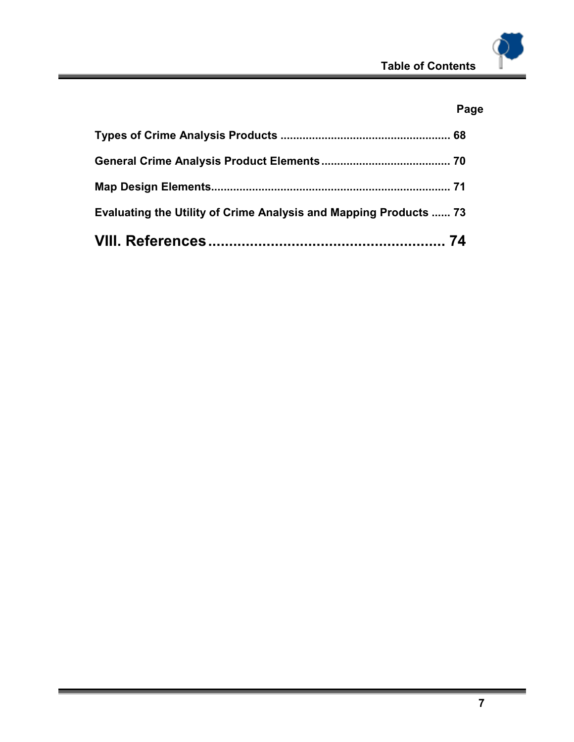| | Page |
|---|---|
| **Types of Crime Analysis Products** | **68** |
| **General Crime Analysis Product Elements** | **70** |
| **Map Design Elements** | **71** |
| **Evaluating the Utility of Crime Analysis and Mapping Products** | **73** |
| **VIII. References** | **74** |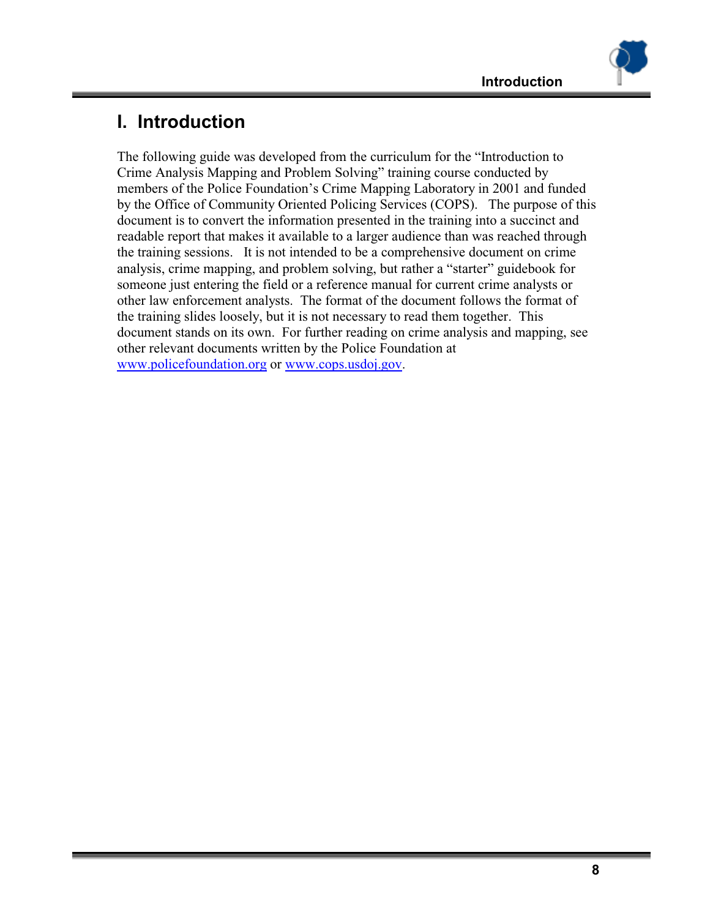# I. Introduction

The following guide was developed from the curriculum for the "Introduction to Crime Analysis Mapping and Problem Solving" training course conducted by members of the Police Foundation's Crime Mapping Laboratory in 2001 and funded by the Office of Community Oriented Policing Services (COPS). The purpose of this document is to convert the information presented in the training into a succinct and readable report that makes it available to a larger audience than was reached through the training sessions. It is not intended to be a comprehensive document on crime analysis, crime mapping, and problem solving, but rather a "starter" guidebook for someone just entering the field or a reference manual for current crime analysts or other law enforcement analysts. The format of the document follows the format of the training slides loosely, but it is not necessary to read them together. This document stands on its own. For further reading on crime analysis and mapping, see other relevant documents written by the Police Foundation at www.policefoundation.org or www.cops.usdoj.gov.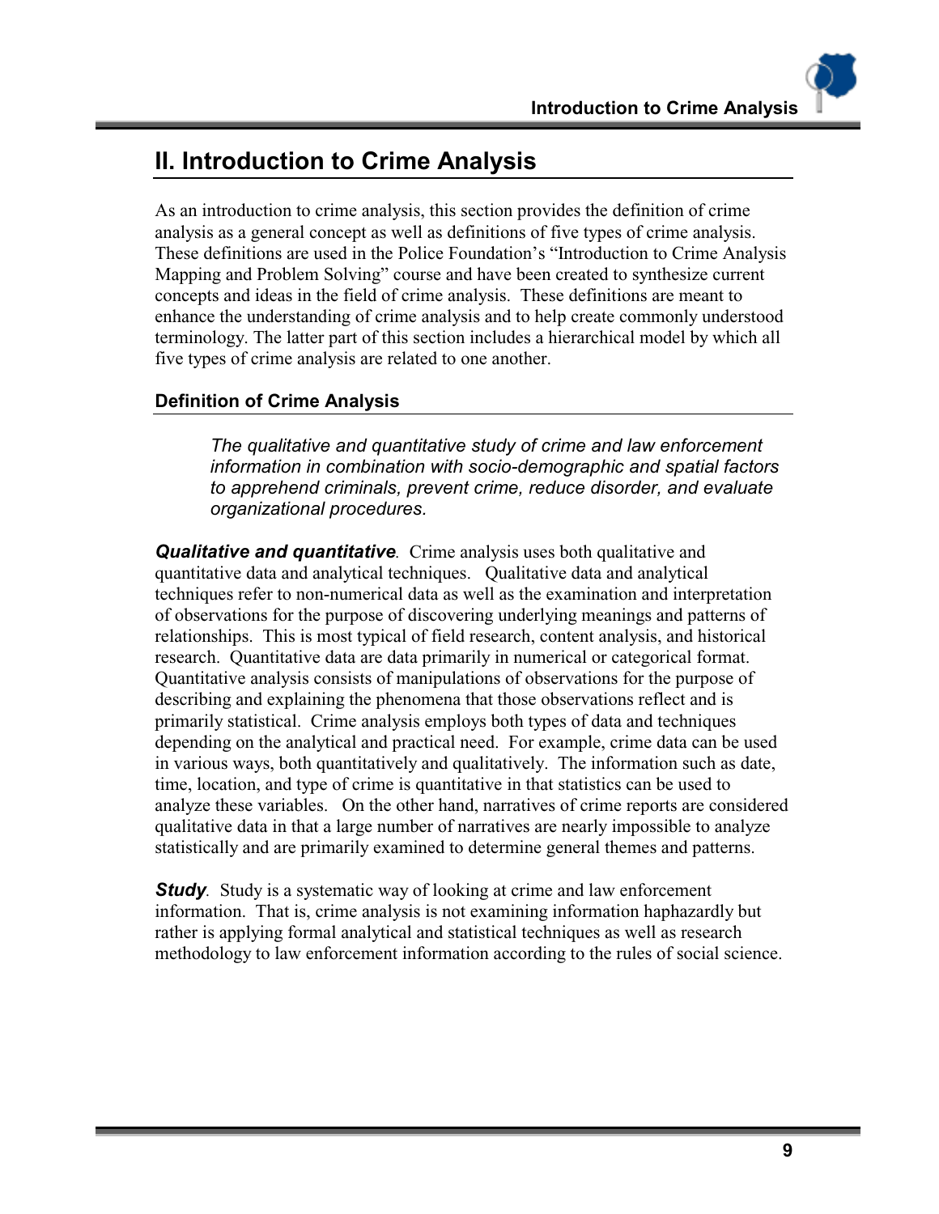## II. Introduction to Crime Analysis

As an introduction to crime analysis, this section provides the definition of crime analysis as a general concept as well as definitions of five types of crime analysis. These definitions are used in the Police Foundation's "Introduction to Crime Analysis Mapping and Problem Solving" course and have been created to synthesize current concepts and ideas in the field of crime analysis. These definitions are meant to enhance the understanding of crime analysis and to help create commonly understood terminology. The latter part of this section includes a hierarchical model by which all five types of crime analysis are related to one another.

### Definition of Crime Analysis

> *The qualitative and quantitative study of crime and law enforcement information in combination with socio-demographic and spatial factors to apprehend criminals, prevent crime, reduce disorder, and evaluate organizational procedures.*

***Qualitative and quantitative***. Crime analysis uses both qualitative and quantitative data and analytical techniques. Qualitative data and analytical techniques refer to non-numerical data as well as the examination and interpretation of observations for the purpose of discovering underlying meanings and patterns of relationships. This is most typical of field research, content analysis, and historical research. Quantitative data are data primarily in numerical or categorical format. Quantitative analysis consists of manipulations of observations for the purpose of describing and explaining the phenomena that those observations reflect and is primarily statistical. Crime analysis employs both types of data and techniques depending on the analytical and practical need. For example, crime data can be used in various ways, both quantitatively and qualitatively. The information such as date, time, location, and type of crime is quantitative in that statistics can be used to analyze these variables. On the other hand, narratives of crime reports are considered qualitative data in that a large number of narratives are nearly impossible to analyze statistically and are primarily examined to determine general themes and patterns.

***Study***. Study is a systematic way of looking at crime and law enforcement information. That is, crime analysis is not examining information haphazardly but rather is applying formal analytical and statistical techniques as well as research methodology to law enforcement information according to the rules of social science.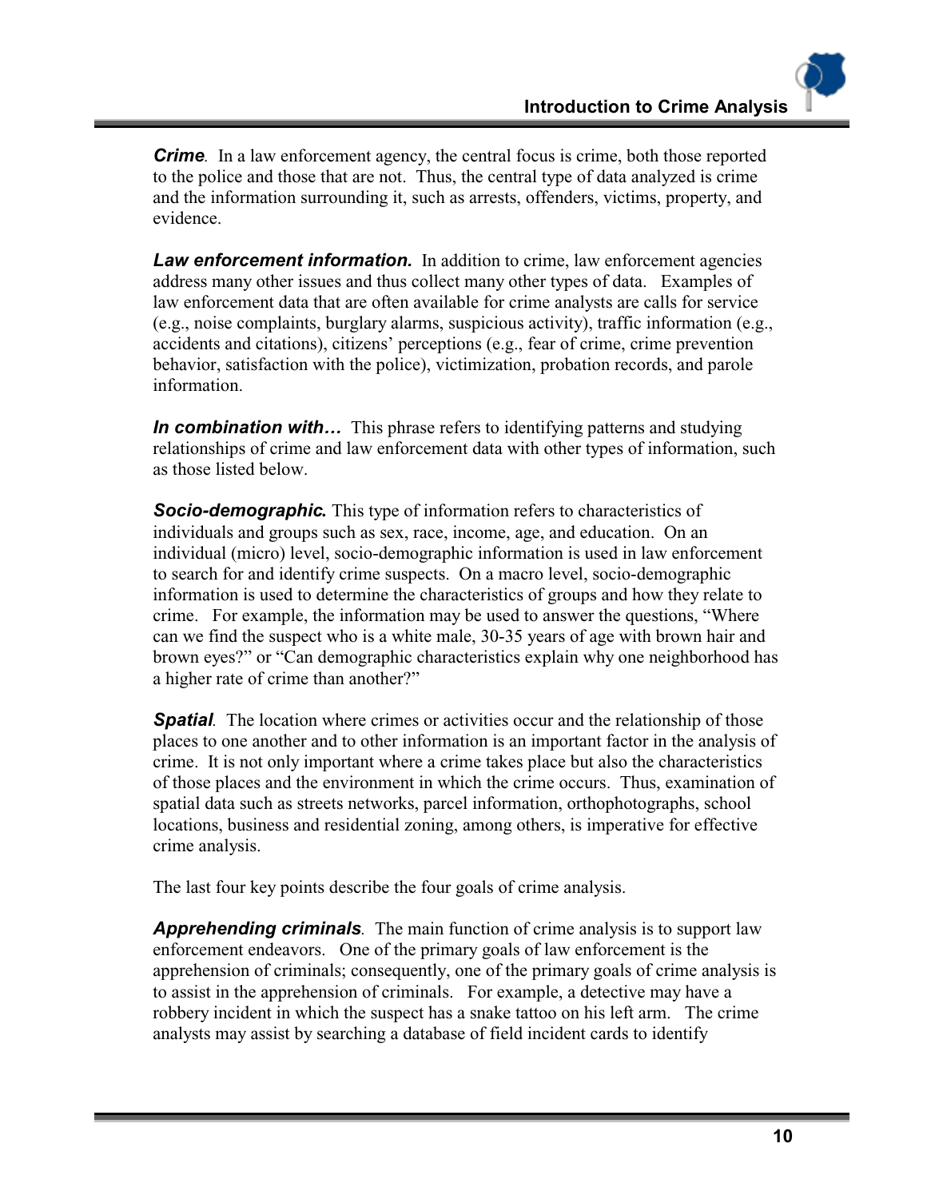***Crime****.* In a law enforcement agency, the central focus is crime, both those reported to the police and those that are not. Thus, the central type of data analyzed is crime and the information surrounding it, such as arrests, offenders, victims, property, and evidence.

***Law enforcement information.*** In addition to crime, law enforcement agencies address many other issues and thus collect many other types of data. Examples of law enforcement data that are often available for crime analysts are calls for service (e.g., noise complaints, burglary alarms, suspicious activity), traffic information (e.g., accidents and citations), citizens' perceptions (e.g., fear of crime, crime prevention behavior, satisfaction with the police), victimization, probation records, and parole information.

***In combination with…*** This phrase refers to identifying patterns and studying relationships of crime and law enforcement data with other types of information, such as those listed below.

***Socio-demographic.*** This type of information refers to characteristics of individuals and groups such as sex, race, income, age, and education. On an individual (micro) level, socio-demographic information is used in law enforcement to search for and identify crime suspects. On a macro level, socio-demographic information is used to determine the characteristics of groups and how they relate to crime. For example, the information may be used to answer the questions, "Where can we find the suspect who is a white male, 30-35 years of age with brown hair and brown eyes?" or "Can demographic characteristics explain why one neighborhood has a higher rate of crime than another?"

***Spatial****.* The location where crimes or activities occur and the relationship of those places to one another and to other information is an important factor in the analysis of crime. It is not only important where a crime takes place but also the characteristics of those places and the environment in which the crime occurs. Thus, examination of spatial data such as streets networks, parcel information, orthophotographs, school locations, business and residential zoning, among others, is imperative for effective crime analysis.

The last four key points describe the four goals of crime analysis.

***Apprehending criminals****.* The main function of crime analysis is to support law enforcement endeavors. One of the primary goals of law enforcement is the apprehension of criminals; consequently, one of the primary goals of crime analysis is to assist in the apprehension of criminals. For example, a detective may have a robbery incident in which the suspect has a snake tattoo on his left arm. The crime analysts may assist by searching a database of field incident cards to identify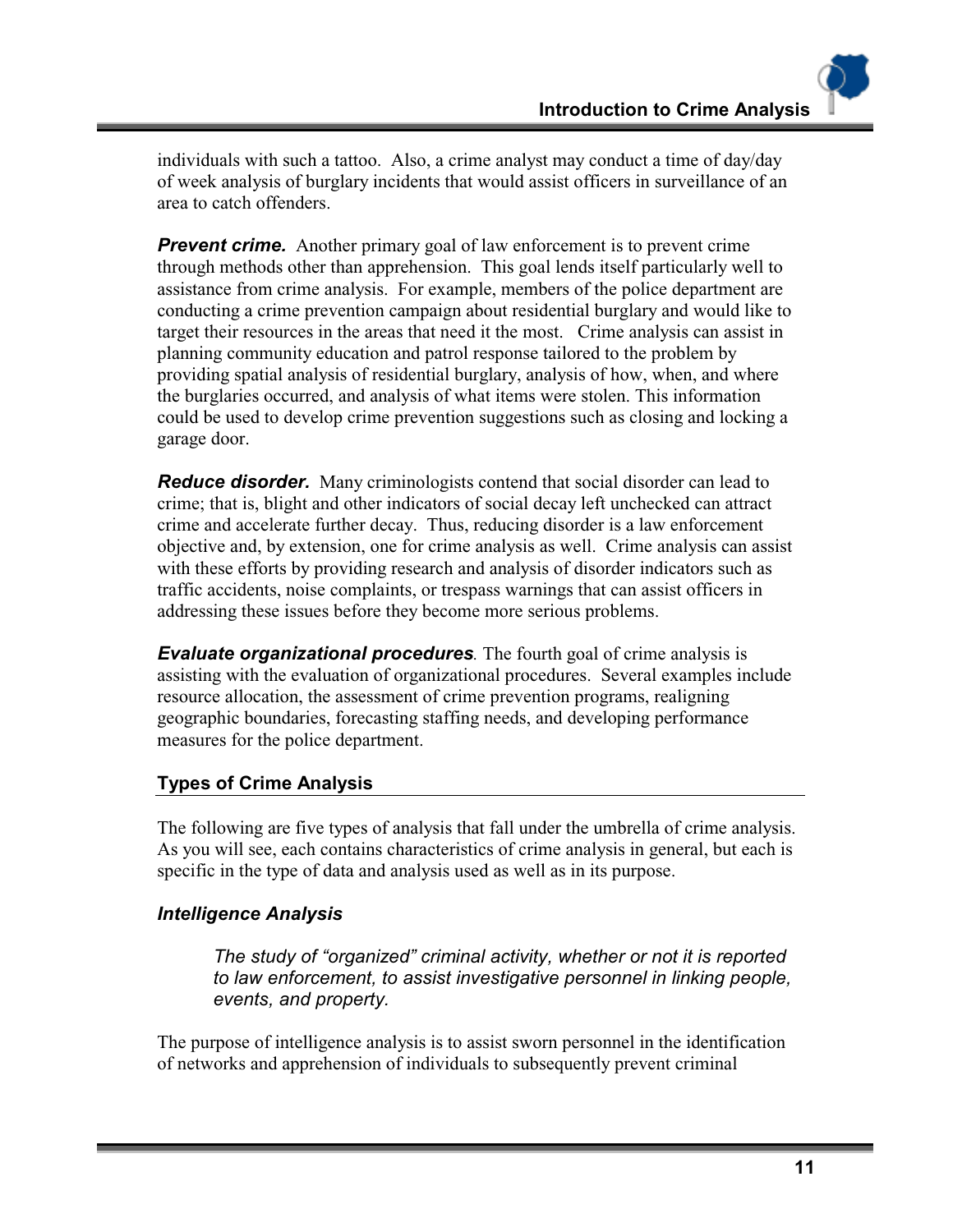individuals with such a tattoo. Also, a crime analyst may conduct a time of day/day of week analysis of burglary incidents that would assist officers in surveillance of an area to catch offenders.

***Prevent crime.*** Another primary goal of law enforcement is to prevent crime through methods other than apprehension. This goal lends itself particularly well to assistance from crime analysis. For example, members of the police department are conducting a crime prevention campaign about residential burglary and would like to target their resources in the areas that need it the most. Crime analysis can assist in planning community education and patrol response tailored to the problem by providing spatial analysis of residential burglary, analysis of how, when, and where the burglaries occurred, and analysis of what items were stolen. This information could be used to develop crime prevention suggestions such as closing and locking a garage door.

***Reduce disorder.*** Many criminologists contend that social disorder can lead to crime; that is, blight and other indicators of social decay left unchecked can attract crime and accelerate further decay. Thus, reducing disorder is a law enforcement objective and, by extension, one for crime analysis as well. Crime analysis can assist with these efforts by providing research and analysis of disorder indicators such as traffic accidents, noise complaints, or trespass warnings that can assist officers in addressing these issues before they become more serious problems.

***Evaluate organizational procedures***. The fourth goal of crime analysis is assisting with the evaluation of organizational procedures. Several examples include resource allocation, the assessment of crime prevention programs, realigning geographic boundaries, forecasting staffing needs, and developing performance measures for the police department.

## Types of Crime Analysis

The following are five types of analysis that fall under the umbrella of crime analysis. As you will see, each contains characteristics of crime analysis in general, but each is specific in the type of data and analysis used as well as in its purpose.

### *Intelligence Analysis*

> *The study of "organized" criminal activity, whether or not it is reported to law enforcement, to assist investigative personnel in linking people, events, and property.*

The purpose of intelligence analysis is to assist sworn personnel in the identification of networks and apprehension of individuals to subsequently prevent criminal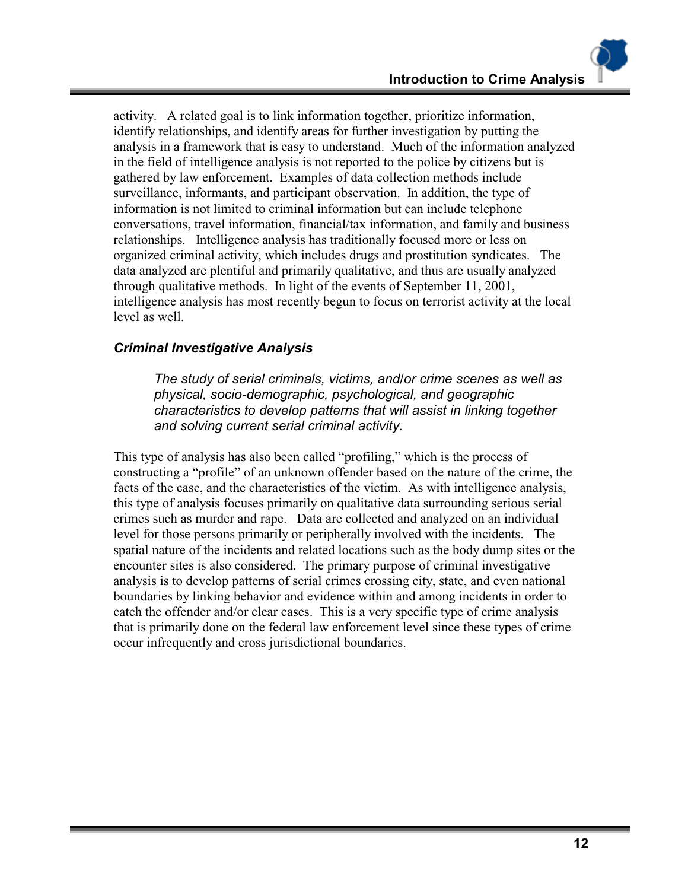activity. A related goal is to link information together, prioritize information, identify relationships, and identify areas for further investigation by putting the analysis in a framework that is easy to understand. Much of the information analyzed in the field of intelligence analysis is not reported to the police by citizens but is gathered by law enforcement. Examples of data collection methods include surveillance, informants, and participant observation. In addition, the type of information is not limited to criminal information but can include telephone conversations, travel information, financial/tax information, and family and business relationships. Intelligence analysis has traditionally focused more or less on organized criminal activity, which includes drugs and prostitution syndicates. The data analyzed are plentiful and primarily qualitative, and thus are usually analyzed through qualitative methods. In light of the events of September 11, 2001, intelligence analysis has most recently begun to focus on terrorist activity at the local level as well.

### *Criminal Investigative Analysis*

> *The study of serial criminals, victims, and/or crime scenes as well as physical, socio-demographic, psychological, and geographic characteristics to develop patterns that will assist in linking together and solving current serial criminal activity.*

This type of analysis has also been called "profiling," which is the process of constructing a "profile" of an unknown offender based on the nature of the crime, the facts of the case, and the characteristics of the victim. As with intelligence analysis, this type of analysis focuses primarily on qualitative data surrounding serious serial crimes such as murder and rape. Data are collected and analyzed on an individual level for those persons primarily or peripherally involved with the incidents. The spatial nature of the incidents and related locations such as the body dump sites or the encounter sites is also considered. The primary purpose of criminal investigative analysis is to develop patterns of serial crimes crossing city, state, and even national boundaries by linking behavior and evidence within and among incidents in order to catch the offender and/or clear cases. This is a very specific type of crime analysis that is primarily done on the federal law enforcement level since these types of crime occur infrequently and cross jurisdictional boundaries.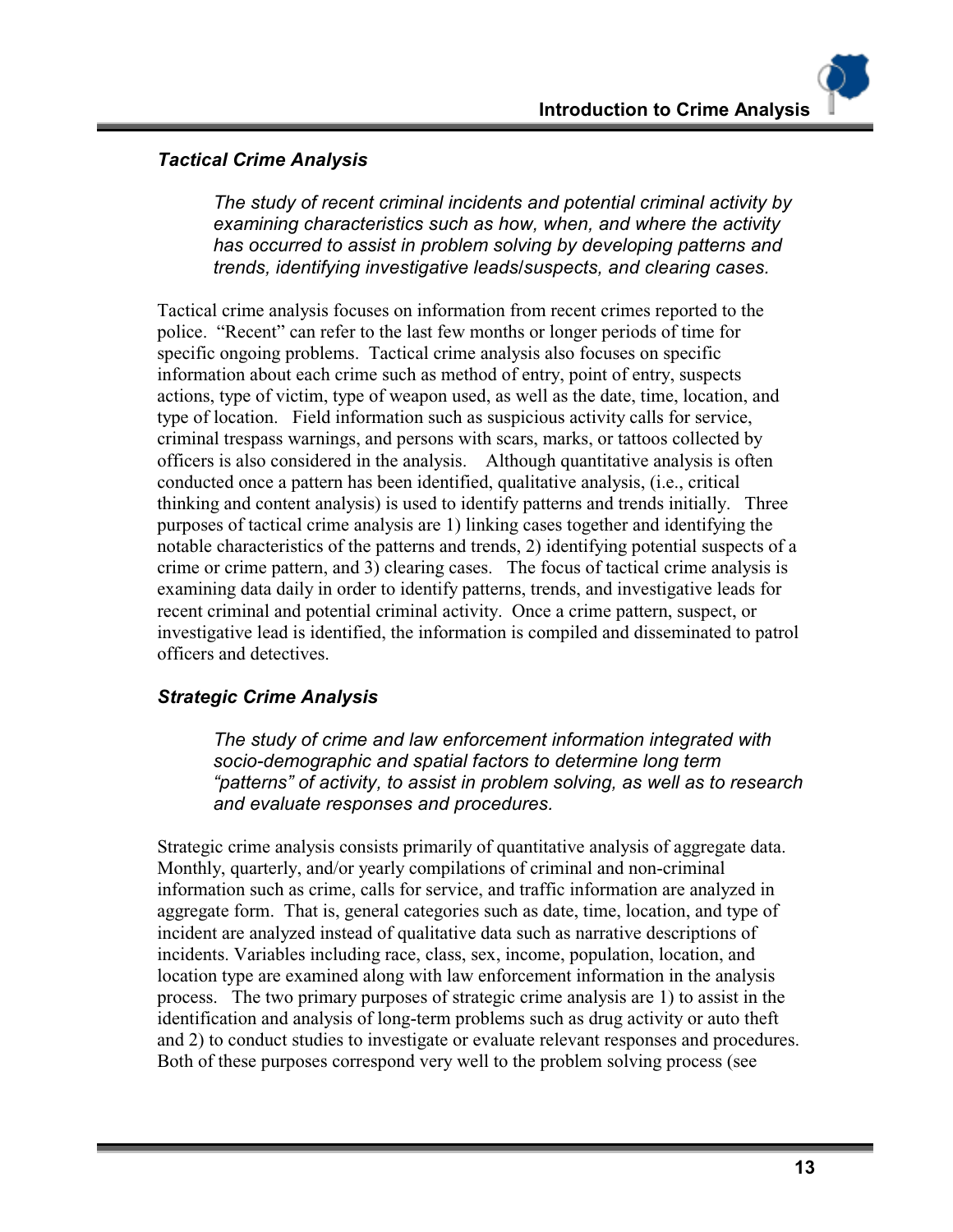### *Tactical Crime Analysis*

> *The study of recent criminal incidents and potential criminal activity by examining characteristics such as how, when, and where the activity has occurred to assist in problem solving by developing patterns and trends, identifying investigative leads/suspects, and clearing cases.*

Tactical crime analysis focuses on information from recent crimes reported to the police. "Recent" can refer to the last few months or longer periods of time for specific ongoing problems. Tactical crime analysis also focuses on specific information about each crime such as method of entry, point of entry, suspects actions, type of victim, type of weapon used, as well as the date, time, location, and type of location. Field information such as suspicious activity calls for service, criminal trespass warnings, and persons with scars, marks, or tattoos collected by officers is also considered in the analysis. Although quantitative analysis is often conducted once a pattern has been identified, qualitative analysis, (i.e., critical thinking and content analysis) is used to identify patterns and trends initially. Three purposes of tactical crime analysis are 1) linking cases together and identifying the notable characteristics of the patterns and trends, 2) identifying potential suspects of a crime or crime pattern, and 3) clearing cases. The focus of tactical crime analysis is examining data daily in order to identify patterns, trends, and investigative leads for recent criminal and potential criminal activity. Once a crime pattern, suspect, or investigative lead is identified, the information is compiled and disseminated to patrol officers and detectives.

### *Strategic Crime Analysis*

> *The study of crime and law enforcement information integrated with socio-demographic and spatial factors to determine long term "patterns" of activity, to assist in problem solving, as well as to research and evaluate responses and procedures.*

Strategic crime analysis consists primarily of quantitative analysis of aggregate data. Monthly, quarterly, and/or yearly compilations of criminal and non-criminal information such as crime, calls for service, and traffic information are analyzed in aggregate form. That is, general categories such as date, time, location, and type of incident are analyzed instead of qualitative data such as narrative descriptions of incidents. Variables including race, class, sex, income, population, location, and location type are examined along with law enforcement information in the analysis process. The two primary purposes of strategic crime analysis are 1) to assist in the identification and analysis of long-term problems such as drug activity or auto theft and 2) to conduct studies to investigate or evaluate relevant responses and procedures. Both of these purposes correspond very well to the problem solving process (see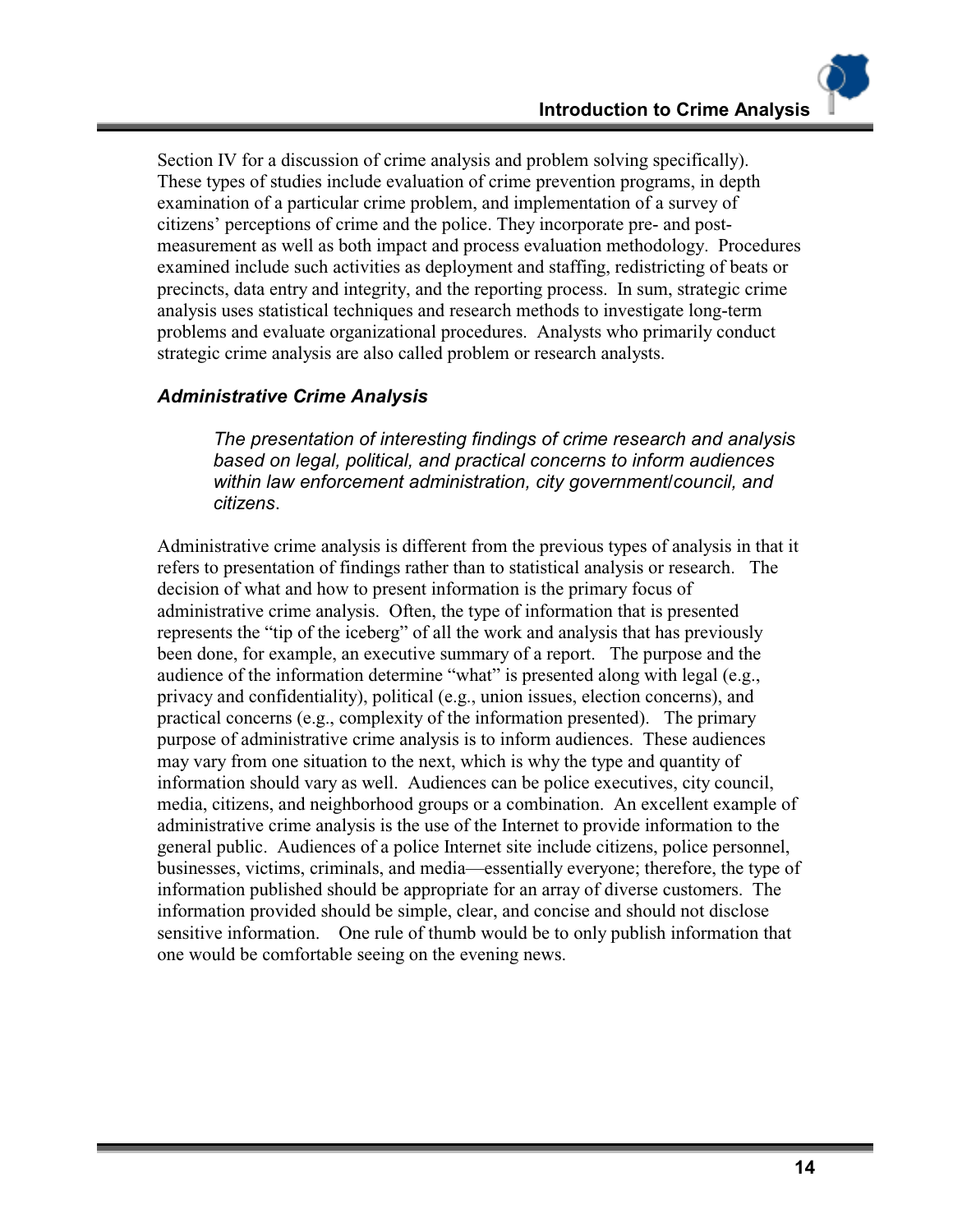Section IV for a discussion of crime analysis and problem solving specifically). These types of studies include evaluation of crime prevention programs, in depth examination of a particular crime problem, and implementation of a survey of citizens' perceptions of crime and the police. They incorporate pre- and post-measurement as well as both impact and process evaluation methodology. Procedures examined include such activities as deployment and staffing, redistricting of beats or precincts, data entry and integrity, and the reporting process. In sum, strategic crime analysis uses statistical techniques and research methods to investigate long-term problems and evaluate organizational procedures. Analysts who primarily conduct strategic crime analysis are also called problem or research analysts.

### *Administrative Crime Analysis*

> *The presentation of interesting findings of crime research and analysis based on legal, political, and practical concerns to inform audiences within law enforcement administration, city government/council, and citizens*.

Administrative crime analysis is different from the previous types of analysis in that it refers to presentation of findings rather than to statistical analysis or research. The decision of what and how to present information is the primary focus of administrative crime analysis. Often, the type of information that is presented represents the "tip of the iceberg" of all the work and analysis that has previously been done, for example, an executive summary of a report. The purpose and the audience of the information determine "what" is presented along with legal (e.g., privacy and confidentiality), political (e.g., union issues, election concerns), and practical concerns (e.g., complexity of the information presented). The primary purpose of administrative crime analysis is to inform audiences. These audiences may vary from one situation to the next, which is why the type and quantity of information should vary as well. Audiences can be police executives, city council, media, citizens, and neighborhood groups or a combination. An excellent example of administrative crime analysis is the use of the Internet to provide information to the general public. Audiences of a police Internet site include citizens, police personnel, businesses, victims, criminals, and media—essentially everyone; therefore, the type of information published should be appropriate for an array of diverse customers. The information provided should be simple, clear, and concise and should not disclose sensitive information. One rule of thumb would be to only publish information that one would be comfortable seeing on the evening news.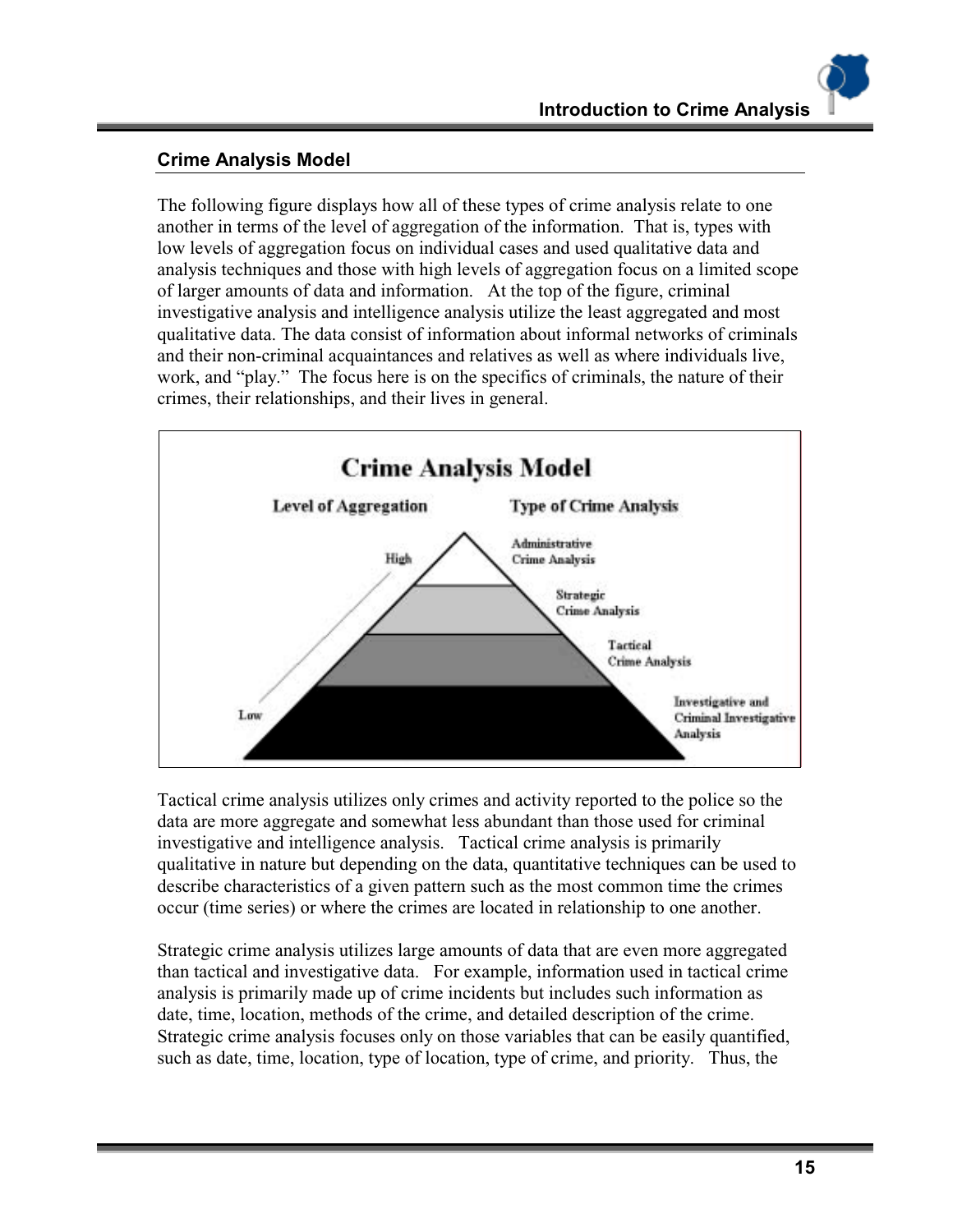## Crime Analysis Model

The following figure displays how all of these types of crime analysis relate to one another in terms of the level of aggregation of the information. That is, types with low levels of aggregation focus on individual cases and used qualitative data and analysis techniques and those with high levels of aggregation focus on a limited scope of larger amounts of data and information. At the top of the figure, criminal investigative analysis and intelligence analysis utilize the least aggregated and most qualitative data. The data consist of information about informal networks of criminals and their non-criminal acquaintances and relatives as well as where individuals live, work, and "play." The focus here is on the specifics of criminals, the nature of their crimes, their relationships, and their lives in general.

**Crime Analysis Model**

| Level of Aggregation | Type of Crime Analysis |
|---|---|
| High | Administrative Crime Analysis |
| | Strategic Crime Analysis |
| | Tactical Crime Analysis |
| Low | Investigative and Criminal Investigative Analysis |

Tactical crime analysis utilizes only crimes and activity reported to the police so the data are more aggregate and somewhat less abundant than those used for criminal investigative and intelligence analysis. Tactical crime analysis is primarily qualitative in nature but depending on the data, quantitative techniques can be used to describe characteristics of a given pattern such as the most common time the crimes occur (time series) or where the crimes are located in relationship to one another.

Strategic crime analysis utilizes large amounts of data that are even more aggregated than tactical and investigative data. For example, information used in tactical crime analysis is primarily made up of crime incidents but includes such information as date, time, location, methods of the crime, and detailed description of the crime. Strategic crime analysis focuses only on those variables that can be easily quantified, such as date, time, location, type of location, type of crime, and priority. Thus, the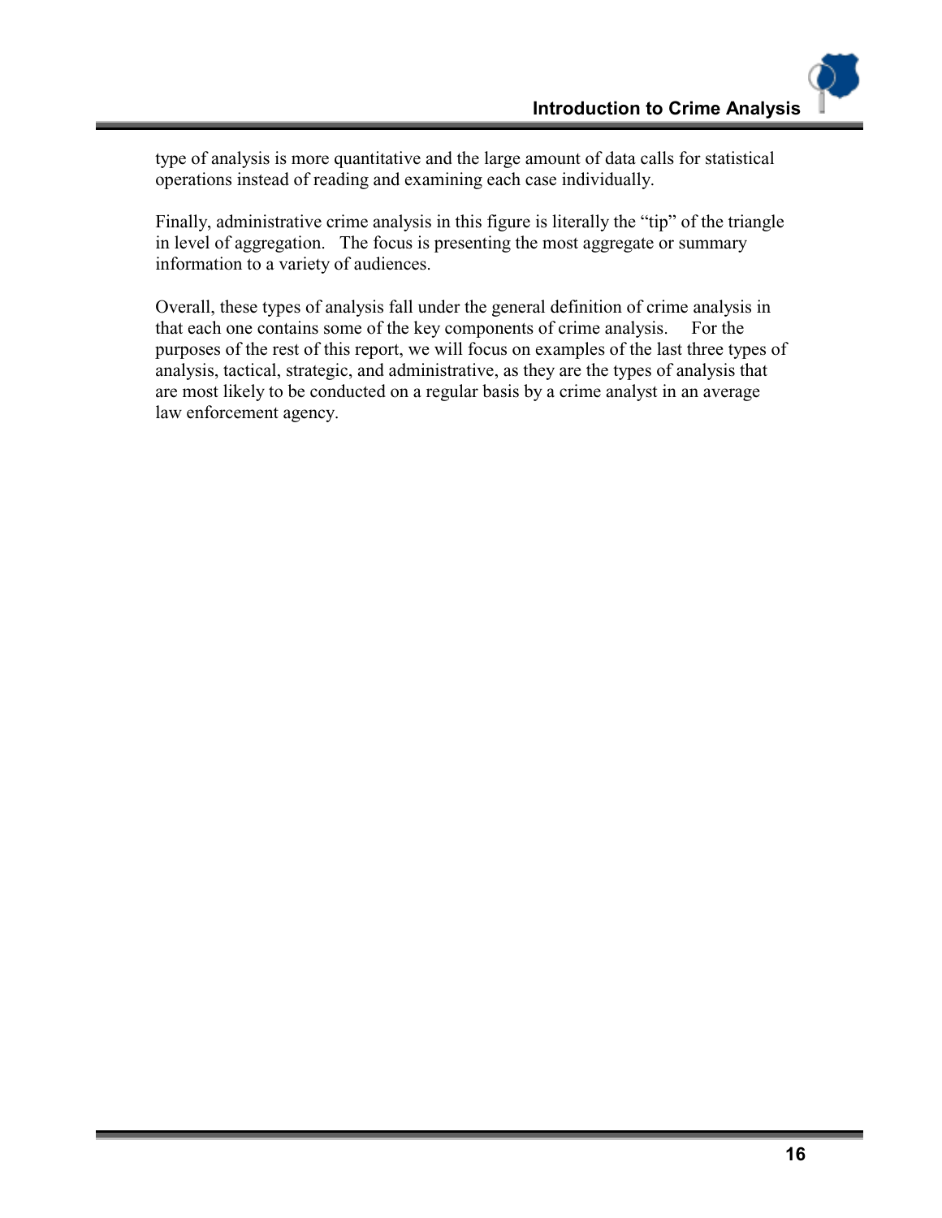type of analysis is more quantitative and the large amount of data calls for statistical operations instead of reading and examining each case individually.

Finally, administrative crime analysis in this figure is literally the "tip" of the triangle in level of aggregation. The focus is presenting the most aggregate or summary information to a variety of audiences.

Overall, these types of analysis fall under the general definition of crime analysis in that each one contains some of the key components of crime analysis. For the purposes of the rest of this report, we will focus on examples of the last three types of analysis, tactical, strategic, and administrative, as they are the types of analysis that are most likely to be conducted on a regular basis by a crime analyst in an average law enforcement agency.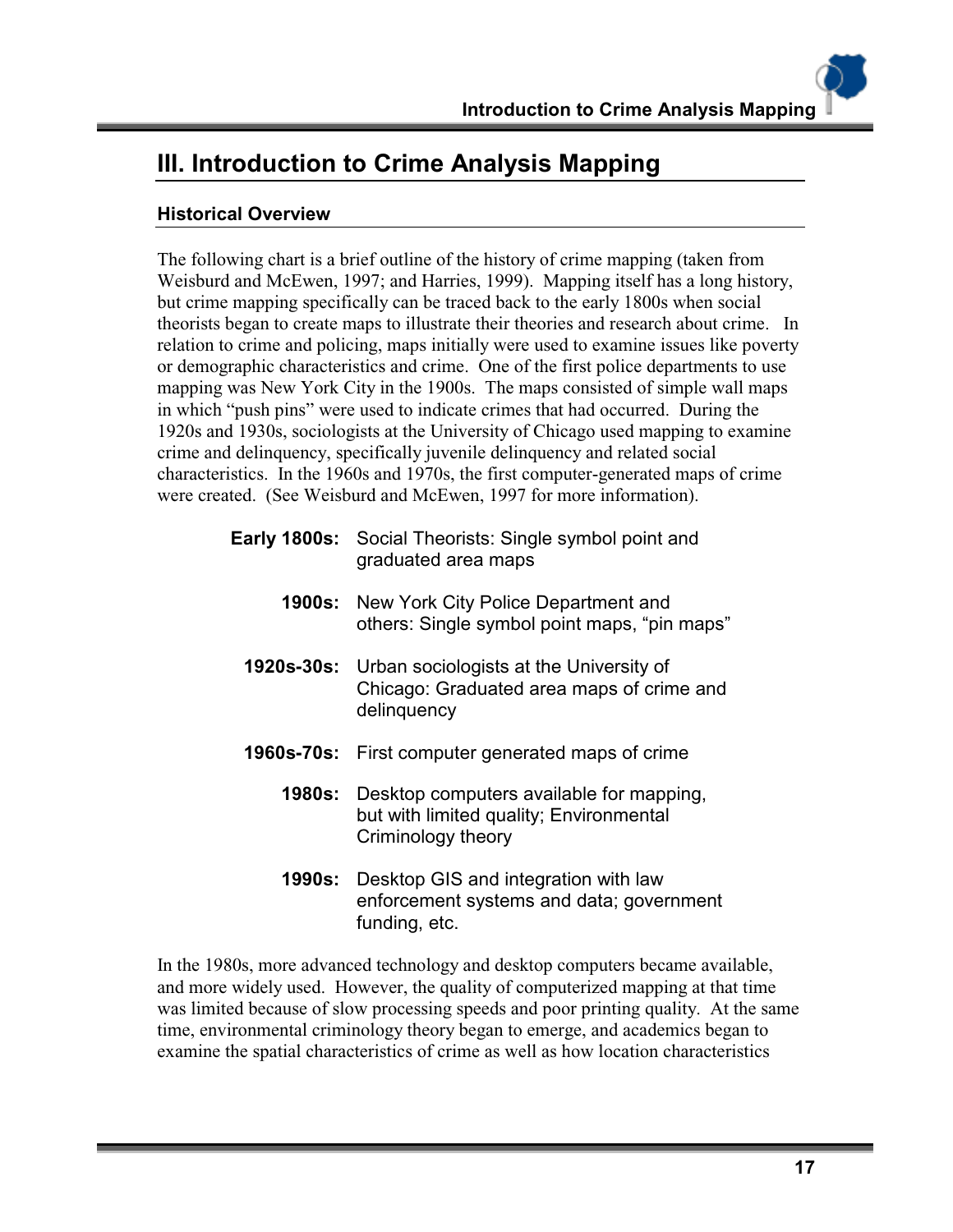## III. Introduction to Crime Analysis Mapping

### Historical Overview

The following chart is a brief outline of the history of crime mapping (taken from Weisburd and McEwen, 1997; and Harries, 1999). Mapping itself has a long history, but crime mapping specifically can be traced back to the early 1800s when social theorists began to create maps to illustrate their theories and research about crime. In relation to crime and policing, maps initially were used to examine issues like poverty or demographic characteristics and crime. One of the first police departments to use mapping was New York City in the 1900s. The maps consisted of simple wall maps in which "push pins" were used to indicate crimes that had occurred. During the 1920s and 1930s, sociologists at the University of Chicago used mapping to examine crime and delinquency, specifically juvenile delinquency and related social characteristics. In the 1960s and 1970s, the first computer-generated maps of crime were created. (See Weisburd and McEwen, 1997 for more information).

**Early 1800s:** Social Theorists: Single symbol point and graduated area maps

**1900s:** New York City Police Department and others: Single symbol point maps, "pin maps"

**1920s-30s:** Urban sociologists at the University of Chicago: Graduated area maps of crime and delinquency

**1960s-70s:** First computer generated maps of crime

**1980s:** Desktop computers available for mapping, but with limited quality; Environmental Criminology theory

**1990s:** Desktop GIS and integration with law enforcement systems and data; government funding, etc.

In the 1980s, more advanced technology and desktop computers became available, and more widely used. However, the quality of computerized mapping at that time was limited because of slow processing speeds and poor printing quality. At the same time, environmental criminology theory began to emerge, and academics began to examine the spatial characteristics of crime as well as how location characteristics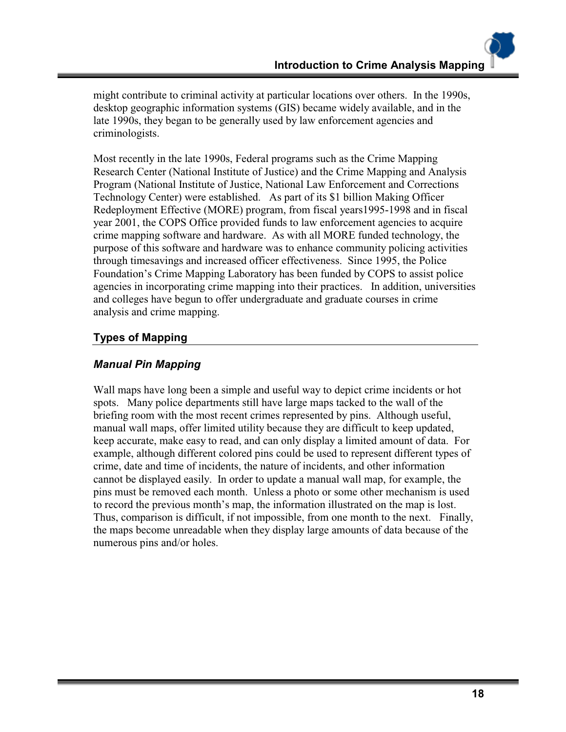might contribute to criminal activity at particular locations over others. In the 1990s, desktop geographic information systems (GIS) became widely available, and in the late 1990s, they began to be generally used by law enforcement agencies and criminologists.

Most recently in the late 1990s, Federal programs such as the Crime Mapping Research Center (National Institute of Justice) and the Crime Mapping and Analysis Program (National Institute of Justice, National Law Enforcement and Corrections Technology Center) were established. As part of its $1 billion Making Officer Redeployment Effective (MORE) program, from fiscal years1995-1998 and in fiscal year 2001, the COPS Office provided funds to law enforcement agencies to acquire crime mapping software and hardware. As with all MORE funded technology, the purpose of this software and hardware was to enhance community policing activities through timesavings and increased officer effectiveness. Since 1995, the Police Foundation's Crime Mapping Laboratory has been funded by COPS to assist police agencies in incorporating crime mapping into their practices. In addition, universities and colleges have begun to offer undergraduate and graduate courses in crime analysis and crime mapping.

## Types of Mapping

### *Manual Pin Mapping*

Wall maps have long been a simple and useful way to depict crime incidents or hot spots. Many police departments still have large maps tacked to the wall of the briefing room with the most recent crimes represented by pins. Although useful, manual wall maps, offer limited utility because they are difficult to keep updated, keep accurate, make easy to read, and can only display a limited amount of data. For example, although different colored pins could be used to represent different types of crime, date and time of incidents, the nature of incidents, and other information cannot be displayed easily. In order to update a manual wall map, for example, the pins must be removed each month. Unless a photo or some other mechanism is used to record the previous month's map, the information illustrated on the map is lost. Thus, comparison is difficult, if not impossible, from one month to the next. Finally, the maps become unreadable when they display large amounts of data because of the numerous pins and/or holes.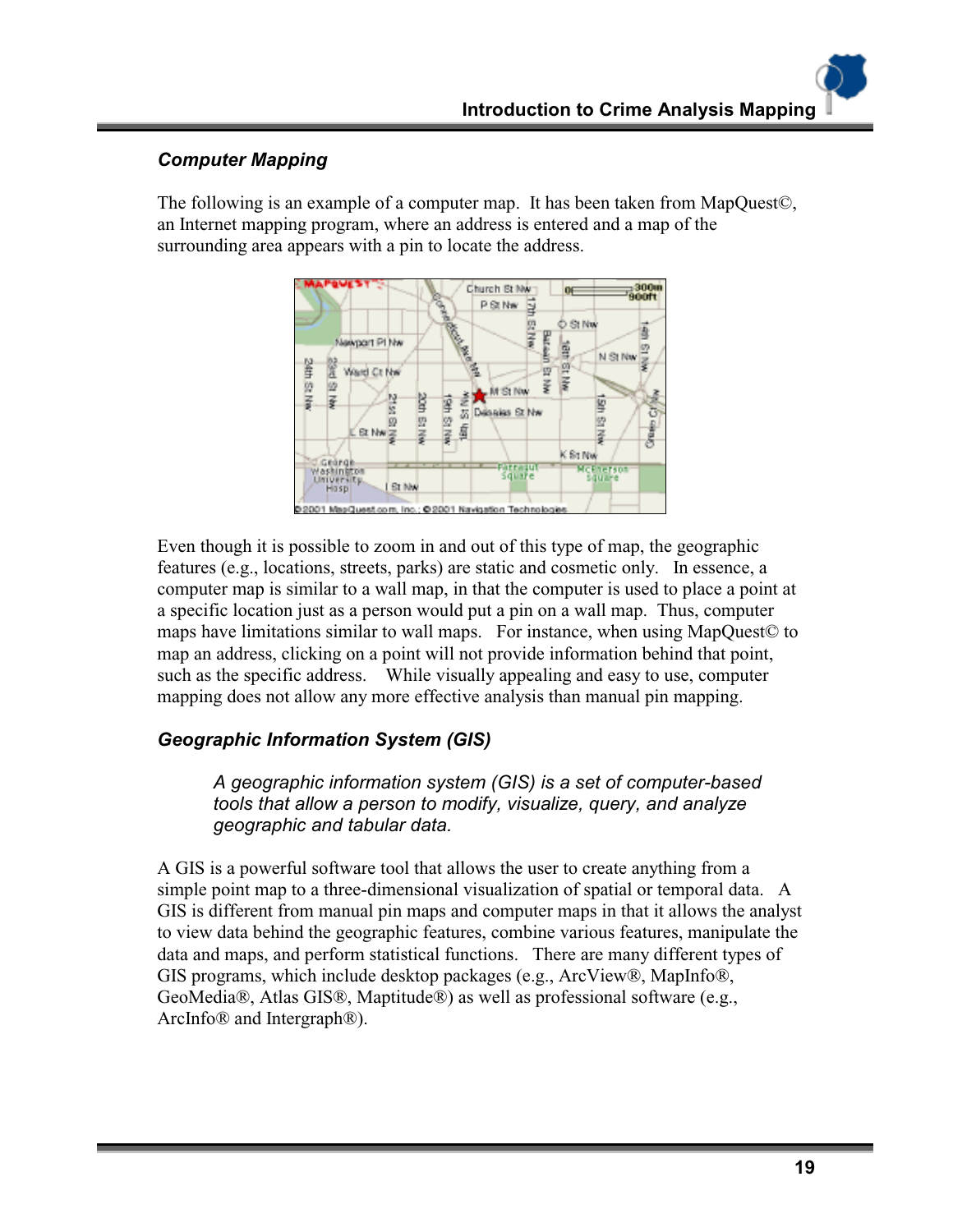## Computer Mapping

The following is an example of a computer map. It has been taken from MapQuest©, an Internet mapping program, where an address is entered and a map of the surrounding area appears with a pin to locate the address.

Even though it is possible to zoom in and out of this type of map, the geographic features (e.g., locations, streets, parks) are static and cosmetic only. In essence, a computer map is similar to a wall map, in that the computer is used to place a point at a specific location just as a person would put a pin on a wall map. Thus, computer maps have limitations similar to wall maps. For instance, when using MapQuest© to map an address, clicking on a point will not provide information behind that point, such as the specific address. While visually appealing and easy to use, computer mapping does not allow any more effective analysis than manual pin mapping.

## Geographic Information System (GIS)

> *A geographic information system (GIS) is a set of computer-based tools that allow a person to modify, visualize, query, and analyze geographic and tabular data.*

A GIS is a powerful software tool that allows the user to create anything from a simple point map to a three-dimensional visualization of spatial or temporal data. A GIS is different from manual pin maps and computer maps in that it allows the analyst to view data behind the geographic features, combine various features, manipulate the data and maps, and perform statistical functions. There are many different types of GIS programs, which include desktop packages (e.g., ArcView®, MapInfo®, GeoMedia®, Atlas GIS®, Maptitude®) as well as professional software (e.g., ArcInfo® and Intergraph®).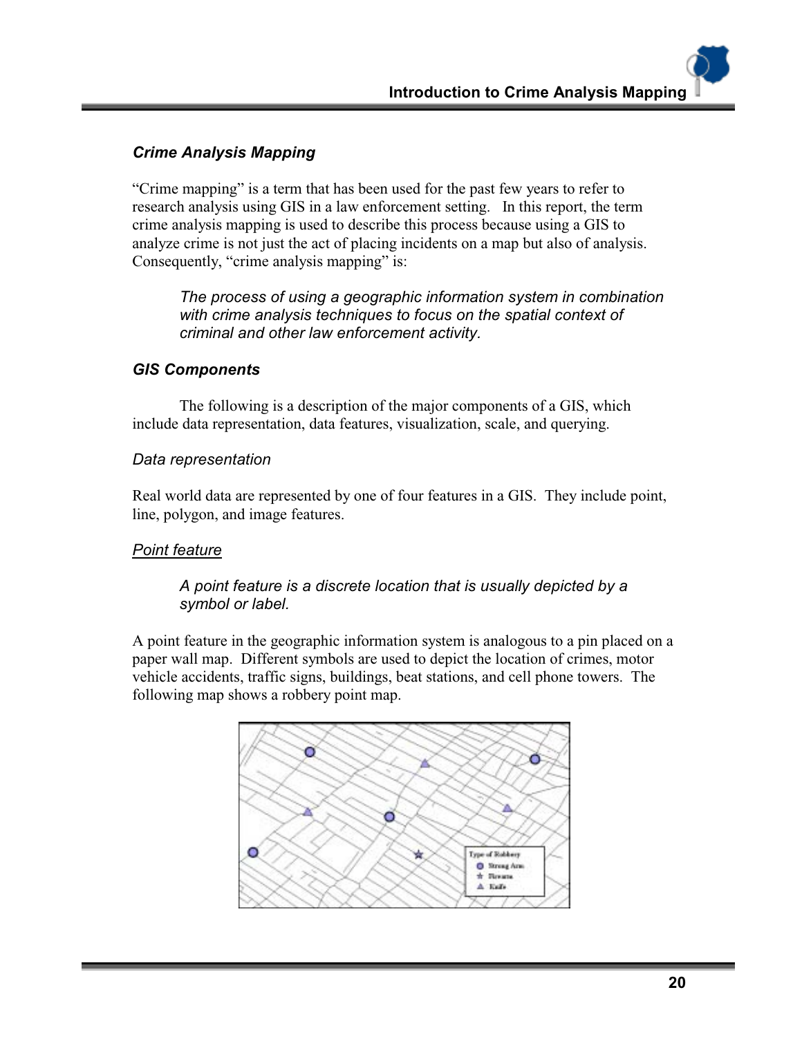### *Crime Analysis Mapping*

"Crime mapping" is a term that has been used for the past few years to refer to research analysis using GIS in a law enforcement setting. In this report, the term crime analysis mapping is used to describe this process because using a GIS to analyze crime is not just the act of placing incidents on a map but also of analysis. Consequently, "crime analysis mapping" is:

> *The process of using a geographic information system in combination with crime analysis techniques to focus on the spatial context of criminal and other law enforcement activity.*

### *GIS Components*

The following is a description of the major components of a GIS, which include data representation, data features, visualization, scale, and querying.

#### *Data representation*

Real world data are represented by one of four features in a GIS. They include point, line, polygon, and image features.

##### *Point feature*

> *A point feature is a discrete location that is usually depicted by a symbol or label.*

A point feature in the geographic information system is analogous to a pin placed on a paper wall map. Different symbols are used to depict the location of crimes, motor vehicle accidents, traffic signs, buildings, beat stations, and cell phone towers. The following map shows a robbery point map.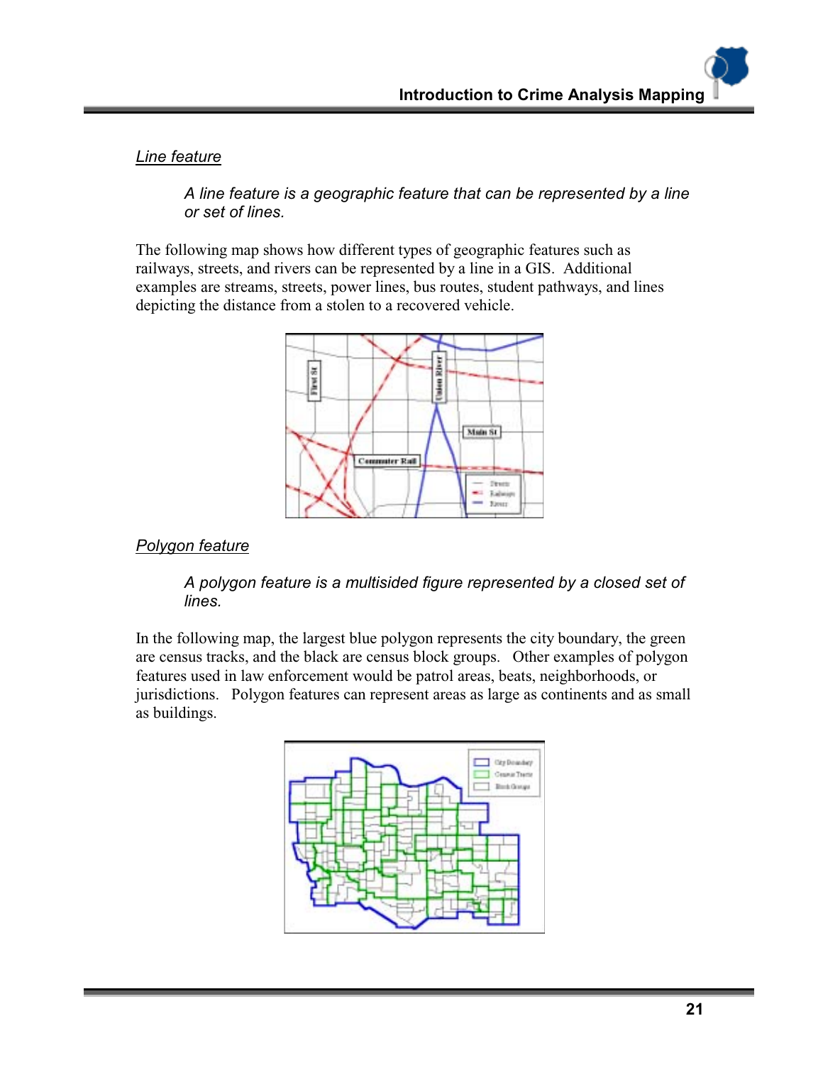*Line feature*

> *A line feature is a geographic feature that can be represented by a line or set of lines.*

The following map shows how different types of geographic features such as railways, streets, and rivers can be represented by a line in a GIS. Additional examples are streams, streets, power lines, bus routes, student pathways, and lines depicting the distance from a stolen to a recovered vehicle.

*Polygon feature*

> *A polygon feature is a multisided figure represented by a closed set of lines.*

In the following map, the largest blue polygon represents the city boundary, the green are census tracks, and the black are census block groups. Other examples of polygon features used in law enforcement would be patrol areas, beats, neighborhoods, or jurisdictions. Polygon features can represent areas as large as continents and as small as buildings.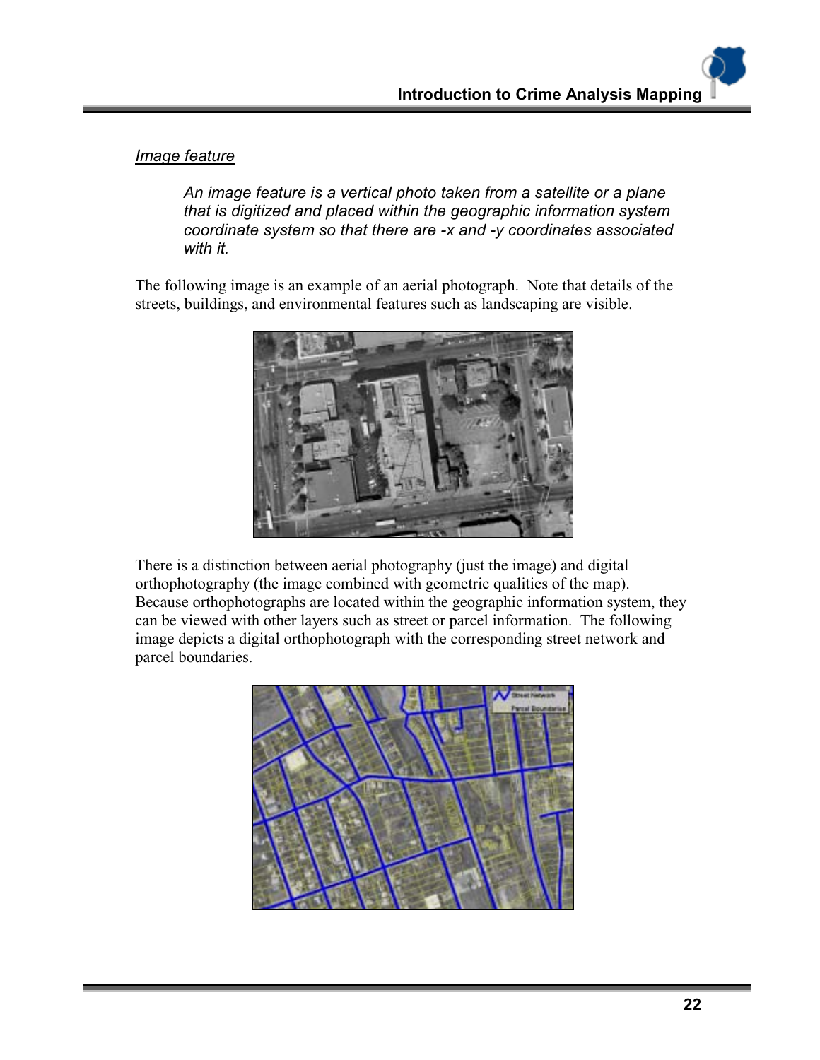*Image feature*

> *An image feature is a vertical photo taken from a satellite or a plane that is digitized and placed within the geographic information system coordinate system so that there are -x and -y coordinates associated with it.*

The following image is an example of an aerial photograph. Note that details of the streets, buildings, and environmental features such as landscaping are visible.

There is a distinction between aerial photography (just the image) and digital orthophotography (the image combined with geometric qualities of the map). Because orthophotographs are located within the geographic information system, they can be viewed with other layers such as street or parcel information. The following image depicts a digital orthophotograph with the corresponding street network and parcel boundaries.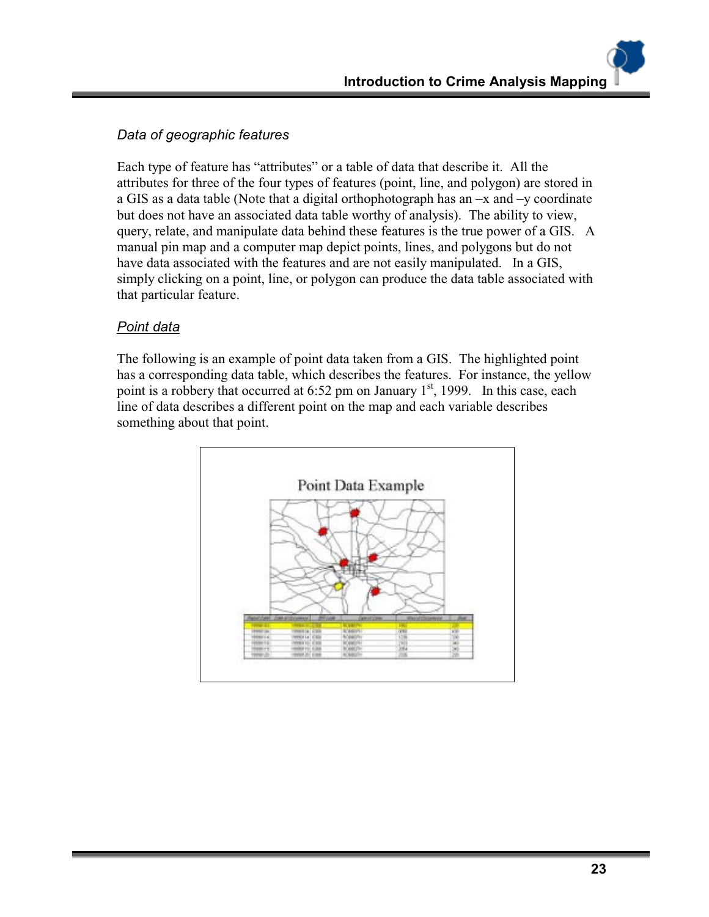*Data of geographic features*

Each type of feature has “attributes” or a table of data that describe it. All the attributes for three of the four types of features (point, line, and polygon) are stored in a GIS as a data table (Note that a digital orthophotograph has an –x and –y coordinate but does not have an associated data table worthy of analysis). The ability to view, query, relate, and manipulate data behind these features is the true power of a GIS. A manual pin map and a computer map depict points, lines, and polygons but do not have data associated with the features and are not easily manipulated. In a GIS, simply clicking on a point, line, or polygon can produce the data table associated with that particular feature.

*Point data*

The following is an example of point data taken from a GIS. The highlighted point has a corresponding data table, which describes the features. For instance, the yellow point is a robbery that occurred at 6:52 pm on January 1st, 1999. In this case, each line of data describes a different point on the map and each variable describes something about that point.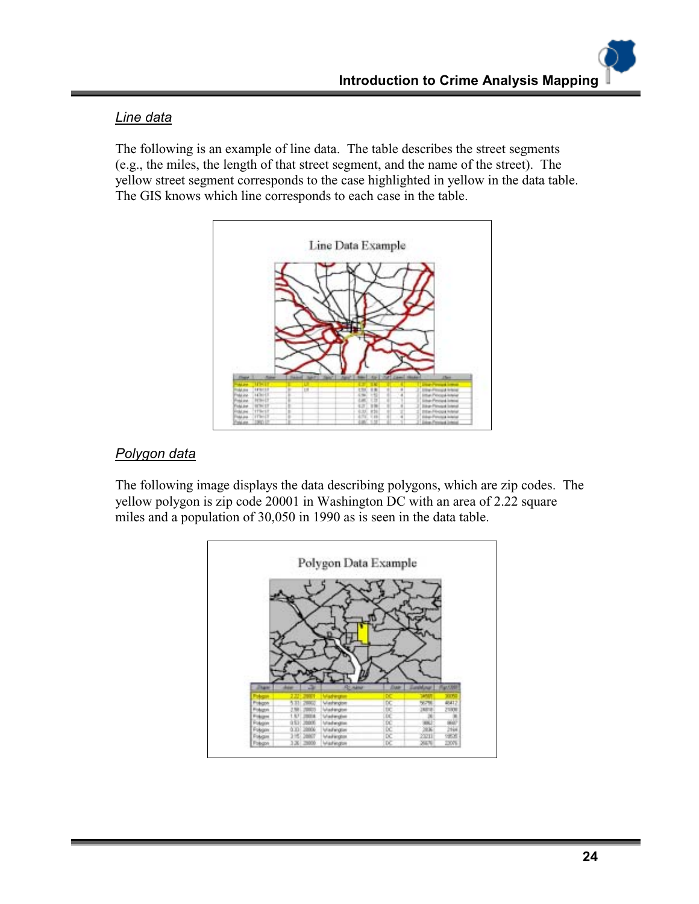### *Line data*

The following is an example of line data. The table describes the street segments (e.g., the miles, the length of that street segment, and the name of the street). The yellow street segment corresponds to the case highlighted in yellow in the data table. The GIS knows which line corresponds to each case in the table.

### *Polygon data*

The following image displays the data describing polygons, which are zip codes. The yellow polygon is zip code 20001 in Washington DC with an area of 2.22 square miles and a population of 30,050 in 1990 as is seen in the data table.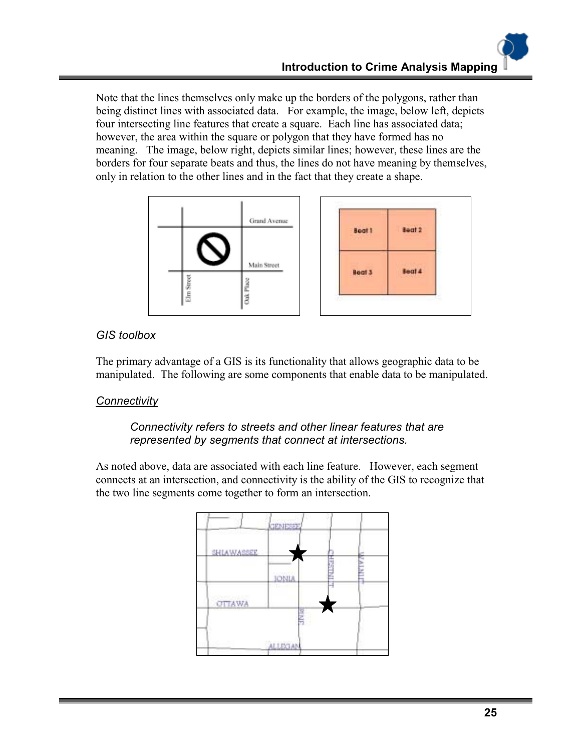Note that the lines themselves only make up the borders of the polygons, rather than being distinct lines with associated data. For example, the image, below left, depicts four intersecting line features that create a square. Each line has associated data; however, the area within the square or polygon that they have formed has no meaning. The image, below right, depicts similar lines; however, these lines are the borders for four separate beats and thus, the lines do not have meaning by themselves, only in relation to the other lines and in the fact that they create a shape.

*GIS toolbox*

The primary advantage of a GIS is its functionality that allows geographic data to be manipulated. The following are some components that enable data to be manipulated.

*Connectivity*

> *Connectivity refers to streets and other linear features that are represented by segments that connect at intersections.*

As noted above, data are associated with each line feature. However, each segment connects at an intersection, and connectivity is the ability of the GIS to recognize that the two line segments come together to form an intersection.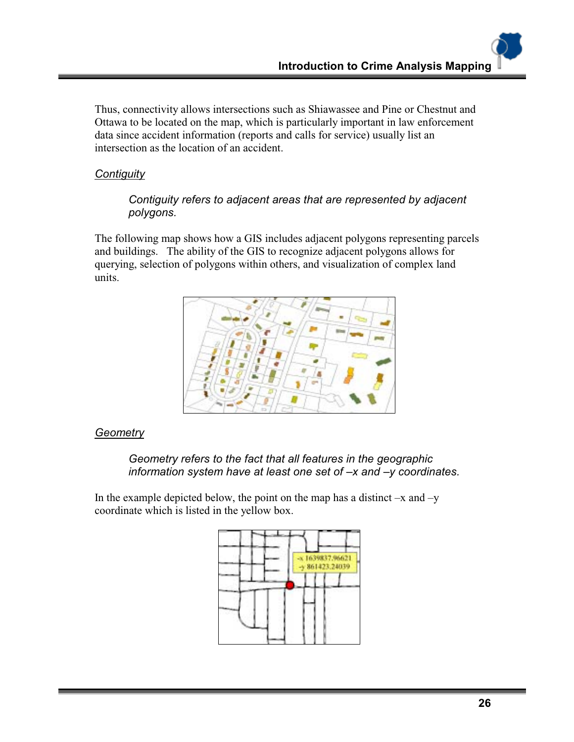Thus, connectivity allows intersections such as Shiawassee and Pine or Chestnut and Ottawa to be located on the map, which is particularly important in law enforcement data since accident information (reports and calls for service) usually list an intersection as the location of an accident.

### *Contiguity*

> *Contiguity refers to adjacent areas that are represented by adjacent polygons.*

The following map shows how a GIS includes adjacent polygons representing parcels and buildings. The ability of the GIS to recognize adjacent polygons allows for querying, selection of polygons within others, and visualization of complex land units.

### *Geometry*

> *Geometry refers to the fact that all features in the geographic information system have at least one set of –x and –y coordinates.*

In the example depicted below, the point on the map has a distinct –x and –y coordinate which is listed in the yellow box.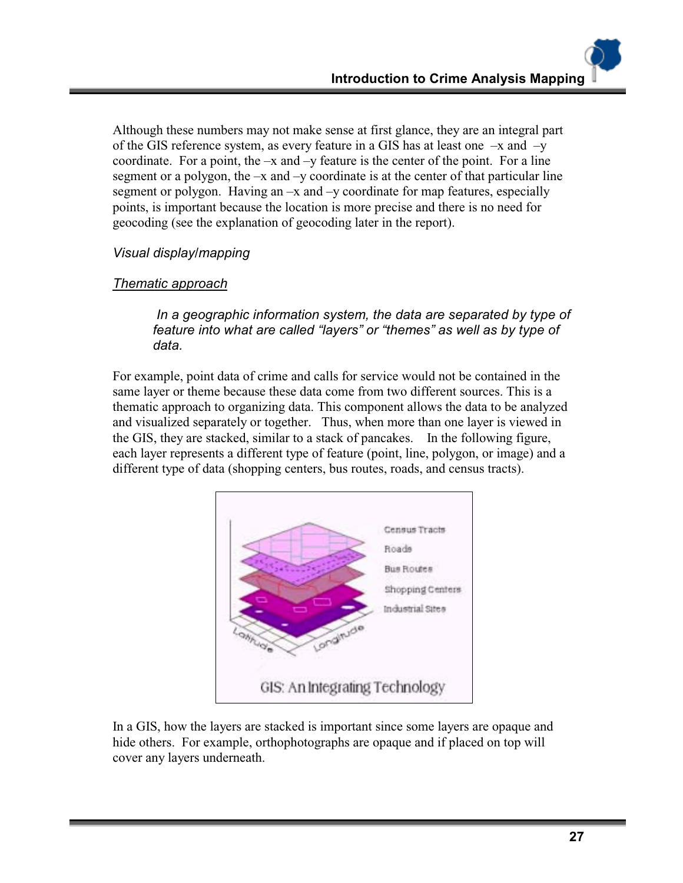Although these numbers may not make sense at first glance, they are an integral part of the GIS reference system, as every feature in a GIS has at least one –x and –y coordinate. For a point, the –x and –y feature is the center of the point. For a line segment or a polygon, the –x and –y coordinate is at the center of that particular line segment or polygon. Having an –x and –y coordinate for map features, especially points, is important because the location is more precise and there is no need for geocoding (see the explanation of geocoding later in the report).

*Visual display/mapping*

*Thematic approach*

> *In a geographic information system, the data are separated by type of feature into what are called "layers" or "themes" as well as by type of data.*

For example, point data of crime and calls for service would not be contained in the same layer or theme because these data come from two different sources. This is a thematic approach to organizing data. This component allows the data to be analyzed and visualized separately or together. Thus, when more than one layer is viewed in the GIS, they are stacked, similar to a stack of pancakes. In the following figure, each layer represents a different type of feature (point, line, polygon, or image) and a different type of data (shopping centers, bus routes, roads, and census tracts).

In a GIS, how the layers are stacked is important since some layers are opaque and hide others. For example, orthophotographs are opaque and if placed on top will cover any layers underneath.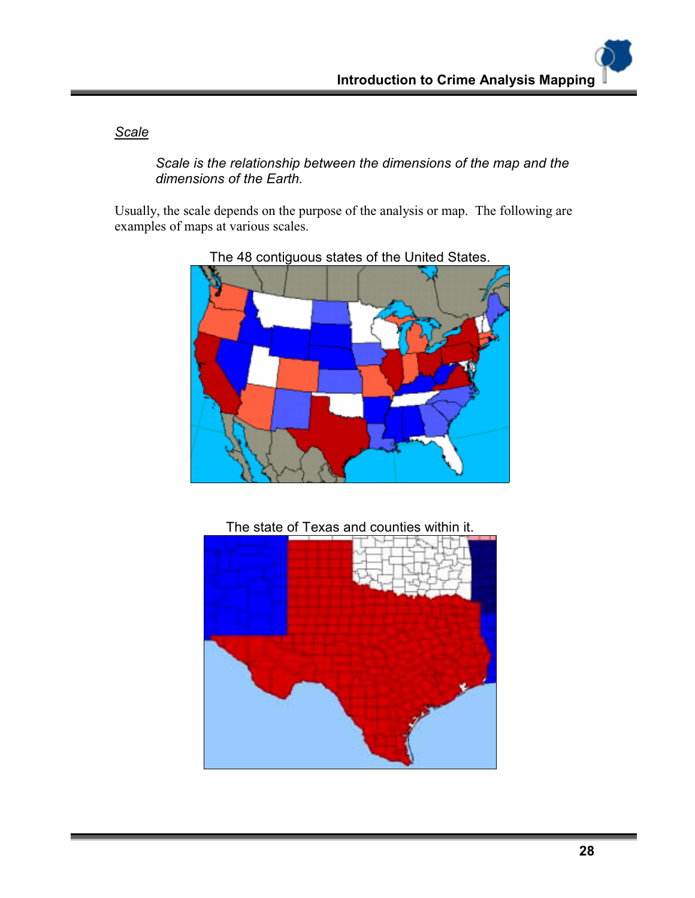*Scale*

> *Scale is the relationship between the dimensions of the map and the dimensions of the Earth.*

Usually, the scale depends on the purpose of the analysis or map. The following are examples of maps at various scales.

The 48 contiguous states of the United States.

The state of Texas and counties within it.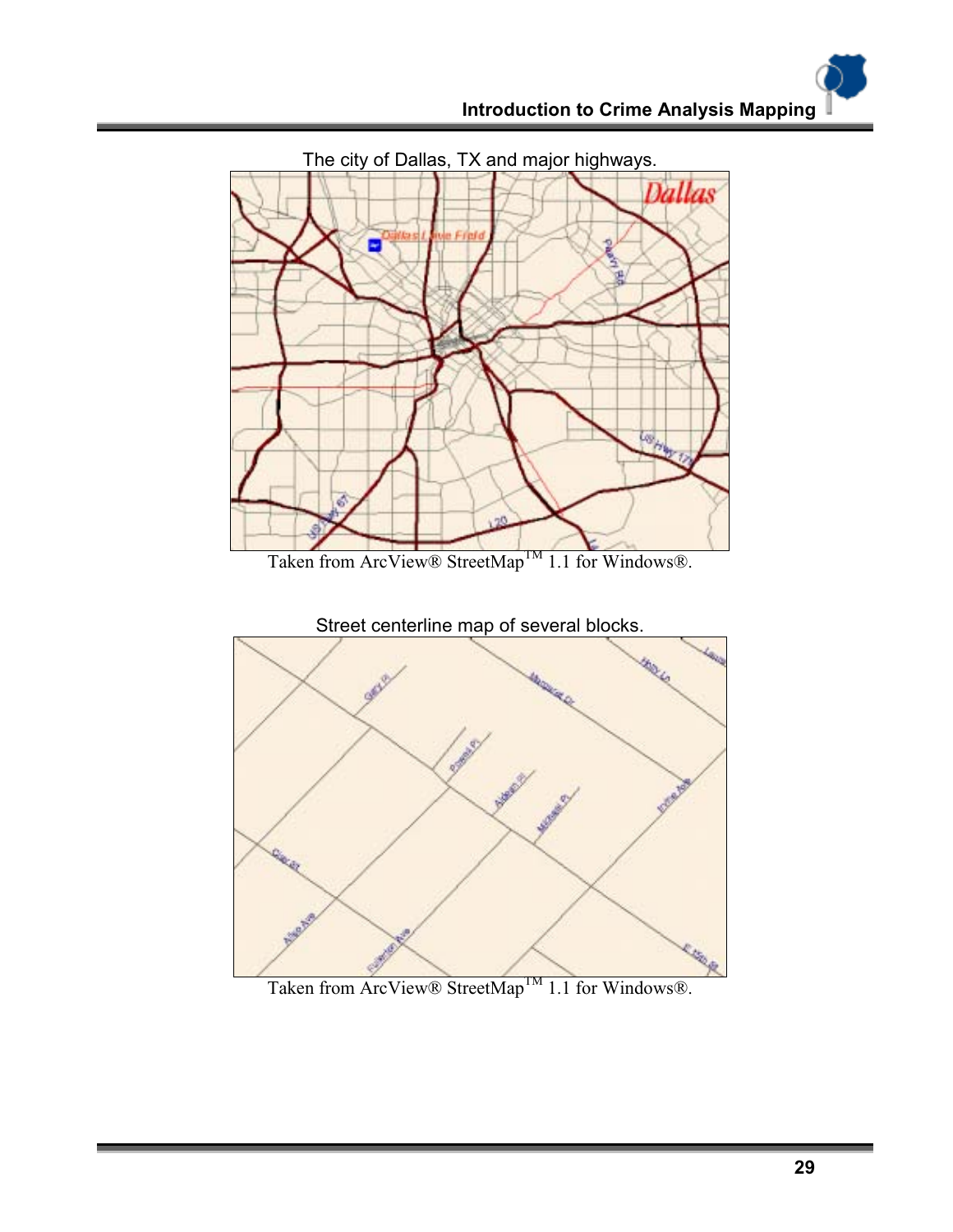The city of Dallas, TX and major highways.

Taken from ArcView® StreetMap™ 1.1 for Windows®.

Street centerline map of several blocks.

Taken from ArcView® StreetMap™ 1.1 for Windows®.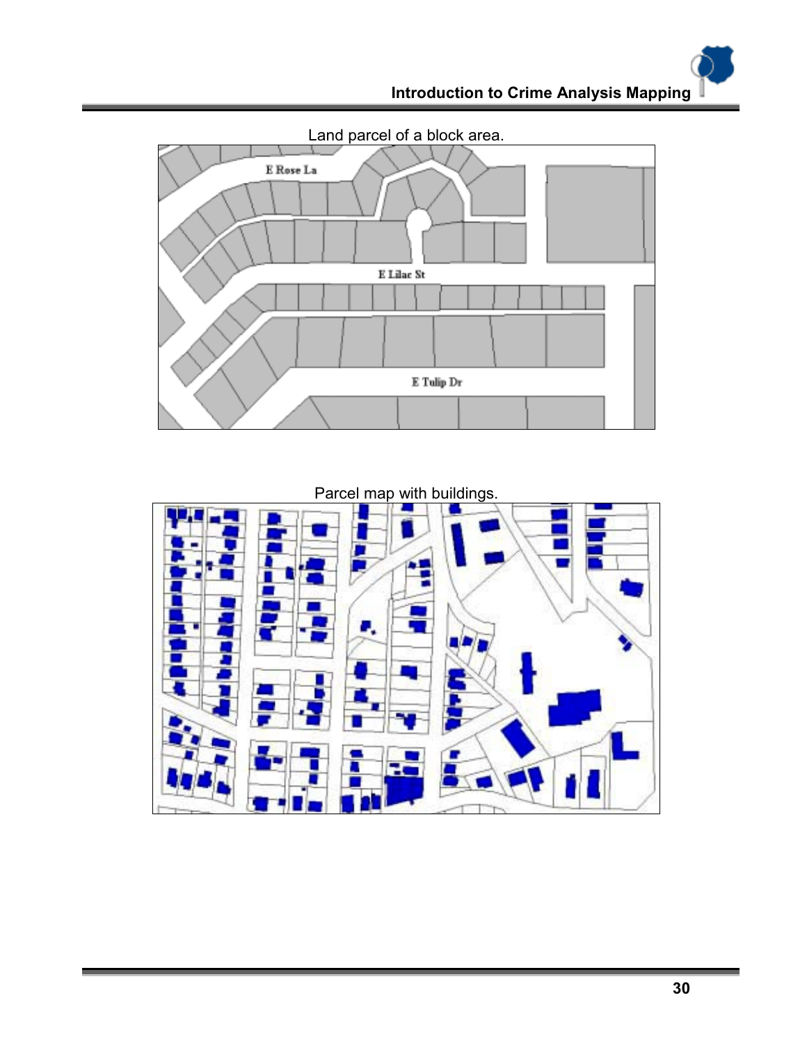Land parcel of a block area.

Parcel map with buildings.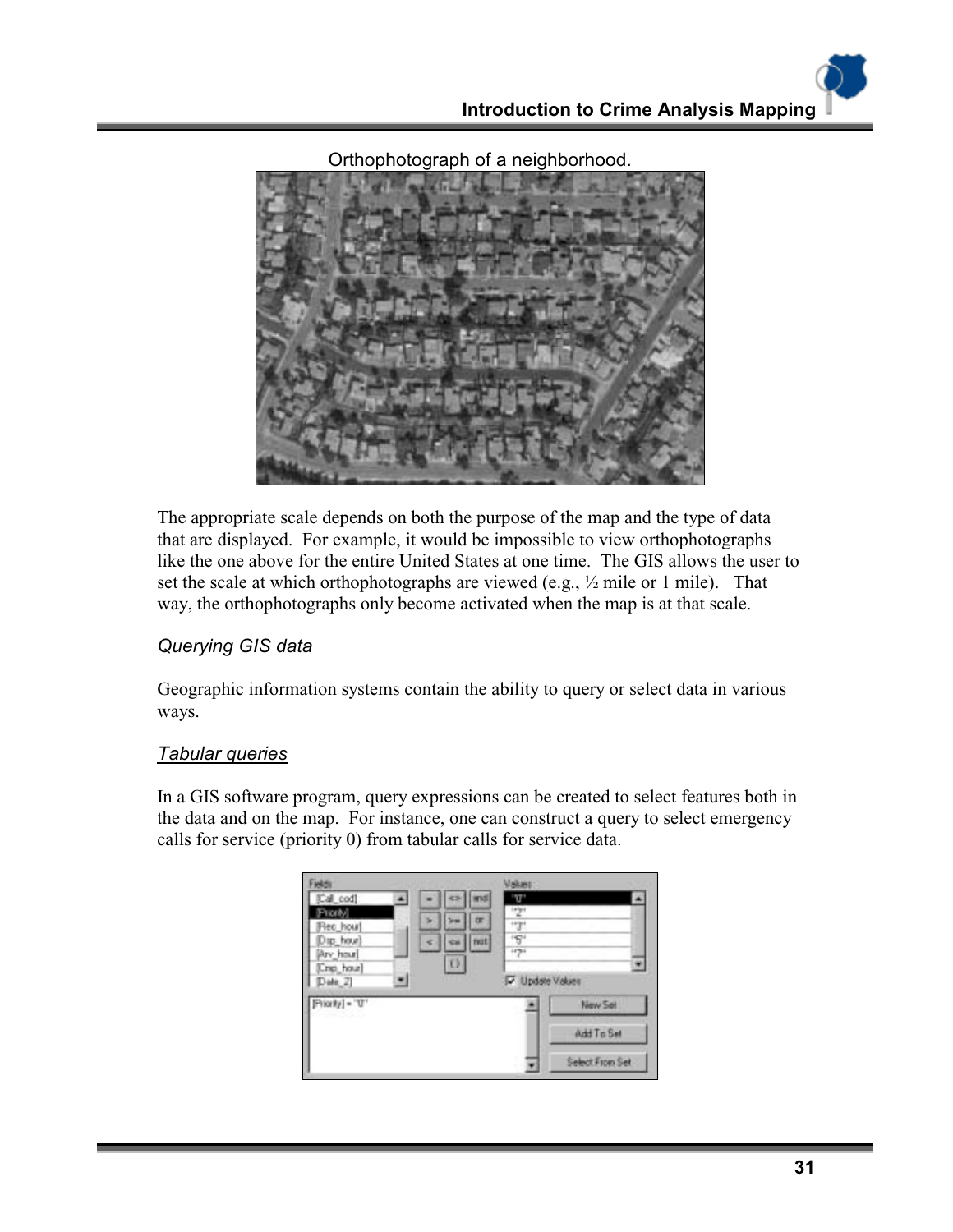Orthophotograph of a neighborhood.

The appropriate scale depends on both the purpose of the map and the type of data that are displayed. For example, it would be impossible to view orthophotographs like the one above for the entire United States at one time. The GIS allows the user to set the scale at which orthophotographs are viewed (e.g., ½ mile or 1 mile). That way, the orthophotographs only become activated when the map is at that scale.

### *Querying GIS data*

Geographic information systems contain the ability to query or select data in various ways.

#### *Tabular queries*

In a GIS software program, query expressions can be created to select features both in the data and on the map. For instance, one can construct a query to select emergency calls for service (priority 0) from tabular calls for service data.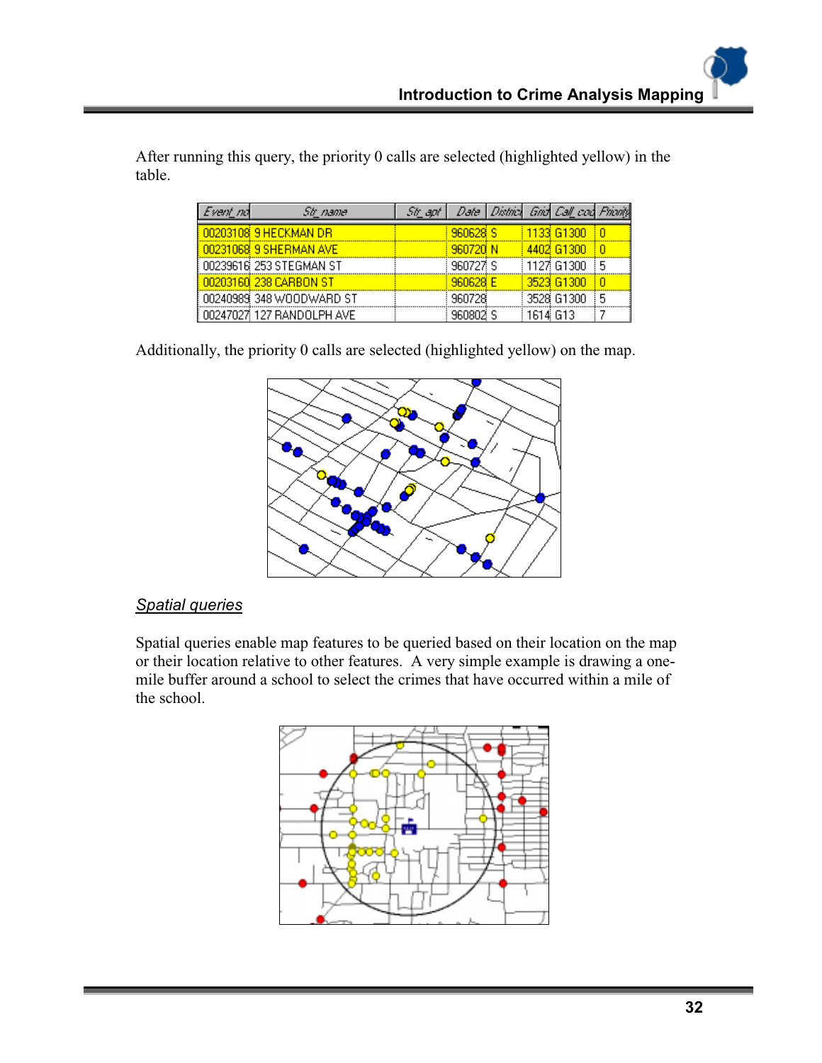After running this query, the priority 0 calls are selected (highlighted yellow) in the table.

| Event_no | Str_name | Str_apt | Date | District | Grid | Call_code | Priority |
|---|---|---|---|---|---|---|---|
| 00203108 | 9 HECKMAN DR | | 960628 | S | 1133 | G1300 | 0 |
| 00231068 | 9 SHERMAN AVE | | 960720 | N | 4402 | G1300 | 0 |
| 00239616 | 253 STEGMAN ST | | 960727 | S | 1127 | G1300 | 5 |
| 00203160 | 238 CARBON ST | | 960628 | E | 3523 | G1300 | 0 |
| 00240989 | 348 WOODWARD ST | | 960728 | | 3528 | G1300 | 5 |
| 00247027 | 127 RANDOLPH AVE | | 960802 | S | 1614 | G13 | 7 |

Additionally, the priority 0 calls are selected (highlighted yellow) on the map.

## *Spatial queries*

Spatial queries enable map features to be queried based on their location on the map or their location relative to other features. A very simple example is drawing a one-mile buffer around a school to select the crimes that have occurred within a mile of the school.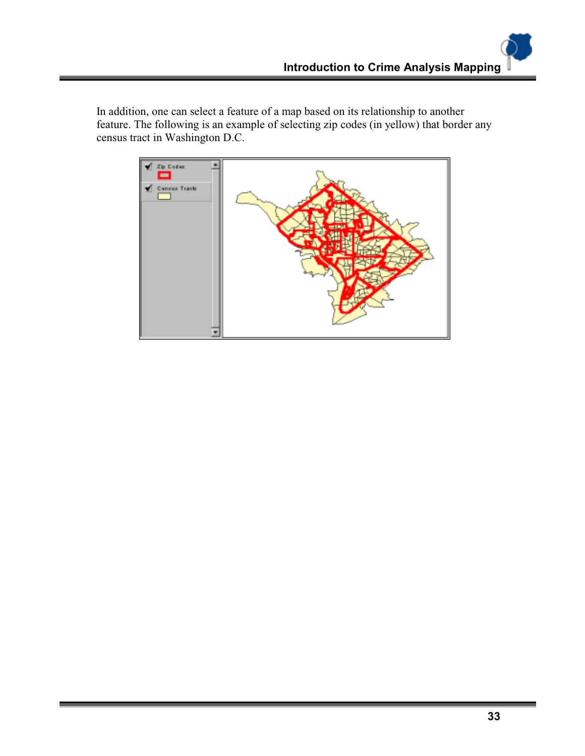In addition, one can select a feature of a map based on its relationship to another feature. The following is an example of selecting zip codes (in yellow) that border any census tract in Washington D.C.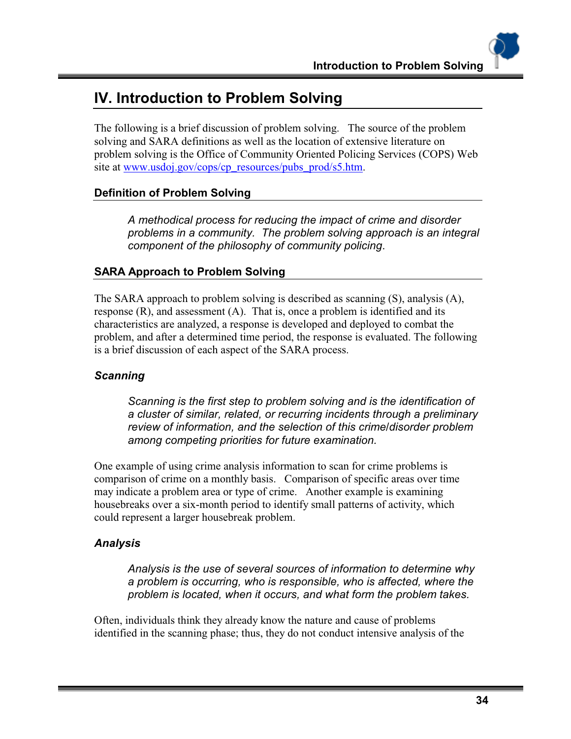# IV. Introduction to Problem Solving

The following is a brief discussion of problem solving. The source of the problem solving and SARA definitions as well as the location of extensive literature on problem solving is the Office of Community Oriented Policing Services (COPS) Web site at www.usdoj.gov/cops/cp_resources/pubs_prod/s5.htm.

## Definition of Problem Solving

> *A methodical process for reducing the impact of crime and disorder problems in a community. The problem solving approach is an integral component of the philosophy of community policing.*

## SARA Approach to Problem Solving

The SARA approach to problem solving is described as scanning (S), analysis (A), response (R), and assessment (A). That is, once a problem is identified and its characteristics are analyzed, a response is developed and deployed to combat the problem, and after a determined time period, the response is evaluated. The following is a brief discussion of each aspect of the SARA process.

### *Scanning*

> *Scanning is the first step to problem solving and is the identification of a cluster of similar, related, or recurring incidents through a preliminary review of information, and the selection of this crime/disorder problem among competing priorities for future examination.*

One example of using crime analysis information to scan for crime problems is comparison of crime on a monthly basis. Comparison of specific areas over time may indicate a problem area or type of crime. Another example is examining housebreaks over a six-month period to identify small patterns of activity, which could represent a larger housebreak problem.

### *Analysis*

> *Analysis is the use of several sources of information to determine why a problem is occurring, who is responsible, who is affected, where the problem is located, when it occurs, and what form the problem takes.*

Often, individuals think they already know the nature and cause of problems identified in the scanning phase; thus, they do not conduct intensive analysis of the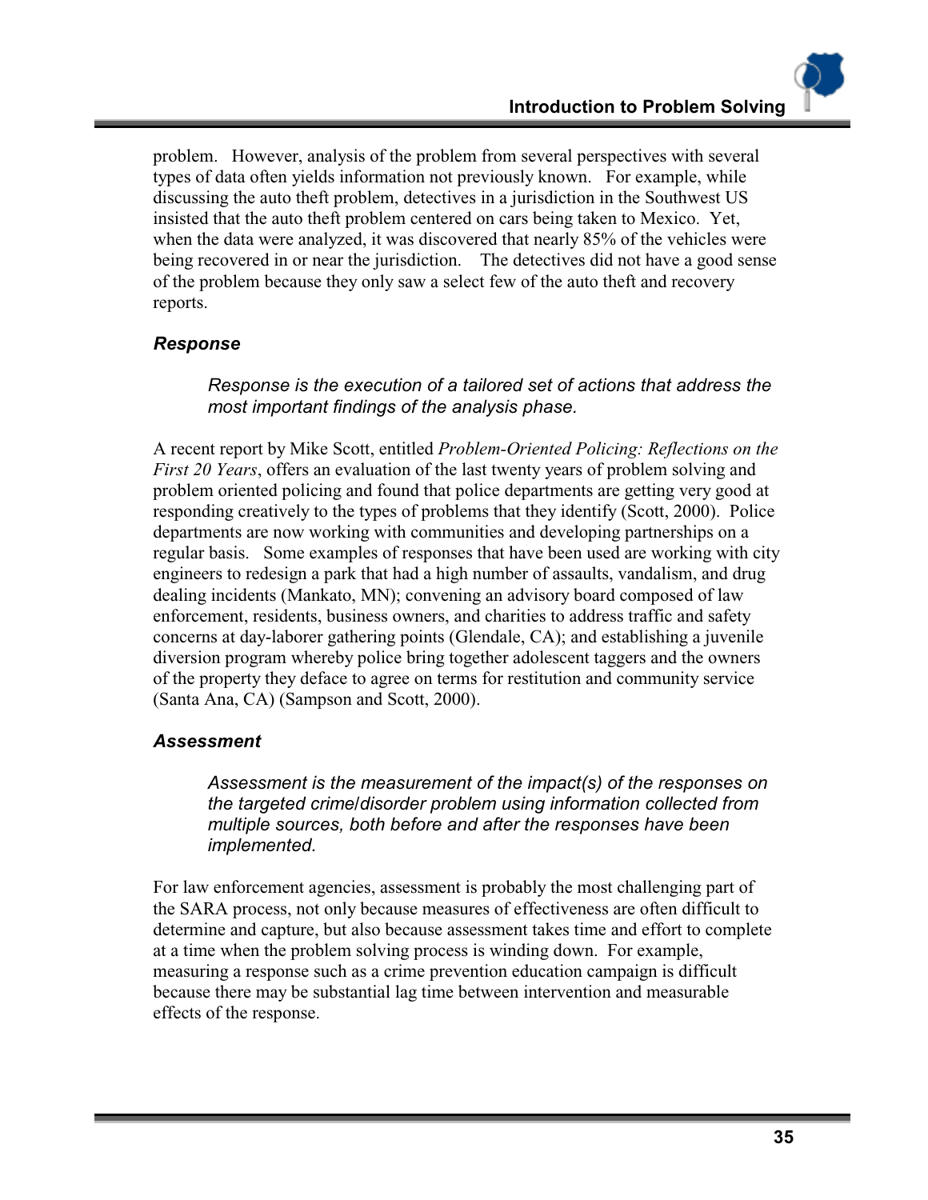problem. However, analysis of the problem from several perspectives with several types of data often yields information not previously known. For example, while discussing the auto theft problem, detectives in a jurisdiction in the Southwest US insisted that the auto theft problem centered on cars being taken to Mexico. Yet, when the data were analyzed, it was discovered that nearly 85% of the vehicles were being recovered in or near the jurisdiction. The detectives did not have a good sense of the problem because they only saw a select few of the auto theft and recovery reports.

### *Response*

> *Response is the execution of a tailored set of actions that address the most important findings of the analysis phase.*

A recent report by Mike Scott, entitled *Problem-Oriented Policing: Reflections on the First 20 Years*, offers an evaluation of the last twenty years of problem solving and problem oriented policing and found that police departments are getting very good at responding creatively to the types of problems that they identify (Scott, 2000). Police departments are now working with communities and developing partnerships on a regular basis. Some examples of responses that have been used are working with city engineers to redesign a park that had a high number of assaults, vandalism, and drug dealing incidents (Mankato, MN); convening an advisory board composed of law enforcement, residents, business owners, and charities to address traffic and safety concerns at day-laborer gathering points (Glendale, CA); and establishing a juvenile diversion program whereby police bring together adolescent taggers and the owners of the property they deface to agree on terms for restitution and community service (Santa Ana, CA) (Sampson and Scott, 2000).

### *Assessment*

> *Assessment is the measurement of the impact(s) of the responses on the targeted crime/disorder problem using information collected from multiple sources, both before and after the responses have been implemented.*

For law enforcement agencies, assessment is probably the most challenging part of the SARA process, not only because measures of effectiveness are often difficult to determine and capture, but also because assessment takes time and effort to complete at a time when the problem solving process is winding down. For example, measuring a response such as a crime prevention education campaign is difficult because there may be substantial lag time between intervention and measurable effects of the response.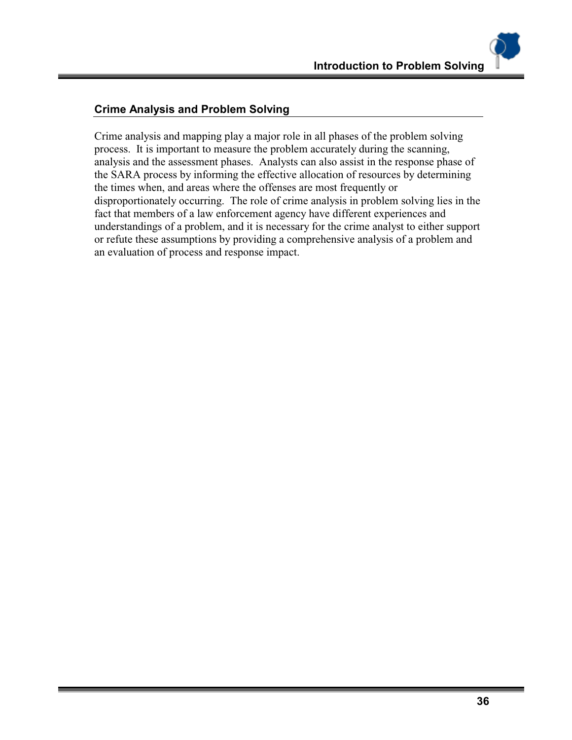## Crime Analysis and Problem Solving

Crime analysis and mapping play a major role in all phases of the problem solving process. It is important to measure the problem accurately during the scanning, analysis and the assessment phases. Analysts can also assist in the response phase of the SARA process by informing the effective allocation of resources by determining the times when, and areas where the offenses are most frequently or disproportionately occurring. The role of crime analysis in problem solving lies in the fact that members of a law enforcement agency have different experiences and understandings of a problem, and it is necessary for the crime analyst to either support or refute these assumptions by providing a comprehensive analysis of a problem and an evaluation of process and response impact.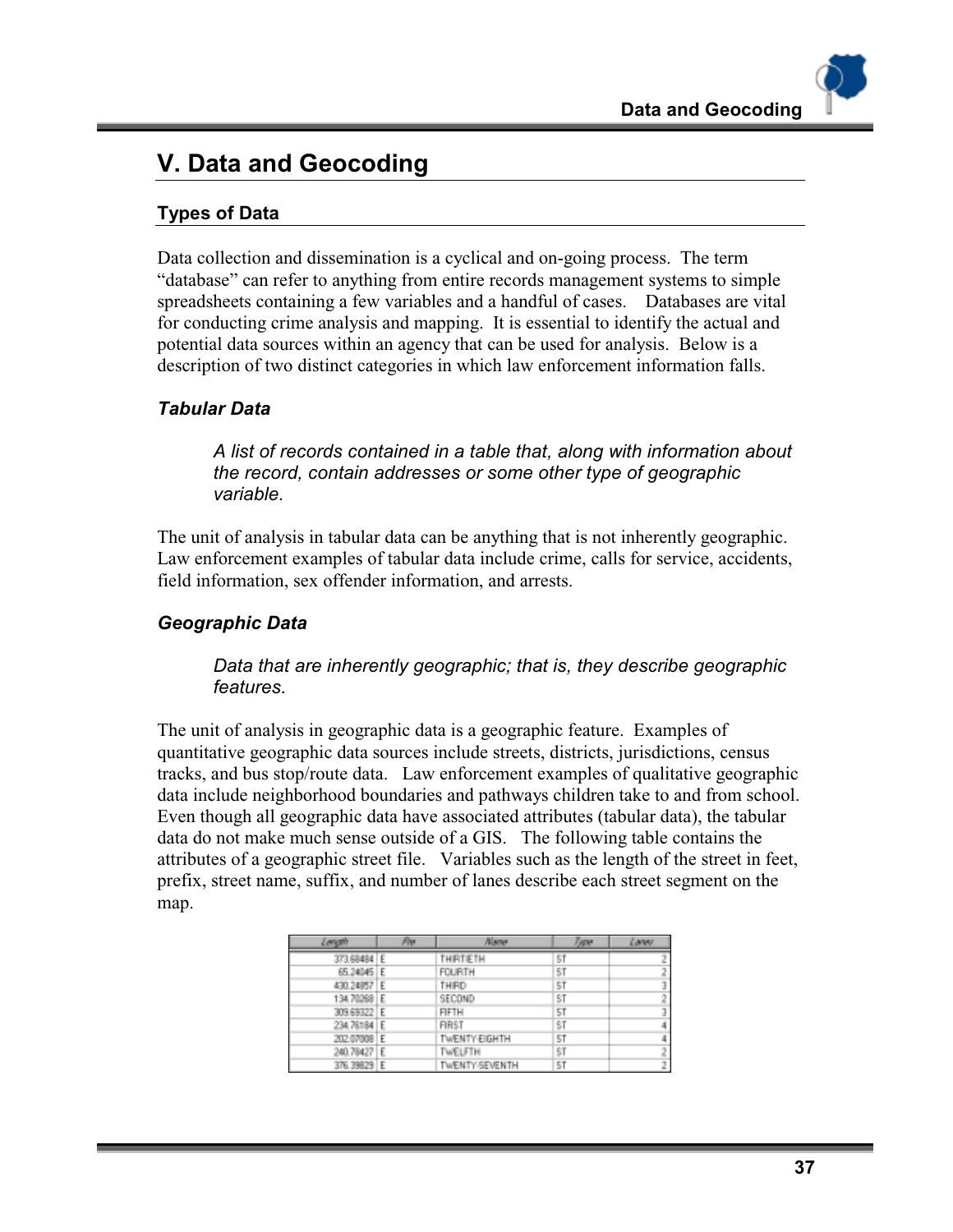# V. Data and Geocoding

## Types of Data

Data collection and dissemination is a cyclical and on-going process. The term "database" can refer to anything from entire records management systems to simple spreadsheets containing a few variables and a handful of cases. Databases are vital for conducting crime analysis and mapping. It is essential to identify the actual and potential data sources within an agency that can be used for analysis. Below is a description of two distinct categories in which law enforcement information falls.

### *Tabular Data*

> *A list of records contained in a table that, along with information about the record, contain addresses or some other type of geographic variable.*

The unit of analysis in tabular data can be anything that is not inherently geographic. Law enforcement examples of tabular data include crime, calls for service, accidents, field information, sex offender information, and arrests.

### *Geographic Data*

> *Data that are inherently geographic; that is, they describe geographic features.*

The unit of analysis in geographic data is a geographic feature. Examples of quantitative geographic data sources include streets, districts, jurisdictions, census tracks, and bus stop/route data. Law enforcement examples of qualitative geographic data include neighborhood boundaries and pathways children take to and from school. Even though all geographic data have associated attributes (tabular data), the tabular data do not make much sense outside of a GIS. The following table contains the attributes of a geographic street file. Variables such as the length of the street in feet, prefix, street name, suffix, and number of lanes describe each street segment on the map.

| Length | Pre | Name | Type | Lanes |
|---|---|---|---|---|
| 373.68484 | E | THIRTIETH | ST | 2 |
| 65.24045 | E | FOURTH | ST | 2 |
| 430.24857 | E | THIRD | ST | 3 |
| 134.70268 | E | SECOND | ST | 2 |
| 309.69322 | E | FIFTH | ST | 3 |
| 234.76184 | E | FIRST | ST | 4 |
| 202.07008 | E | TWENTY-EIGHTH | ST | 4 |
| 240.78427 | E | TWELFTH | ST | 2 |
| 376.39829 | E | TWENTY-SEVENTH | ST | 2 |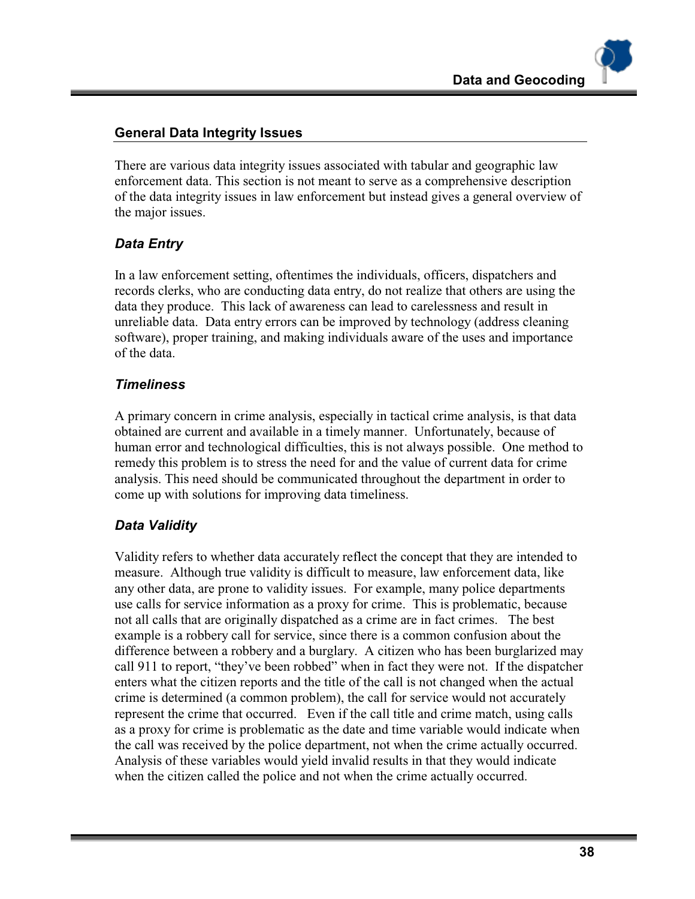## General Data Integrity Issues

There are various data integrity issues associated with tabular and geographic law enforcement data. This section is not meant to serve as a comprehensive description of the data integrity issues in law enforcement but instead gives a general overview of the major issues.

### *Data Entry*

In a law enforcement setting, oftentimes the individuals, officers, dispatchers and records clerks, who are conducting data entry, do not realize that others are using the data they produce. This lack of awareness can lead to carelessness and result in unreliable data. Data entry errors can be improved by technology (address cleaning software), proper training, and making individuals aware of the uses and importance of the data.

### *Timeliness*

A primary concern in crime analysis, especially in tactical crime analysis, is that data obtained are current and available in a timely manner. Unfortunately, because of human error and technological difficulties, this is not always possible. One method to remedy this problem is to stress the need for and the value of current data for crime analysis. This need should be communicated throughout the department in order to come up with solutions for improving data timeliness.

### *Data Validity*

Validity refers to whether data accurately reflect the concept that they are intended to measure. Although true validity is difficult to measure, law enforcement data, like any other data, are prone to validity issues. For example, many police departments use calls for service information as a proxy for crime. This is problematic, because not all calls that are originally dispatched as a crime are in fact crimes. The best example is a robbery call for service, since there is a common confusion about the difference between a robbery and a burglary. A citizen who has been burglarized may call 911 to report, "they've been robbed" when in fact they were not. If the dispatcher enters what the citizen reports and the title of the call is not changed when the actual crime is determined (a common problem), the call for service would not accurately represent the crime that occurred. Even if the call title and crime match, using calls as a proxy for crime is problematic as the date and time variable would indicate when the call was received by the police department, not when the crime actually occurred. Analysis of these variables would yield invalid results in that they would indicate when the citizen called the police and not when the crime actually occurred.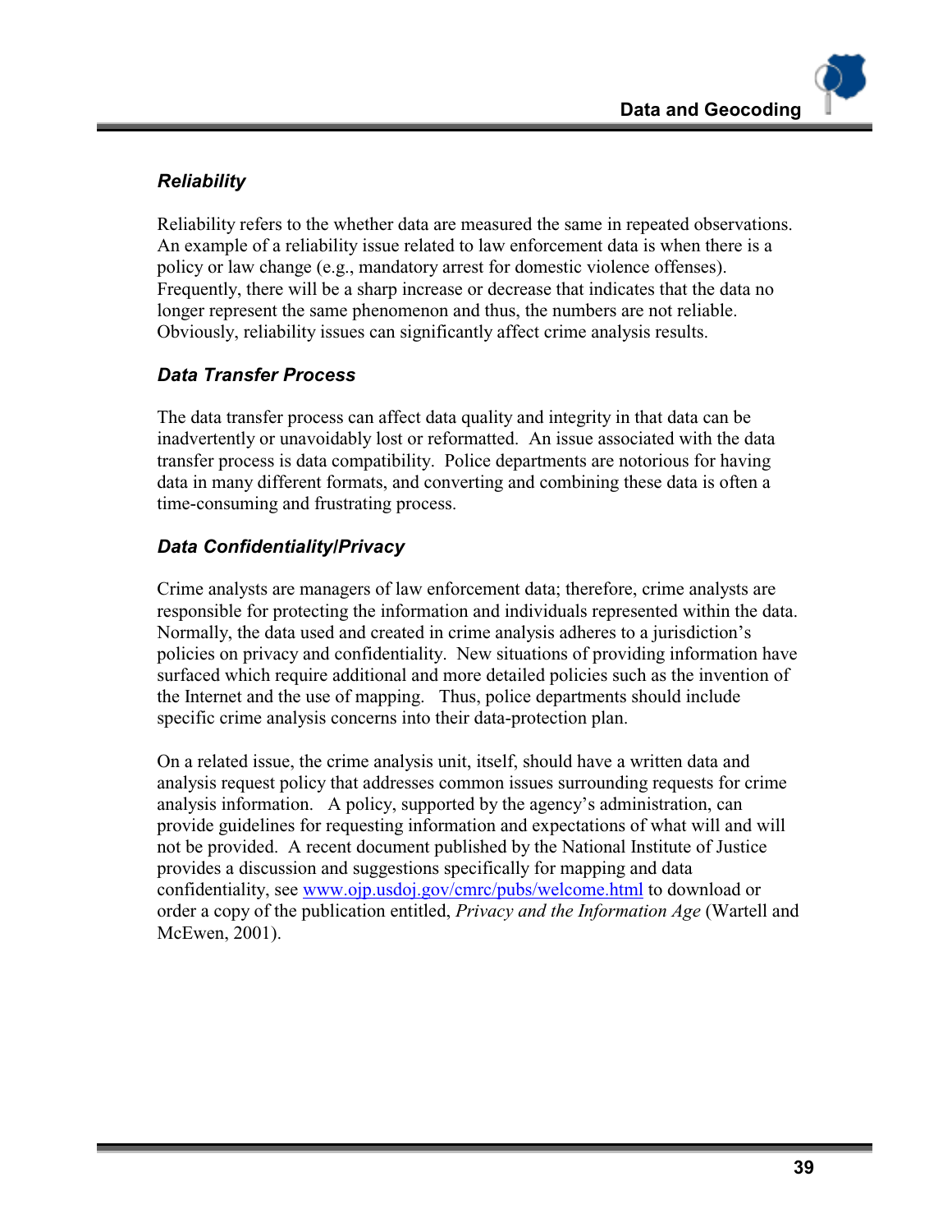### *Reliability*

Reliability refers to the whether data are measured the same in repeated observations. An example of a reliability issue related to law enforcement data is when there is a policy or law change (e.g., mandatory arrest for domestic violence offenses). Frequently, there will be a sharp increase or decrease that indicates that the data no longer represent the same phenomenon and thus, the numbers are not reliable. Obviously, reliability issues can significantly affect crime analysis results.

### *Data Transfer Process*

The data transfer process can affect data quality and integrity in that data can be inadvertently or unavoidably lost or reformatted. An issue associated with the data transfer process is data compatibility. Police departments are notorious for having data in many different formats, and converting and combining these data is often a time-consuming and frustrating process.

### *Data Confidentiality/Privacy*

Crime analysts are managers of law enforcement data; therefore, crime analysts are responsible for protecting the information and individuals represented within the data. Normally, the data used and created in crime analysis adheres to a jurisdiction's policies on privacy and confidentiality. New situations of providing information have surfaced which require additional and more detailed policies such as the invention of the Internet and the use of mapping. Thus, police departments should include specific crime analysis concerns into their data-protection plan.

On a related issue, the crime analysis unit, itself, should have a written data and analysis request policy that addresses common issues surrounding requests for crime analysis information. A policy, supported by the agency's administration, can provide guidelines for requesting information and expectations of what will and will not be provided. A recent document published by the National Institute of Justice provides a discussion and suggestions specifically for mapping and data confidentiality, see [www.ojp.usdoj.gov/cmrc/pubs/welcome.html](http://www.ojp.usdoj.gov/cmrc/pubs/welcome.html) to download or order a copy of the publication entitled, *Privacy and the Information Age* (Wartell and McEwen, 2001).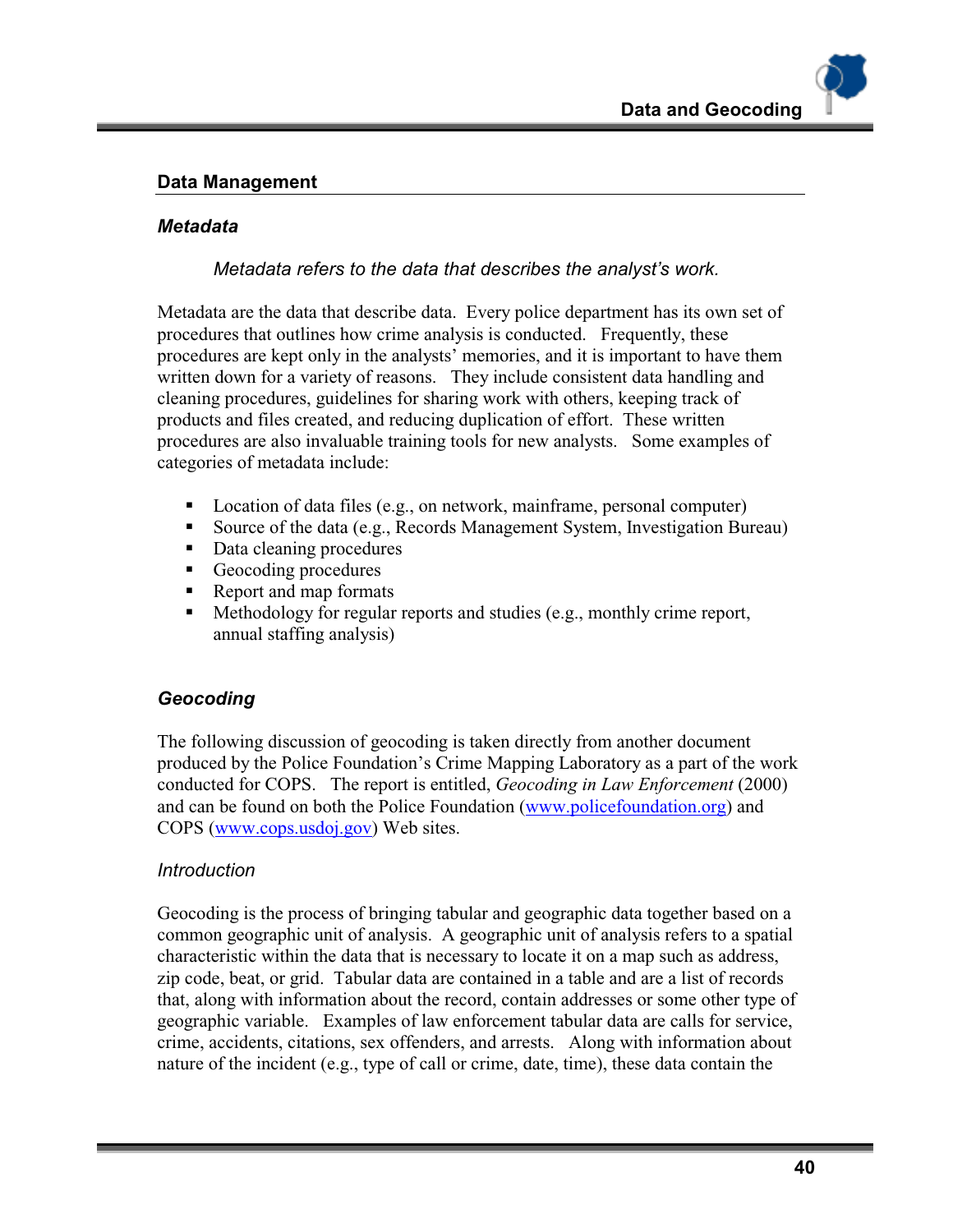## Data Management

### Metadata

*Metadata refers to the data that describes the analyst's work.*

Metadata are the data that describe data. Every police department has its own set of procedures that outlines how crime analysis is conducted. Frequently, these procedures are kept only in the analysts' memories, and it is important to have them written down for a variety of reasons. They include consistent data handling and cleaning procedures, guidelines for sharing work with others, keeping track of products and files created, and reducing duplication of effort. These written procedures are also invaluable training tools for new analysts. Some examples of categories of metadata include:

- Location of data files (e.g., on network, mainframe, personal computer)
- Source of the data (e.g., Records Management System, Investigation Bureau)
- Data cleaning procedures
- Geocoding procedures
- Report and map formats
- Methodology for regular reports and studies (e.g., monthly crime report, annual staffing analysis)

### Geocoding

The following discussion of geocoding is taken directly from another document produced by the Police Foundation's Crime Mapping Laboratory as a part of the work conducted for COPS. The report is entitled, *Geocoding in Law Enforcement* (2000) and can be found on both the Police Foundation (www.policefoundation.org) and COPS (www.cops.usdoj.gov) Web sites.

#### *Introduction*

Geocoding is the process of bringing tabular and geographic data together based on a common geographic unit of analysis. A geographic unit of analysis refers to a spatial characteristic within the data that is necessary to locate it on a map such as address, zip code, beat, or grid. Tabular data are contained in a table and are a list of records that, along with information about the record, contain addresses or some other type of geographic variable. Examples of law enforcement tabular data are calls for service, crime, accidents, citations, sex offenders, and arrests. Along with information about nature of the incident (e.g., type of call or crime, date, time), these data contain the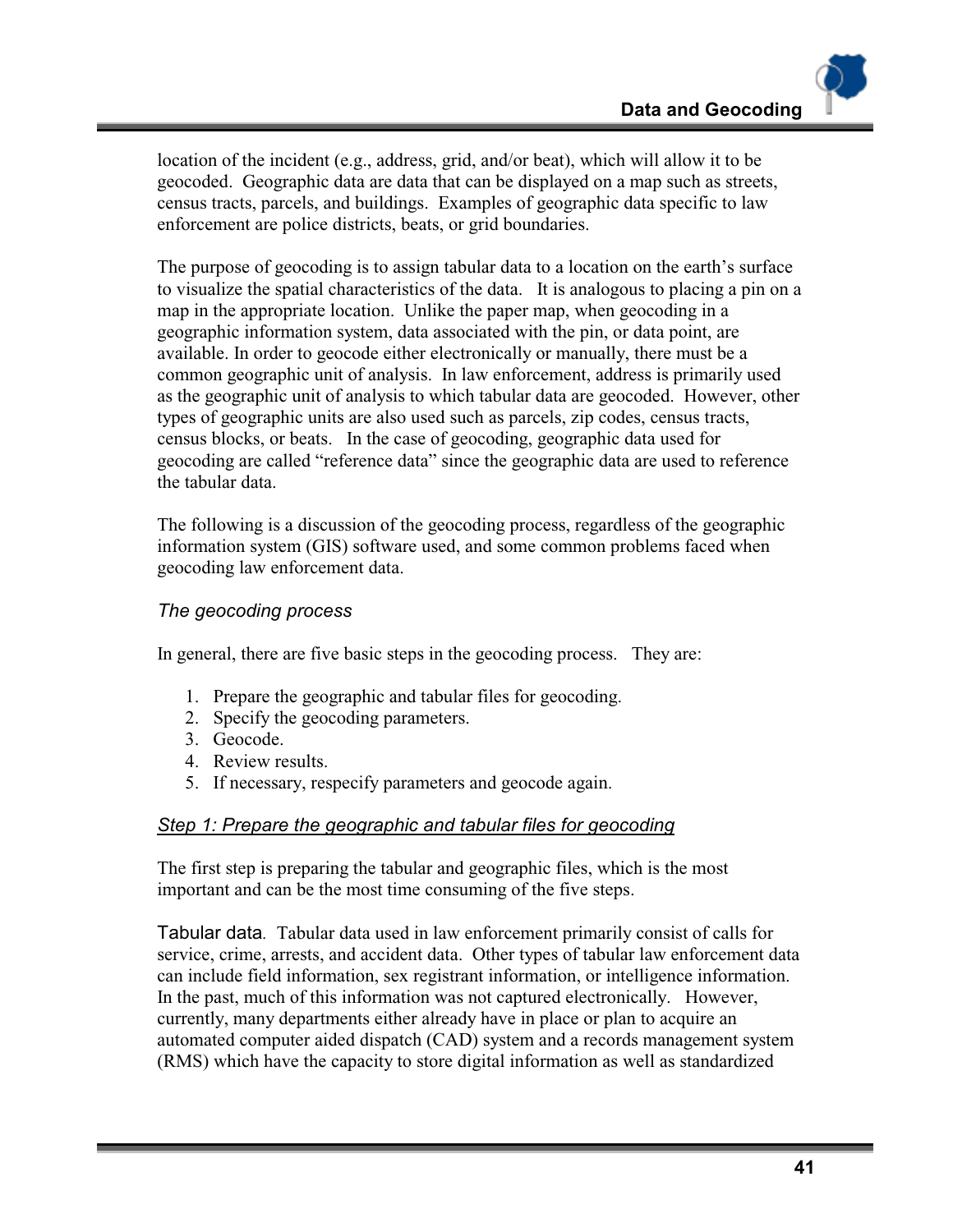location of the incident (e.g., address, grid, and/or beat), which will allow it to be geocoded. Geographic data are data that can be displayed on a map such as streets, census tracts, parcels, and buildings. Examples of geographic data specific to law enforcement are police districts, beats, or grid boundaries.

The purpose of geocoding is to assign tabular data to a location on the earth's surface to visualize the spatial characteristics of the data. It is analogous to placing a pin on a map in the appropriate location. Unlike the paper map, when geocoding in a geographic information system, data associated with the pin, or data point, are available. In order to geocode either electronically or manually, there must be a common geographic unit of analysis. In law enforcement, address is primarily used as the geographic unit of analysis to which tabular data are geocoded. However, other types of geographic units are also used such as parcels, zip codes, census tracts, census blocks, or beats. In the case of geocoding, geographic data used for geocoding are called "reference data" since the geographic data are used to reference the tabular data.

The following is a discussion of the geocoding process, regardless of the geographic information system (GIS) software used, and some common problems faced when geocoding law enforcement data.

### *The geocoding process*

In general, there are five basic steps in the geocoding process. They are:

1. Prepare the geographic and tabular files for geocoding.
2. Specify the geocoding parameters.
3. Geocode.
4. Review results.
5. If necessary, respecify parameters and geocode again.

#### *Step 1: Prepare the geographic and tabular files for geocoding*

The first step is preparing the tabular and geographic files, which is the most important and can be the most time consuming of the five steps.

Tabular data. Tabular data used in law enforcement primarily consist of calls for service, crime, arrests, and accident data. Other types of tabular law enforcement data can include field information, sex registrant information, or intelligence information. In the past, much of this information was not captured electronically. However, currently, many departments either already have in place or plan to acquire an automated computer aided dispatch (CAD) system and a records management system (RMS) which have the capacity to store digital information as well as standardized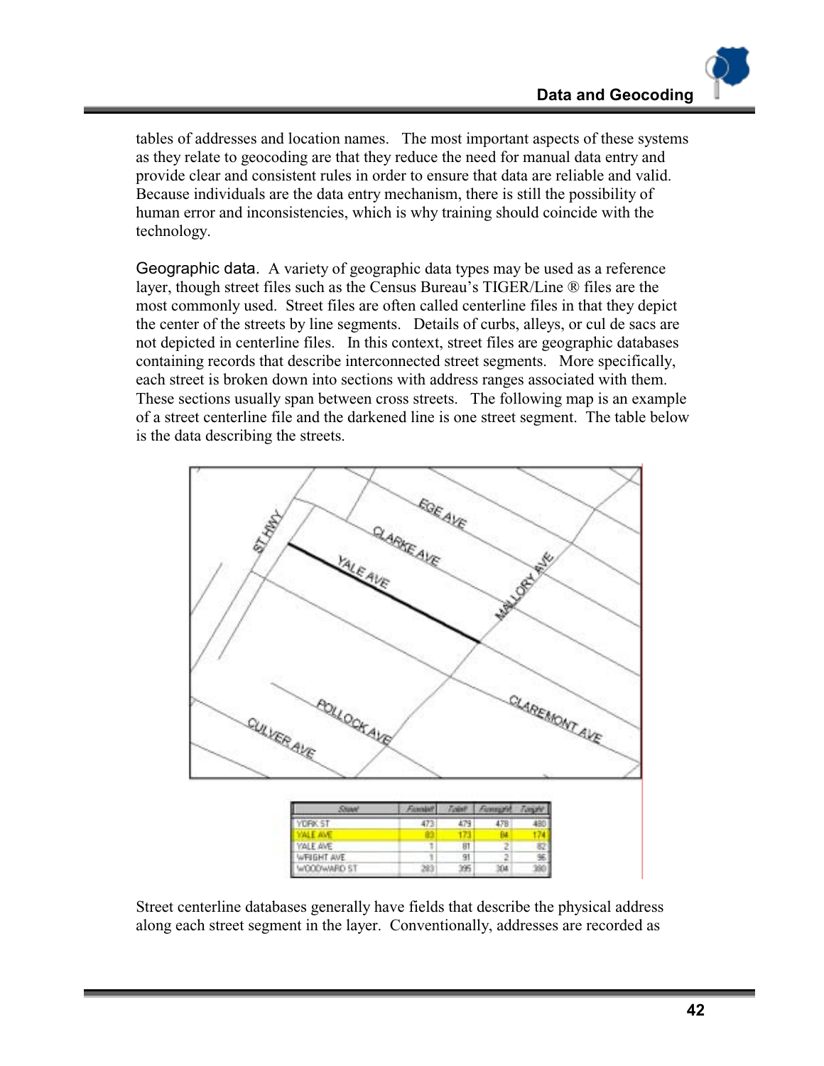tables of addresses and location names. The most important aspects of these systems as they relate to geocoding are that they reduce the need for manual data entry and provide clear and consistent rules in order to ensure that data are reliable and valid. Because individuals are the data entry mechanism, there is still the possibility of human error and inconsistencies, which is why training should coincide with the technology.

Geographic data. A variety of geographic data types may be used as a reference layer, though street files such as the Census Bureau's TIGER/Line ® files are the most commonly used. Street files are often called centerline files in that they depict the center of the streets by line segments. Details of curbs, alleys, or cul de sacs are not depicted in centerline files. In this context, street files are geographic databases containing records that describe interconnected street segments. More specifically, each street is broken down into sections with address ranges associated with them. These sections usually span between cross streets. The following map is an example of a street centerline file and the darkened line is one street segment. The table below is the data describing the streets.

| Street | Fromleft | Toleft | Fromright | Toright |
|---|---|---|---|---|
| YORK ST | 473 | 479 | 478 | 480 |
| YALE AVE | 83 | 173 | 84 | 174 |
| YALE AVE | 1 | 81 | 2 | 82 |
| WRIGHT AVE | 1 | 91 | 2 | 96 |
| WOODWARD ST | 283 | 395 | 304 | 380 |

Street centerline databases generally have fields that describe the physical address along each street segment in the layer. Conventionally, addresses are recorded as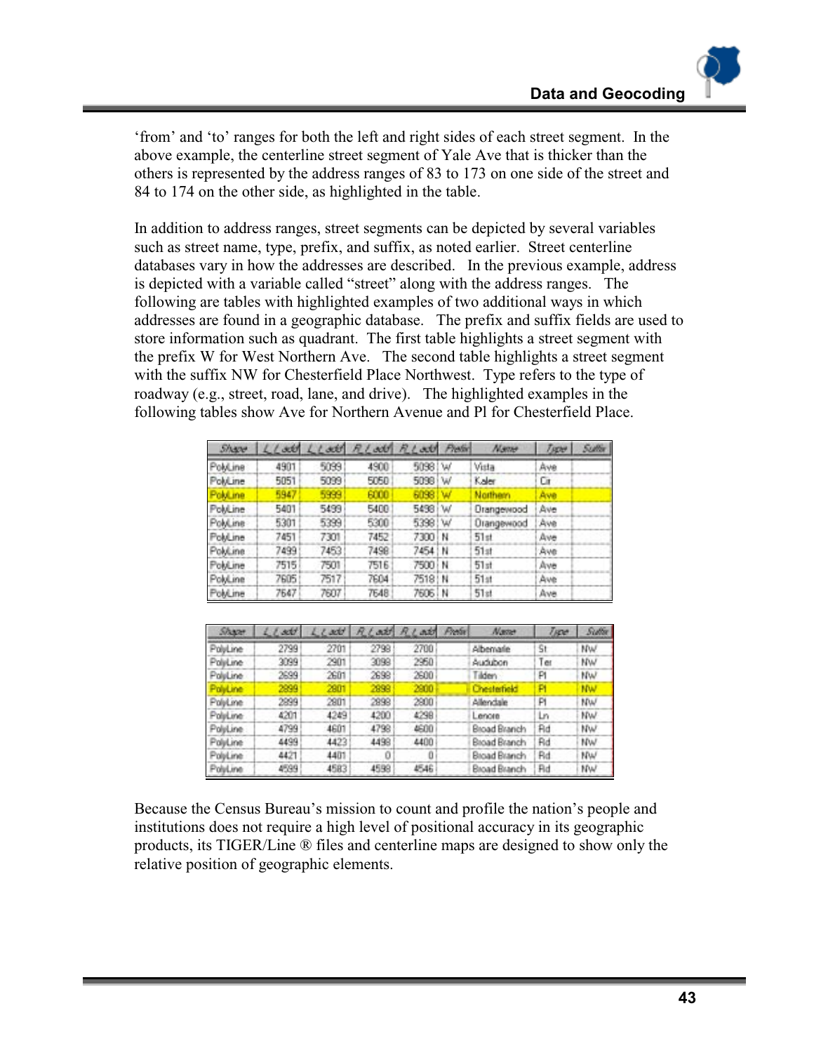'from' and 'to' ranges for both the left and right sides of each street segment. In the above example, the centerline street segment of Yale Ave that is thicker than the others is represented by the address ranges of 83 to 173 on one side of the street and 84 to 174 on the other side, as highlighted in the table.

In addition to address ranges, street segments can be depicted by several variables such as street name, type, prefix, and suffix, as noted earlier. Street centerline databases vary in how the addresses are described. In the previous example, address is depicted with a variable called "street" along with the address ranges. The following are tables with highlighted examples of two additional ways in which addresses are found in a geographic database. The prefix and suffix fields are used to store information such as quadrant. The first table highlights a street segment with the prefix W for West Northern Ave. The second table highlights a street segment with the suffix NW for Chesterfield Place Northwest. Type refers to the type of roadway (e.g., street, road, lane, and drive). The highlighted examples in the following tables show Ave for Northern Avenue and Pl for Chesterfield Place.

| Shape | L_f_add | L_t_add | R_f_add | R_t_add | Prefix | Name | Type | Suffix |
|---|---|---|---|---|---|---|---|---|
| PolyLine | 4901 | 5099 | 4900 | 5098 | W | Vista | Ave | |
| PolyLine | 5051 | 5099 | 5050 | 5098 | W | Kaler | Cir | |
| PolyLine | 5947 | 5999 | 6000 | 6098 | W | Northern | Ave | |
| PolyLine | 5401 | 5499 | 5400 | 5498 | W | Orangewood | Ave | |
| PolyLine | 5301 | 5399 | 5300 | 5398 | W | Orangewood | Ave | |
| PolyLine | 7451 | 7301 | 7452 | 7300 | N | 51st | Ave | |
| PolyLine | 7499 | 7453 | 7498 | 7454 | N | 51st | Ave | |
| PolyLine | 7515 | 7501 | 7516 | 7500 | N | 51st | Ave | |
| PolyLine | 7605 | 7517 | 7604 | 7518 | N | 51st | Ave | |
| PolyLine | 7647 | 7607 | 7648 | 7606 | N | 51st | Ave | |

| Shape | L_f_add | L_t_add | R_f_add | R_t_add | Prefix | Name | Type | Suffix |
|---|---|---|---|---|---|---|---|---|
| PolyLine | 2799 | 2701 | 2798 | 2700 | | Albemarle | St | NW |
| PolyLine | 3099 | 2901 | 3098 | 2950 | | Audubon | Ter | NW |
| PolyLine | 2699 | 2601 | 2698 | 2600 | | Tilden | Pl | NW |
| PolyLine | 2899 | 2801 | 2898 | 2800 | | Chesterfield | Pl | NW |
| PolyLine | 2899 | 2801 | 2898 | 2800 | | Allendale | Pl | NW |
| PolyLine | 4201 | 4249 | 4200 | 4298 | | Lenore | Ln | NW |
| PolyLine | 4799 | 4601 | 4798 | 4600 | | Broad Branch | Rd | NW |
| PolyLine | 4499 | 4423 | 4498 | 4400 | | Broad Branch | Rd | NW |
| PolyLine | 4421 | 4401 | 0 | 0 | | Broad Branch | Rd | NW |
| PolyLine | 4599 | 4583 | 4598 | 4546 | | Broad Branch | Rd | NW |

Because the Census Bureau's mission to count and profile the nation's people and institutions does not require a high level of positional accuracy in its geographic products, its TIGER/Line ® files and centerline maps are designed to show only the relative position of geographic elements.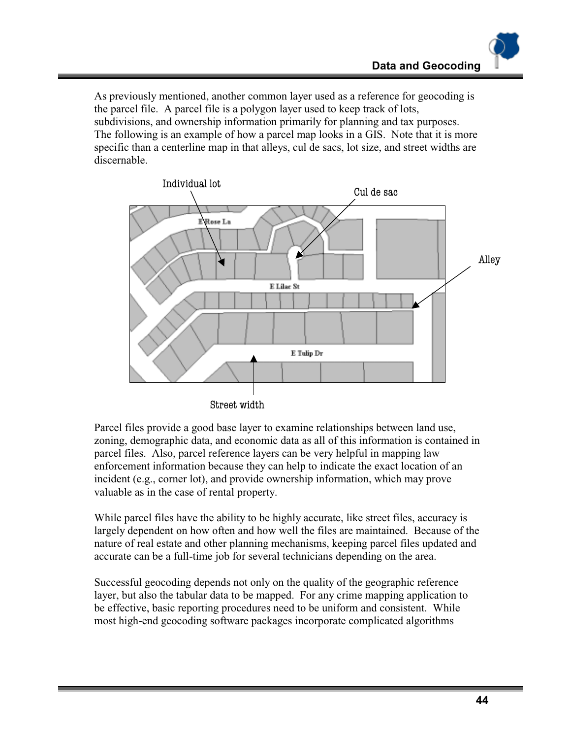As previously mentioned, another common layer used as a reference for geocoding is the parcel file. A parcel file is a polygon layer used to keep track of lots, subdivisions, and ownership information primarily for planning and tax purposes. The following is an example of how a parcel map looks in a GIS. Note that it is more specific than a centerline map in that alleys, cul de sacs, lot size, and street widths are discernable.

Parcel files provide a good base layer to examine relationships between land use, zoning, demographic data, and economic data as all of this information is contained in parcel files. Also, parcel reference layers can be very helpful in mapping law enforcement information because they can help to indicate the exact location of an incident (e.g., corner lot), and provide ownership information, which may prove valuable as in the case of rental property.

While parcel files have the ability to be highly accurate, like street files, accuracy is largely dependent on how often and how well the files are maintained. Because of the nature of real estate and other planning mechanisms, keeping parcel files updated and accurate can be a full-time job for several technicians depending on the area.

Successful geocoding depends not only on the quality of the geographic reference layer, but also the tabular data to be mapped. For any crime mapping application to be effective, basic reporting procedures need to be uniform and consistent. While most high-end geocoding software packages incorporate complicated algorithms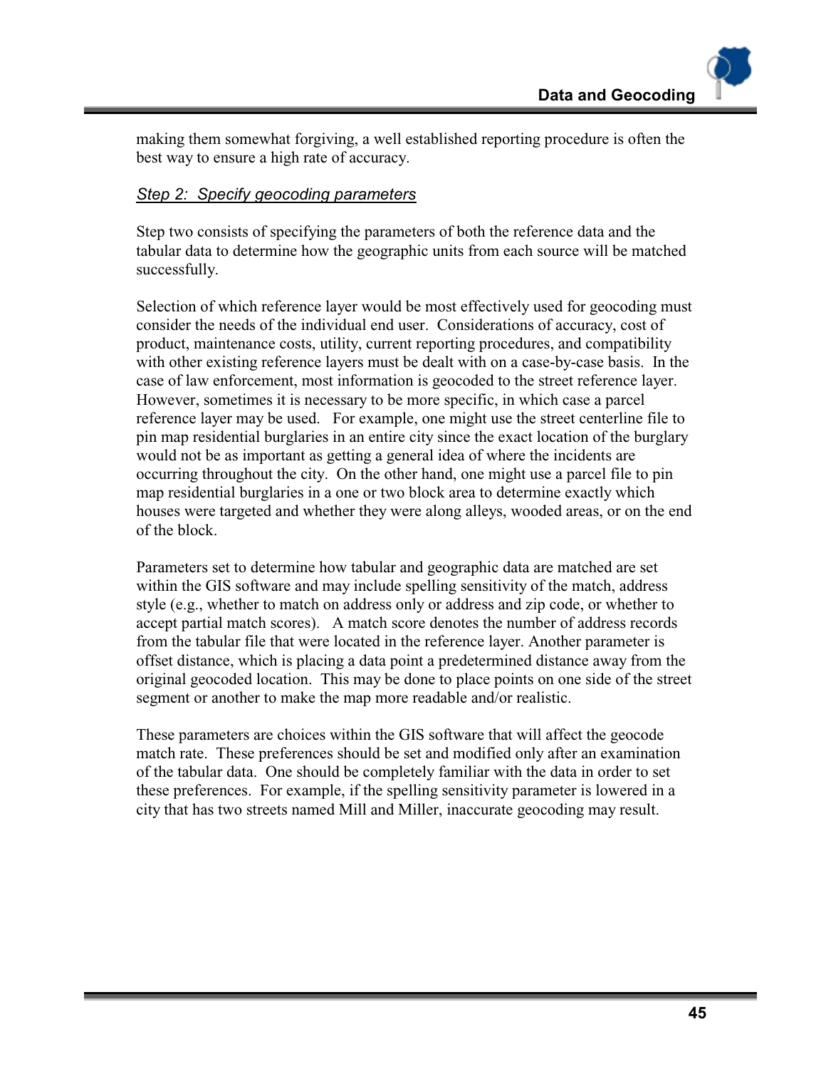making them somewhat forgiving, a well established reporting procedure is often the best way to ensure a high rate of accuracy.

### *Step 2: Specify geocoding parameters*

Step two consists of specifying the parameters of both the reference data and the tabular data to determine how the geographic units from each source will be matched successfully.

Selection of which reference layer would be most effectively used for geocoding must consider the needs of the individual end user. Considerations of accuracy, cost of product, maintenance costs, utility, current reporting procedures, and compatibility with other existing reference layers must be dealt with on a case-by-case basis. In the case of law enforcement, most information is geocoded to the street reference layer. However, sometimes it is necessary to be more specific, in which case a parcel reference layer may be used. For example, one might use the street centerline file to pin map residential burglaries in an entire city since the exact location of the burglary would not be as important as getting a general idea of where the incidents are occurring throughout the city. On the other hand, one might use a parcel file to pin map residential burglaries in a one or two block area to determine exactly which houses were targeted and whether they were along alleys, wooded areas, or on the end of the block.

Parameters set to determine how tabular and geographic data are matched are set within the GIS software and may include spelling sensitivity of the match, address style (e.g., whether to match on address only or address and zip code, or whether to accept partial match scores). A match score denotes the number of address records from the tabular file that were located in the reference layer. Another parameter is offset distance, which is placing a data point a predetermined distance away from the original geocoded location. This may be done to place points on one side of the street segment or another to make the map more readable and/or realistic.

These parameters are choices within the GIS software that will affect the geocode match rate. These preferences should be set and modified only after an examination of the tabular data. One should be completely familiar with the data in order to set these preferences. For example, if the spelling sensitivity parameter is lowered in a city that has two streets named Mill and Miller, inaccurate geocoding may result.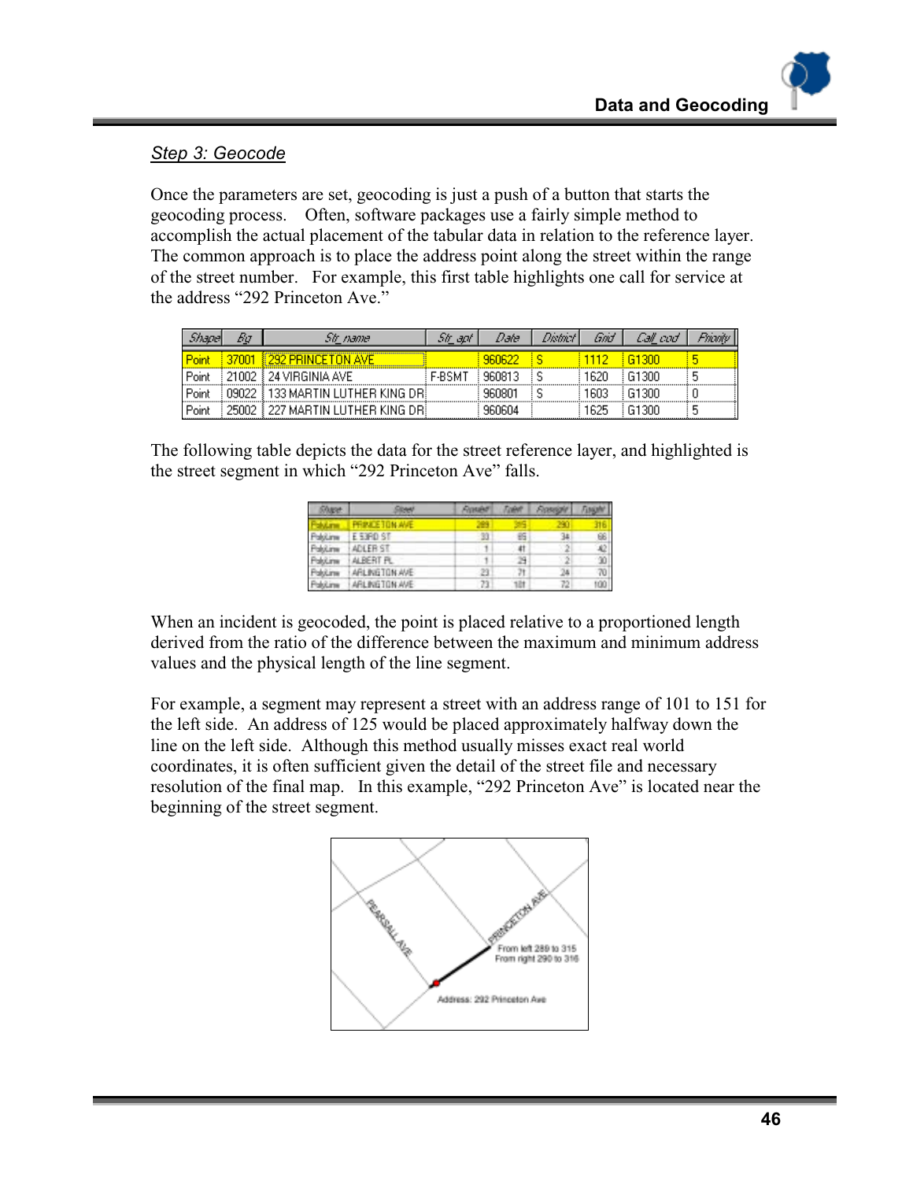## *Step 3: Geocode*

Once the parameters are set, geocoding is just a push of a button that starts the geocoding process. Often, software packages use a fairly simple method to accomplish the actual placement of the tabular data in relation to the reference layer. The common approach is to place the address point along the street within the range of the street number. For example, this first table highlights one call for service at the address "292 Princeton Ave."

| Shape | Bg | Str_name | Str_apt | Date | District | Grid | Call_cod | Priority |
|---|---|---|---|---|---|---|---|---|
| Point | 37001 | 292 PRINCETON AVE | | 960622 | S | 1112 | G1300 | 5 |
| Point | 21002 | 24 VIRGINIA AVE | F-BSMT | 960813 | S | 1620 | G1300 | 5 |
| Point | 09022 | 133 MARTIN LUTHER KING DR | | 960801 | S | 1603 | G1300 | 0 |
| Point | 25002 | 227 MARTIN LUTHER KING DR | | 960604 | | 1625 | G1300 | 5 |

The following table depicts the data for the street reference layer, and highlighted is the street segment in which "292 Princeton Ave" falls.

| Shape | Street | Fromleft | Toleft | Fromright | Toright |
|---|---|---|---|---|---|
| PolyLine | PRINCETON AVE | 289 | 315 | 290 | 316 |
| PolyLine | E 53RD ST | 33 | 65 | 34 | 66 |
| PolyLine | ADLER ST | 1 | 41 | 2 | 42 |
| PolyLine | ALBERT PL | 1 | 29 | 2 | 30 |
| PolyLine | ARLINGTON AVE | 23 | 71 | 24 | 70 |
| PolyLine | ARLINGTON AVE | 73 | 101 | 72 | 100 |

When an incident is geocoded, the point is placed relative to a proportioned length derived from the ratio of the difference between the maximum and minimum address values and the physical length of the line segment.

For example, a segment may represent a street with an address range of 101 to 151 for the left side. An address of 125 would be placed approximately halfway down the line on the left side. Although this method usually misses exact real world coordinates, it is often sufficient given the detail of the street file and necessary resolution of the final map. In this example, "292 Princeton Ave" is located near the beginning of the street segment.

PEARSALL AVE

PRINCETON AVE

From left 289 to 315
From right 290 to 316

Address: 292 Princeton Ave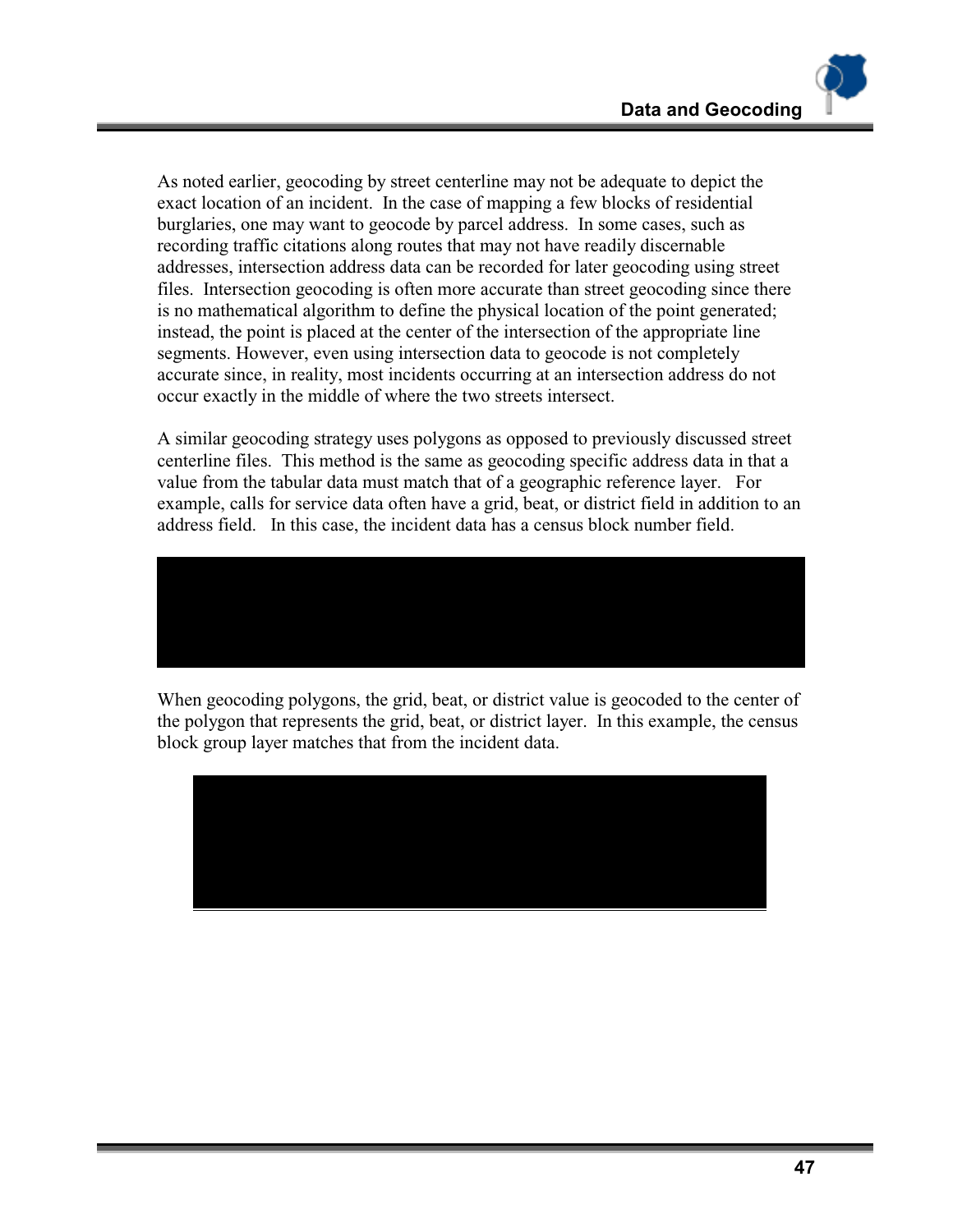As noted earlier, geocoding by street centerline may not be adequate to depict the exact location of an incident. In the case of mapping a few blocks of residential burglaries, one may want to geocode by parcel address. In some cases, such as recording traffic citations along routes that may not have readily discernable addresses, intersection address data can be recorded for later geocoding using street files. Intersection geocoding is often more accurate than street geocoding since there is no mathematical algorithm to define the physical location of the point generated; instead, the point is placed at the center of the intersection of the appropriate line segments. However, even using intersection data to geocode is not completely accurate since, in reality, most incidents occurring at an intersection address do not occur exactly in the middle of where the two streets intersect.

A similar geocoding strategy uses polygons as opposed to previously discussed street centerline files. This method is the same as geocoding specific address data in that a value from the tabular data must match that of a geographic reference layer. For example, calls for service data often have a grid, beat, or district field in addition to an address field. In this case, the incident data has a census block number field.

When geocoding polygons, the grid, beat, or district value is geocoded to the center of the polygon that represents the grid, beat, or district layer. In this example, the census block group layer matches that from the incident data.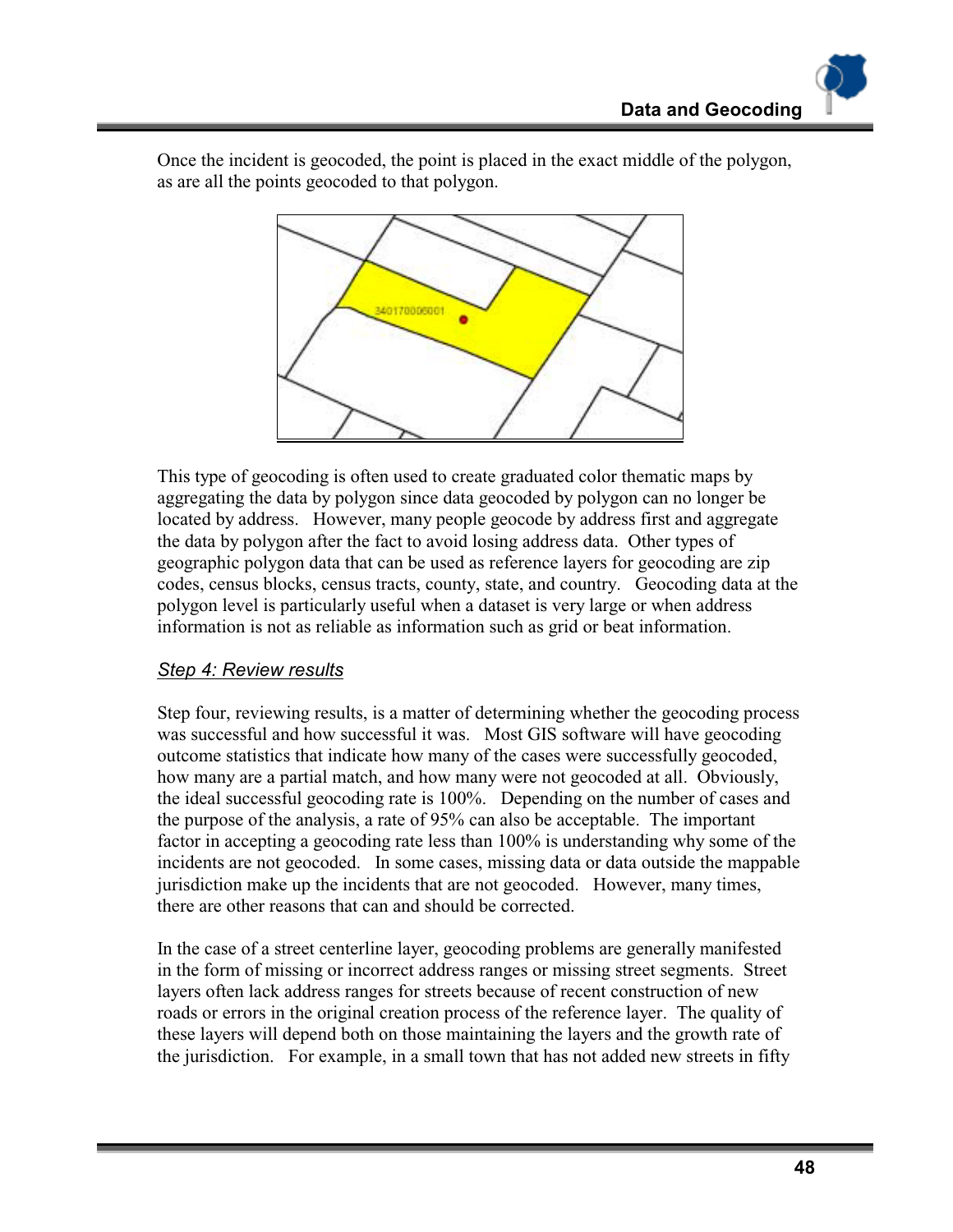Once the incident is geocoded, the point is placed in the exact middle of the polygon, as are all the points geocoded to that polygon.

This type of geocoding is often used to create graduated color thematic maps by aggregating the data by polygon since data geocoded by polygon can no longer be located by address. However, many people geocode by address first and aggregate the data by polygon after the fact to avoid losing address data. Other types of geographic polygon data that can be used as reference layers for geocoding are zip codes, census blocks, census tracts, county, state, and country. Geocoding data at the polygon level is particularly useful when a dataset is very large or when address information is not as reliable as information such as grid or beat information.

*Step 4: Review results*

Step four, reviewing results, is a matter of determining whether the geocoding process was successful and how successful it was. Most GIS software will have geocoding outcome statistics that indicate how many of the cases were successfully geocoded, how many are a partial match, and how many were not geocoded at all. Obviously, the ideal successful geocoding rate is 100%. Depending on the number of cases and the purpose of the analysis, a rate of 95% can also be acceptable. The important factor in accepting a geocoding rate less than 100% is understanding why some of the incidents are not geocoded. In some cases, missing data or data outside the mappable jurisdiction make up the incidents that are not geocoded. However, many times, there are other reasons that can and should be corrected.

In the case of a street centerline layer, geocoding problems are generally manifested in the form of missing or incorrect address ranges or missing street segments. Street layers often lack address ranges for streets because of recent construction of new roads or errors in the original creation process of the reference layer. The quality of these layers will depend both on those maintaining the layers and the growth rate of the jurisdiction. For example, in a small town that has not added new streets in fifty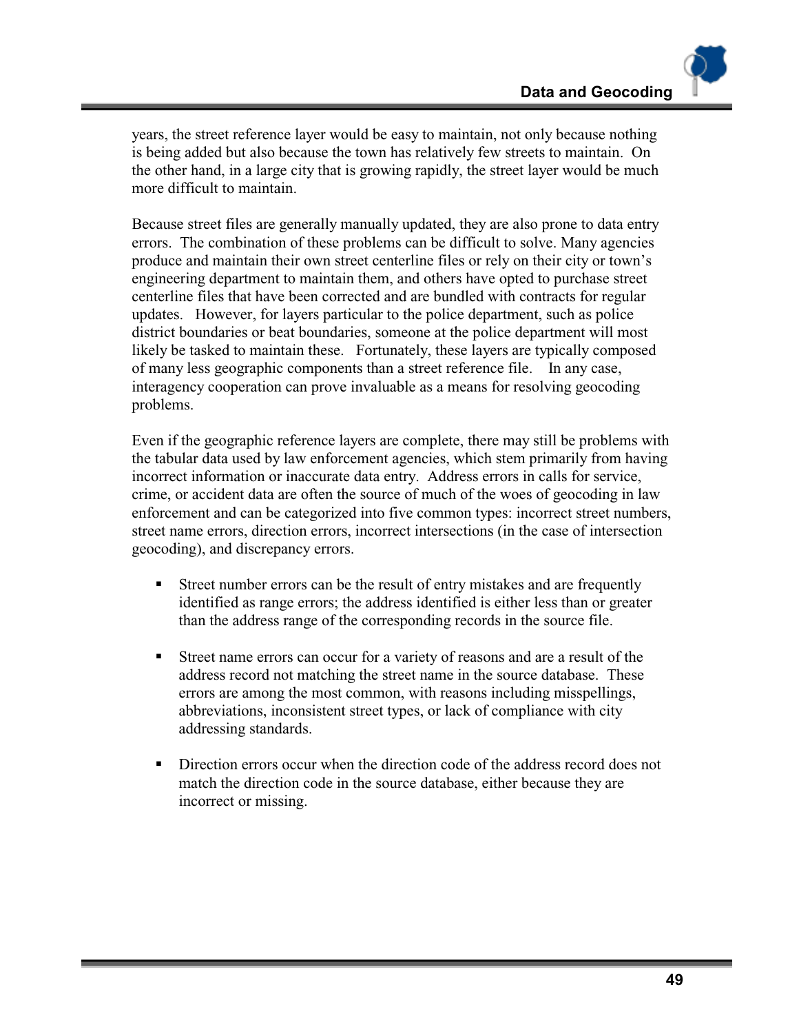years, the street reference layer would be easy to maintain, not only because nothing is being added but also because the town has relatively few streets to maintain. On the other hand, in a large city that is growing rapidly, the street layer would be much more difficult to maintain.

Because street files are generally manually updated, they are also prone to data entry errors. The combination of these problems can be difficult to solve. Many agencies produce and maintain their own street centerline files or rely on their city or town's engineering department to maintain them, and others have opted to purchase street centerline files that have been corrected and are bundled with contracts for regular updates. However, for layers particular to the police department, such as police district boundaries or beat boundaries, someone at the police department will most likely be tasked to maintain these. Fortunately, these layers are typically composed of many less geographic components than a street reference file. In any case, interagency cooperation can prove invaluable as a means for resolving geocoding problems.

Even if the geographic reference layers are complete, there may still be problems with the tabular data used by law enforcement agencies, which stem primarily from having incorrect information or inaccurate data entry. Address errors in calls for service, crime, or accident data are often the source of much of the woes of geocoding in law enforcement and can be categorized into five common types: incorrect street numbers, street name errors, direction errors, incorrect intersections (in the case of intersection geocoding), and discrepancy errors.

- Street number errors can be the result of entry mistakes and are frequently identified as range errors; the address identified is either less than or greater than the address range of the corresponding records in the source file.

- Street name errors can occur for a variety of reasons and are a result of the address record not matching the street name in the source database. These errors are among the most common, with reasons including misspellings, abbreviations, inconsistent street types, or lack of compliance with city addressing standards.

- Direction errors occur when the direction code of the address record does not match the direction code in the source database, either because they are incorrect or missing.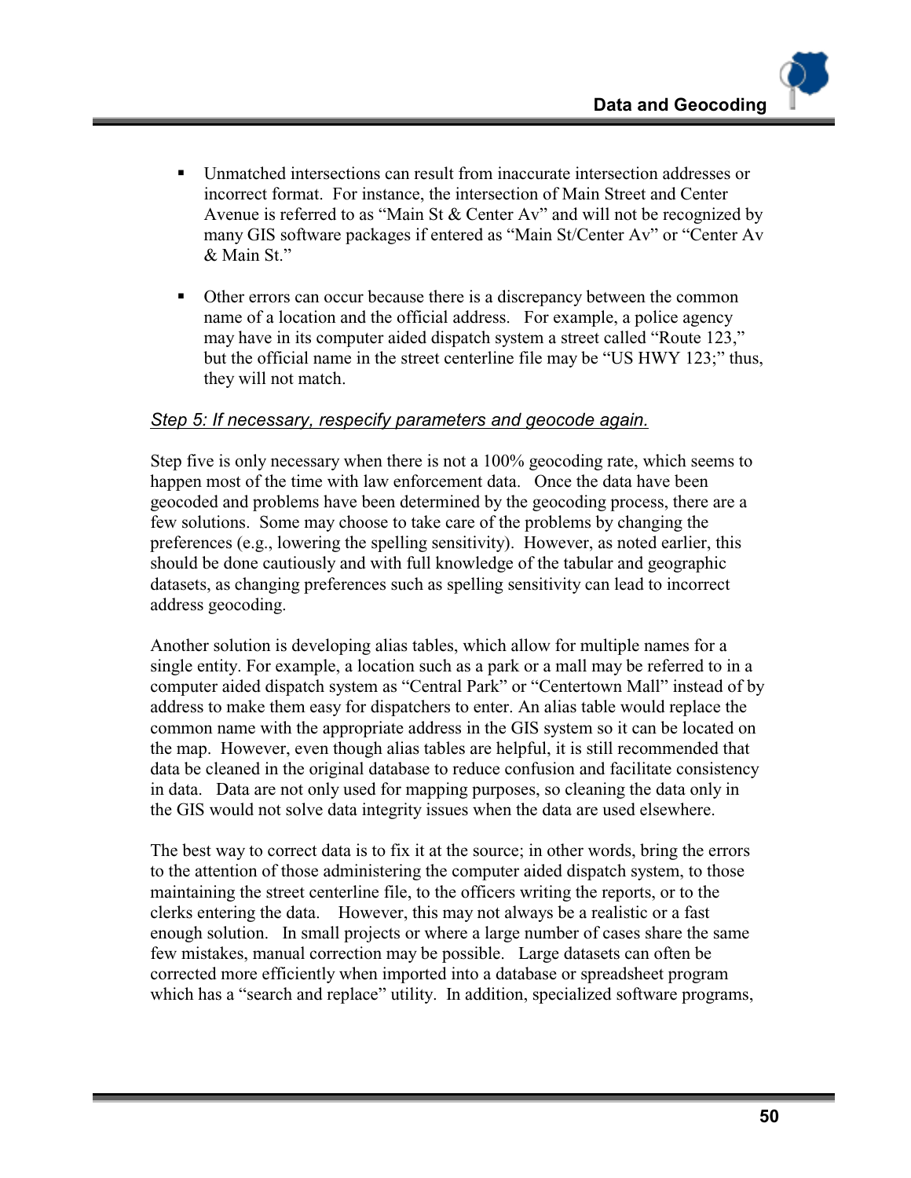- Unmatched intersections can result from inaccurate intersection addresses or incorrect format. For instance, the intersection of Main Street and Center Avenue is referred to as "Main St & Center Av" and will not be recognized by many GIS software packages if entered as "Main St/Center Av" or "Center Av & Main St."

- Other errors can occur because there is a discrepancy between the common name of a location and the official address. For example, a police agency may have in its computer aided dispatch system a street called "Route 123," but the official name in the street centerline file may be "US HWY 123;" thus, they will not match.

*<u>Step 5: If necessary, respecify parameters and geocode again.</u>*

Step five is only necessary when there is not a 100% geocoding rate, which seems to happen most of the time with law enforcement data. Once the data have been geocoded and problems have been determined by the geocoding process, there are a few solutions. Some may choose to take care of the problems by changing the preferences (e.g., lowering the spelling sensitivity). However, as noted earlier, this should be done cautiously and with full knowledge of the tabular and geographic datasets, as changing preferences such as spelling sensitivity can lead to incorrect address geocoding.

Another solution is developing alias tables, which allow for multiple names for a single entity. For example, a location such as a park or a mall may be referred to in a computer aided dispatch system as "Central Park" or "Centertown Mall" instead of by address to make them easy for dispatchers to enter. An alias table would replace the common name with the appropriate address in the GIS system so it can be located on the map. However, even though alias tables are helpful, it is still recommended that data be cleaned in the original database to reduce confusion and facilitate consistency in data. Data are not only used for mapping purposes, so cleaning the data only in the GIS would not solve data integrity issues when the data are used elsewhere.

The best way to correct data is to fix it at the source; in other words, bring the errors to the attention of those administering the computer aided dispatch system, to those maintaining the street centerline file, to the officers writing the reports, or to the clerks entering the data. However, this may not always be a realistic or a fast enough solution. In small projects or where a large number of cases share the same few mistakes, manual correction may be possible. Large datasets can often be corrected more efficiently when imported into a database or spreadsheet program which has a "search and replace" utility. In addition, specialized software programs,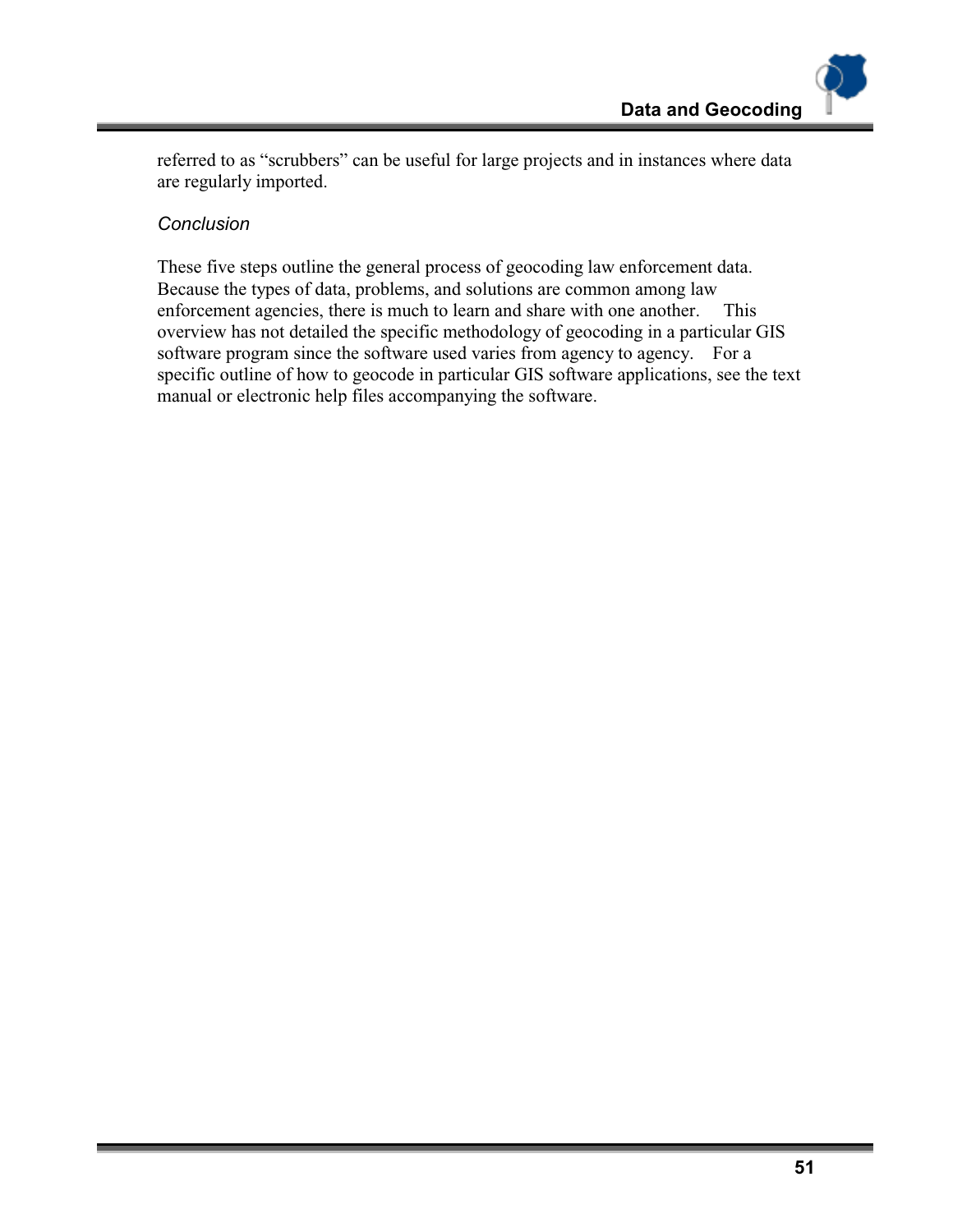referred to as “scrubbers” can be useful for large projects and in instances where data are regularly imported.

### *Conclusion*

These five steps outline the general process of geocoding law enforcement data. Because the types of data, problems, and solutions are common among law enforcement agencies, there is much to learn and share with one another. This overview has not detailed the specific methodology of geocoding in a particular GIS software program since the software used varies from agency to agency. For a specific outline of how to geocode in particular GIS software applications, see the text manual or electronic help files accompanying the software.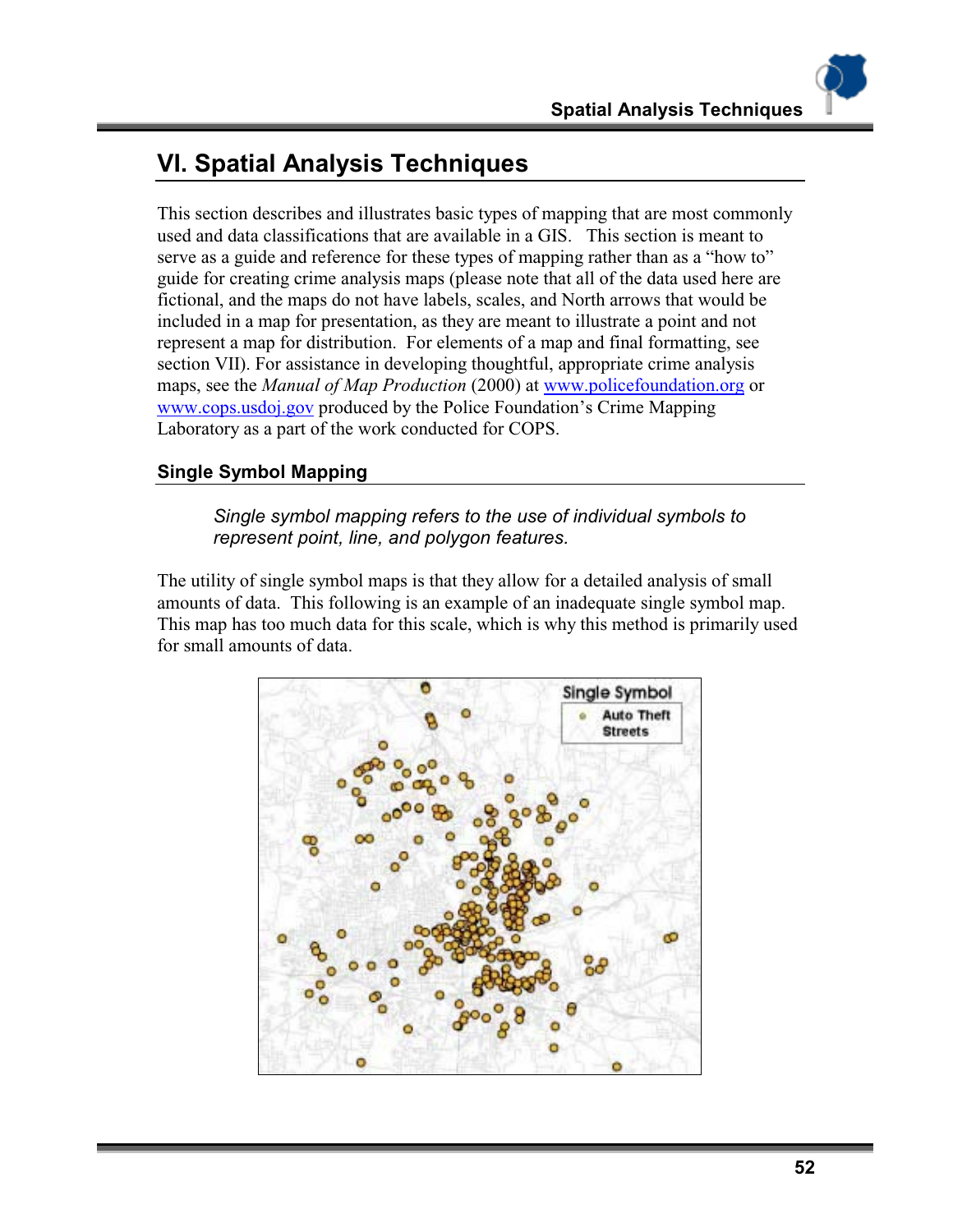# VI. Spatial Analysis Techniques

This section describes and illustrates basic types of mapping that are most commonly used and data classifications that are available in a GIS. This section is meant to serve as a guide and reference for these types of mapping rather than as a "how to" guide for creating crime analysis maps (please note that all of the data used here are fictional, and the maps do not have labels, scales, and North arrows that would be included in a map for presentation, as they are meant to illustrate a point and not represent a map for distribution. For elements of a map and final formatting, see section VII). For assistance in developing thoughtful, appropriate crime analysis maps, see the *Manual of Map Production* (2000) at [www.policefoundation.org](http://www.policefoundation.org) or [www.cops.usdoj.gov](http://www.cops.usdoj.gov) produced by the Police Foundation's Crime Mapping Laboratory as a part of the work conducted for COPS.

## Single Symbol Mapping

> *Single symbol mapping refers to the use of individual symbols to represent point, line, and polygon features.*

The utility of single symbol maps is that they allow for a detailed analysis of small amounts of data. This following is an example of an inadequate single symbol map. This map has too much data for this scale, which is why this method is primarily used for small amounts of data.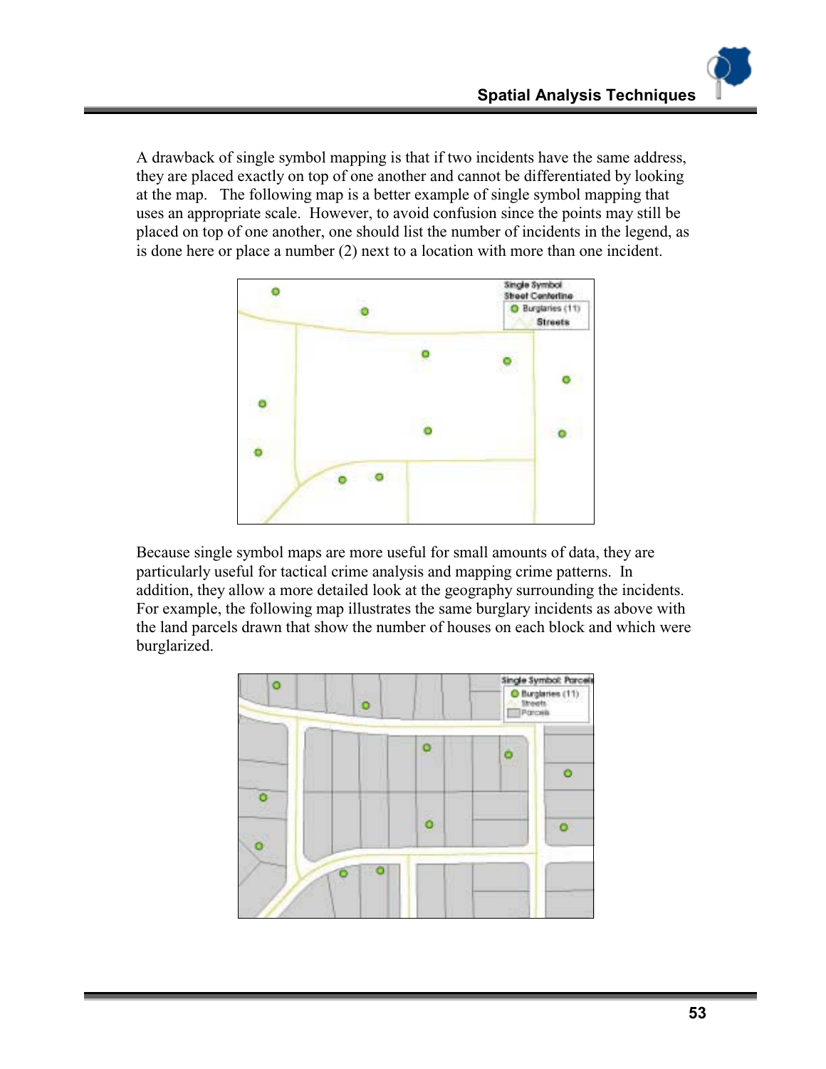A drawback of single symbol mapping is that if two incidents have the same address, they are placed exactly on top of one another and cannot be differentiated by looking at the map. The following map is a better example of single symbol mapping that uses an appropriate scale. However, to avoid confusion since the points may still be placed on top of one another, one should list the number of incidents in the legend, as is done here or place a number (2) next to a location with more than one incident.

Because single symbol maps are more useful for small amounts of data, they are particularly useful for tactical crime analysis and mapping crime patterns. In addition, they allow a more detailed look at the geography surrounding the incidents. For example, the following map illustrates the same burglary incidents as above with the land parcels drawn that show the number of houses on each block and which were burglarized.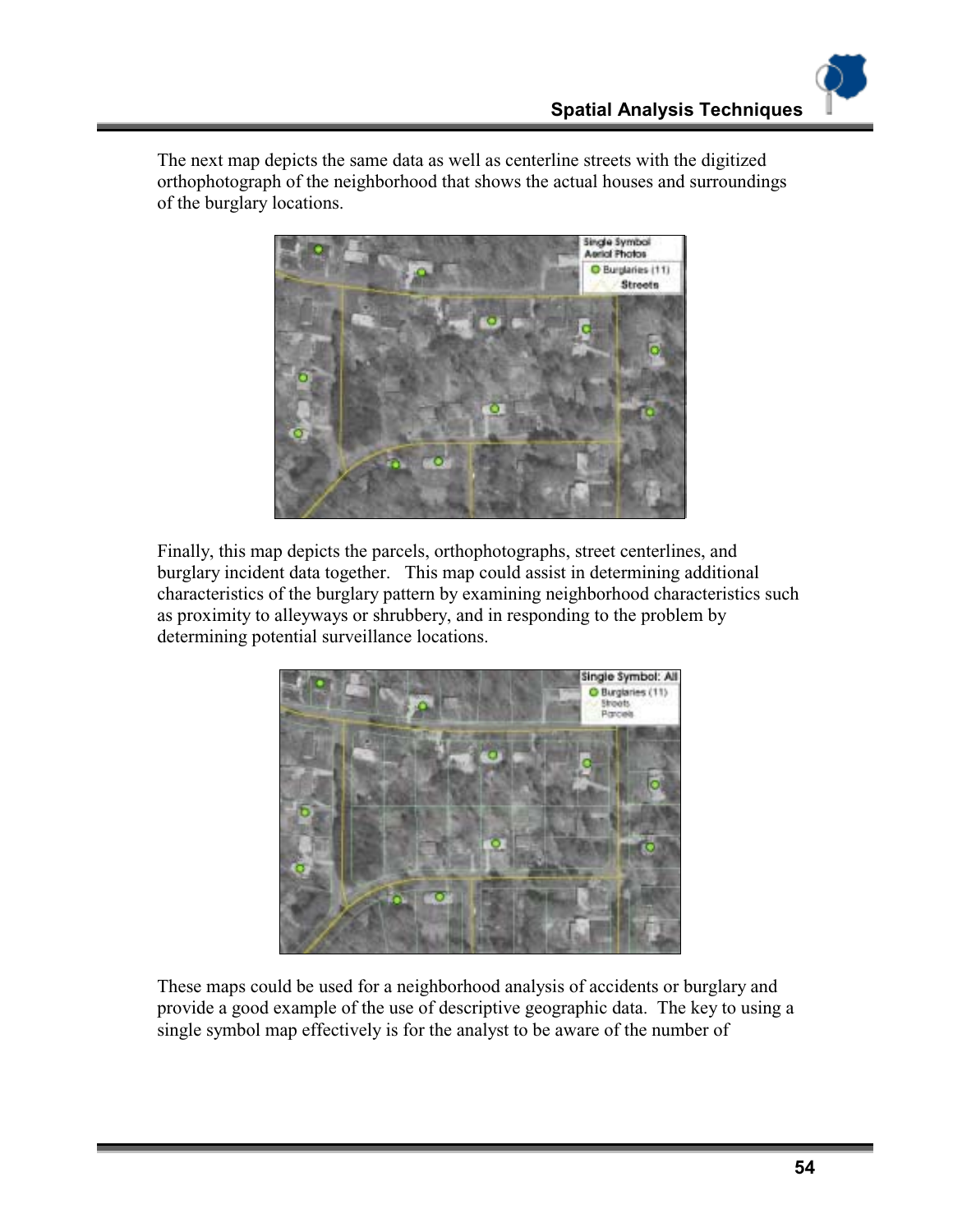The next map depicts the same data as well as centerline streets with the digitized orthophotograph of the neighborhood that shows the actual houses and surroundings of the burglary locations.

Finally, this map depicts the parcels, orthophotographs, street centerlines, and burglary incident data together. This map could assist in determining additional characteristics of the burglary pattern by examining neighborhood characteristics such as proximity to alleyways or shrubbery, and in responding to the problem by determining potential surveillance locations.

These maps could be used for a neighborhood analysis of accidents or burglary and provide a good example of the use of descriptive geographic data. The key to using a single symbol map effectively is for the analyst to be aware of the number of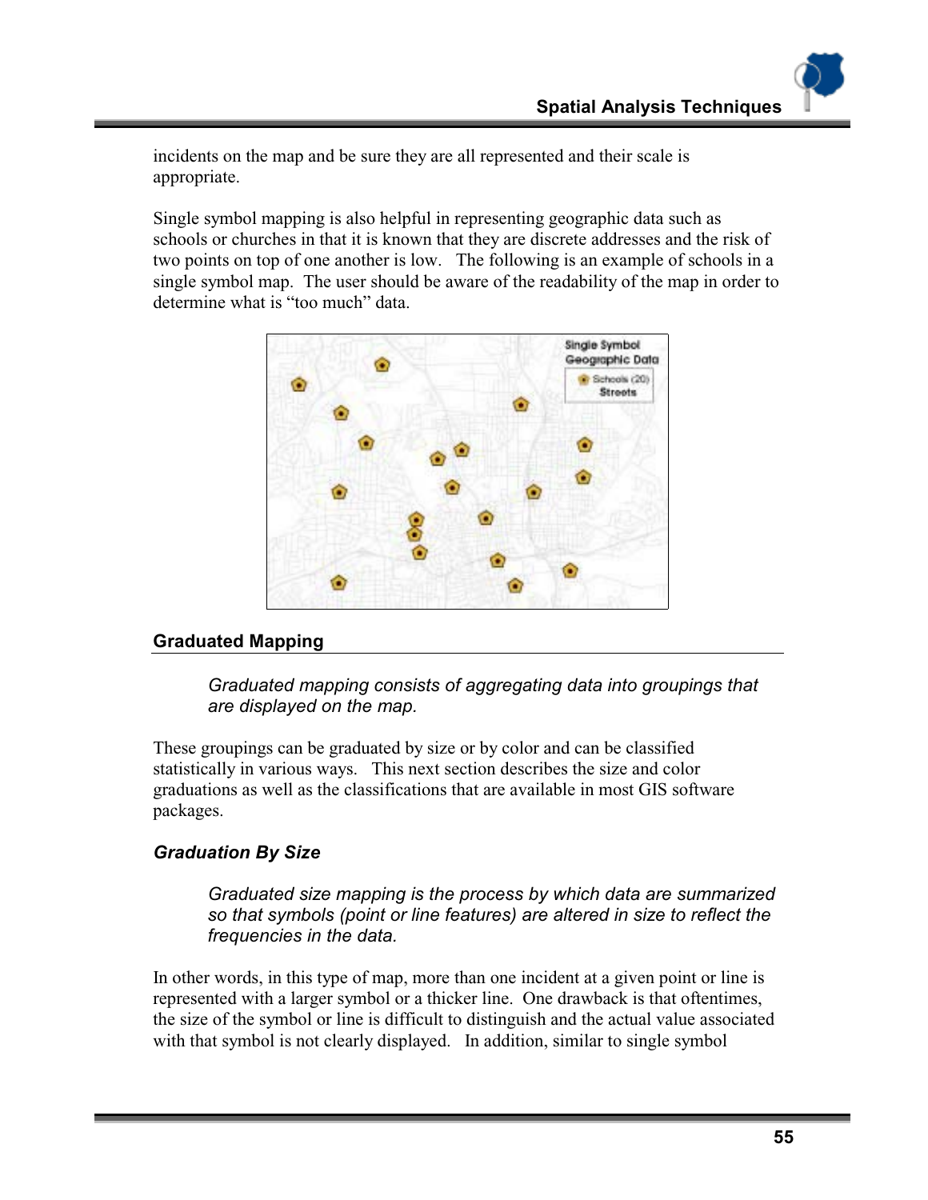incidents on the map and be sure they are all represented and their scale is appropriate.

Single symbol mapping is also helpful in representing geographic data such as schools or churches in that it is known that they are discrete addresses and the risk of two points on top of one another is low. The following is an example of schools in a single symbol map. The user should be aware of the readability of the map in order to determine what is "too much" data.

## Graduated Mapping

*Graduated mapping consists of aggregating data into groupings that are displayed on the map.*

These groupings can be graduated by size or by color and can be classified statistically in various ways. This next section describes the size and color graduations as well as the classifications that are available in most GIS software packages.

### *Graduation By Size*

*Graduated size mapping is the process by which data are summarized so that symbols (point or line features) are altered in size to reflect the frequencies in the data.*

In other words, in this type of map, more than one incident at a given point or line is represented with a larger symbol or a thicker line. One drawback is that oftentimes, the size of the symbol or line is difficult to distinguish and the actual value associated with that symbol is not clearly displayed. In addition, similar to single symbol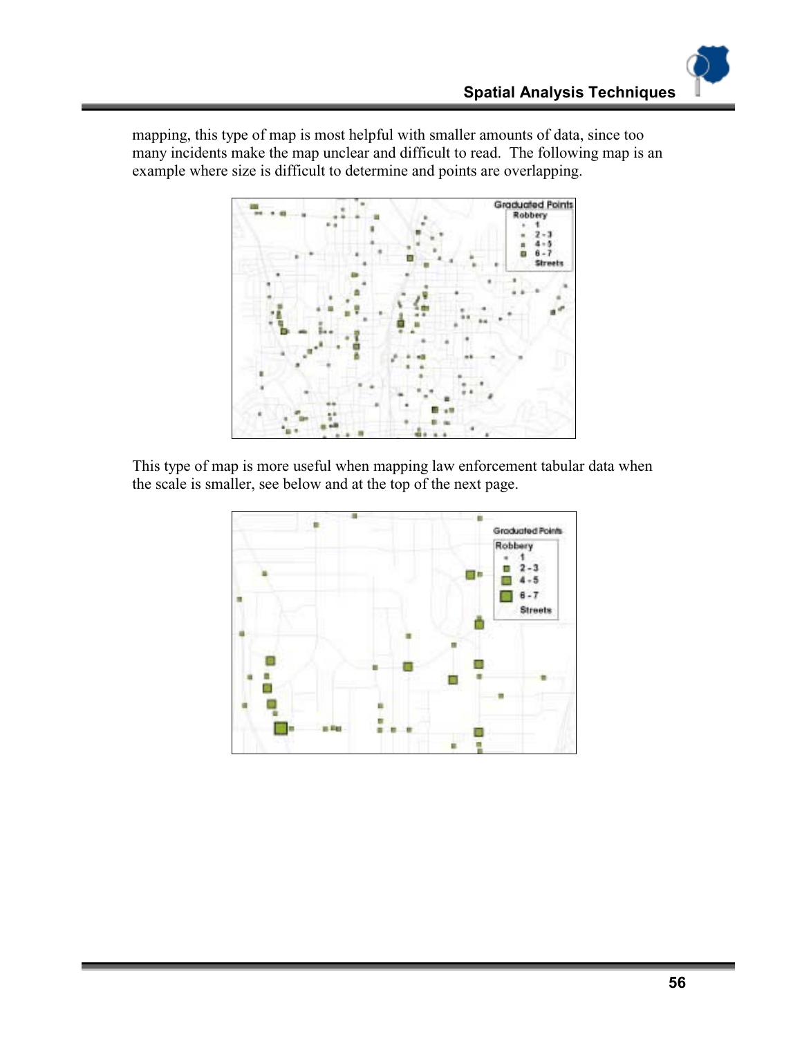mapping, this type of map is most helpful with smaller amounts of data, since too many incidents make the map unclear and difficult to read. The following map is an example where size is difficult to determine and points are overlapping.

This type of map is more useful when mapping law enforcement tabular data when the scale is smaller, see below and at the top of the next page.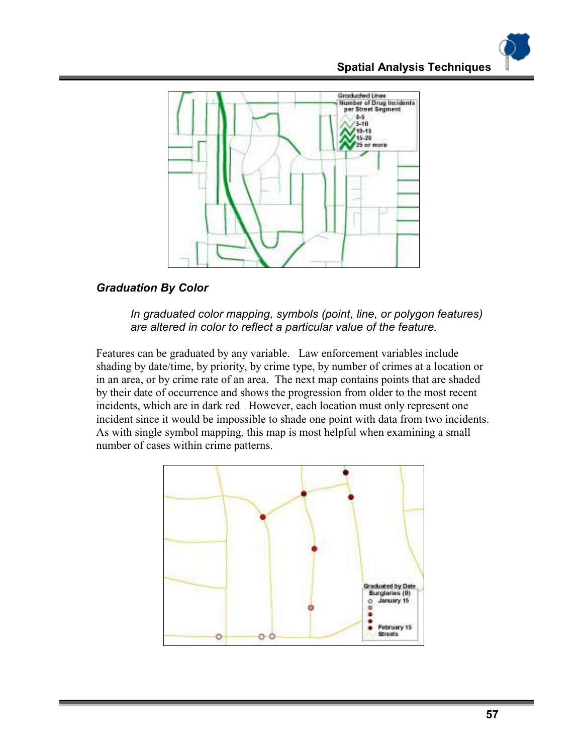### Graduation By Color

> *In graduated color mapping, symbols (point, line, or polygon features) are altered in color to reflect a particular value of the feature.*

Features can be graduated by any variable. Law enforcement variables include shading by date/time, by priority, by crime type, by number of crimes at a location or in an area, or by crime rate of an area. The next map contains points that are shaded by their date of occurrence and shows the progression from older to the most recent incidents, which are in dark red However, each location must only represent one incident since it would be impossible to shade one point with data from two incidents. As with single symbol mapping, this map is most helpful when examining a small number of cases within crime patterns.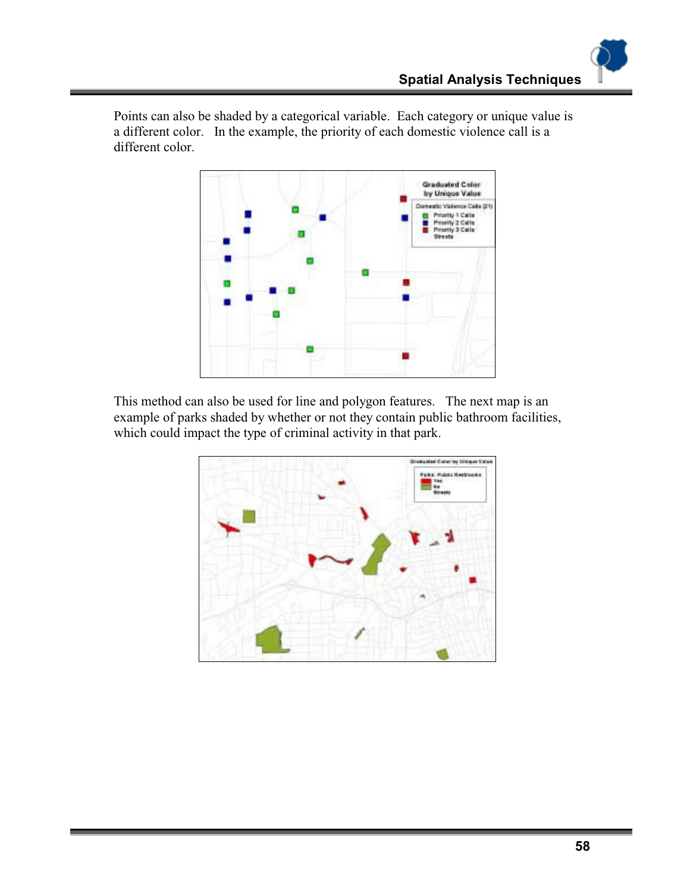Points can also be shaded by a categorical variable. Each category or unique value is a different color. In the example, the priority of each domestic violence call is a different color.

This method can also be used for line and polygon features. The next map is an example of parks shaded by whether or not they contain public bathroom facilities, which could impact the type of criminal activity in that park.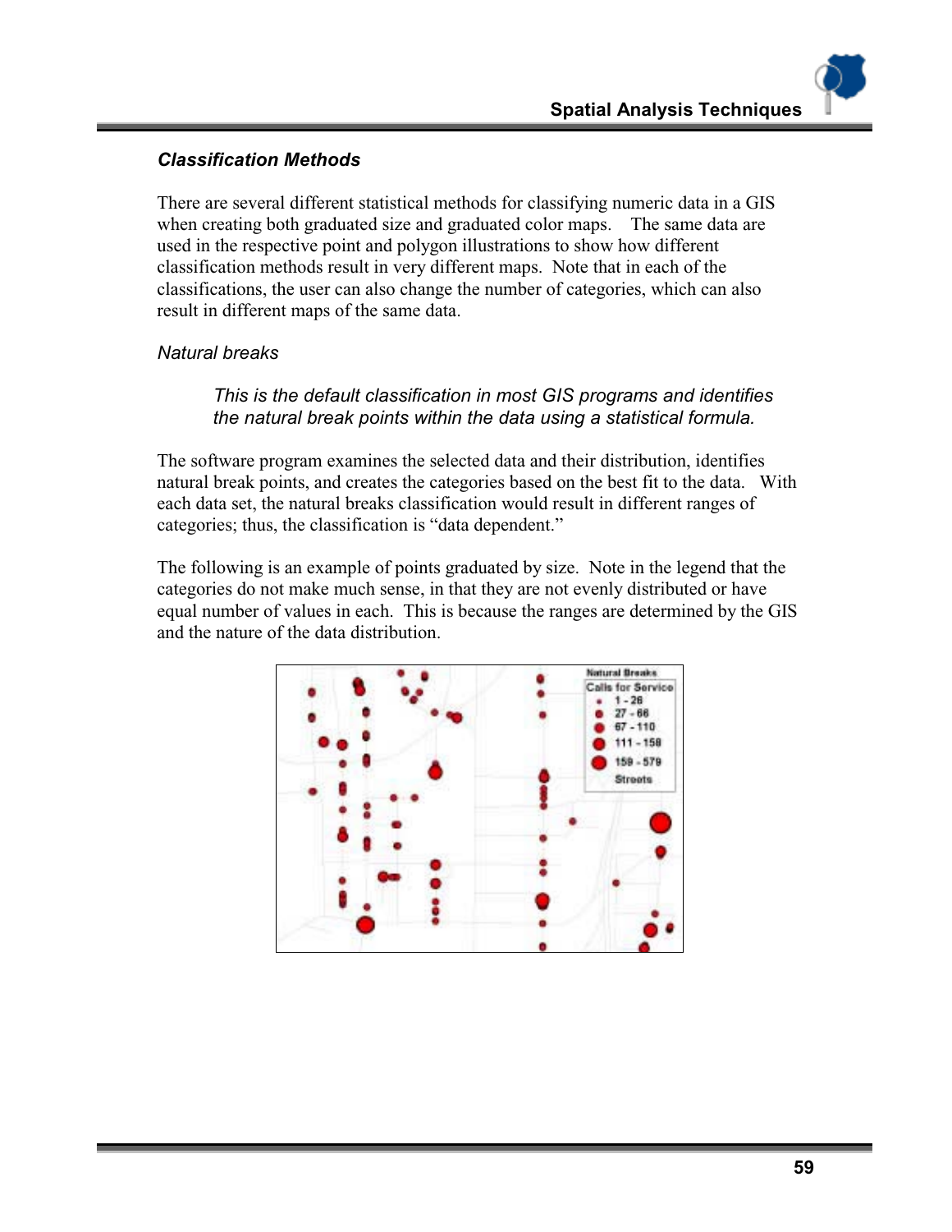### *Classification Methods*

There are several different statistical methods for classifying numeric data in a GIS when creating both graduated size and graduated color maps. The same data are used in the respective point and polygon illustrations to show how different classification methods result in very different maps. Note that in each of the classifications, the user can also change the number of categories, which can also result in different maps of the same data.

*Natural breaks*

> *This is the default classification in most GIS programs and identifies the natural break points within the data using a statistical formula.*

The software program examines the selected data and their distribution, identifies natural break points, and creates the categories based on the best fit to the data. With each data set, the natural breaks classification would result in different ranges of categories; thus, the classification is "data dependent."

The following is an example of points graduated by size. Note in the legend that the categories do not make much sense, in that they are not evenly distributed or have equal number of values in each. This is because the ranges are determined by the GIS and the nature of the data distribution.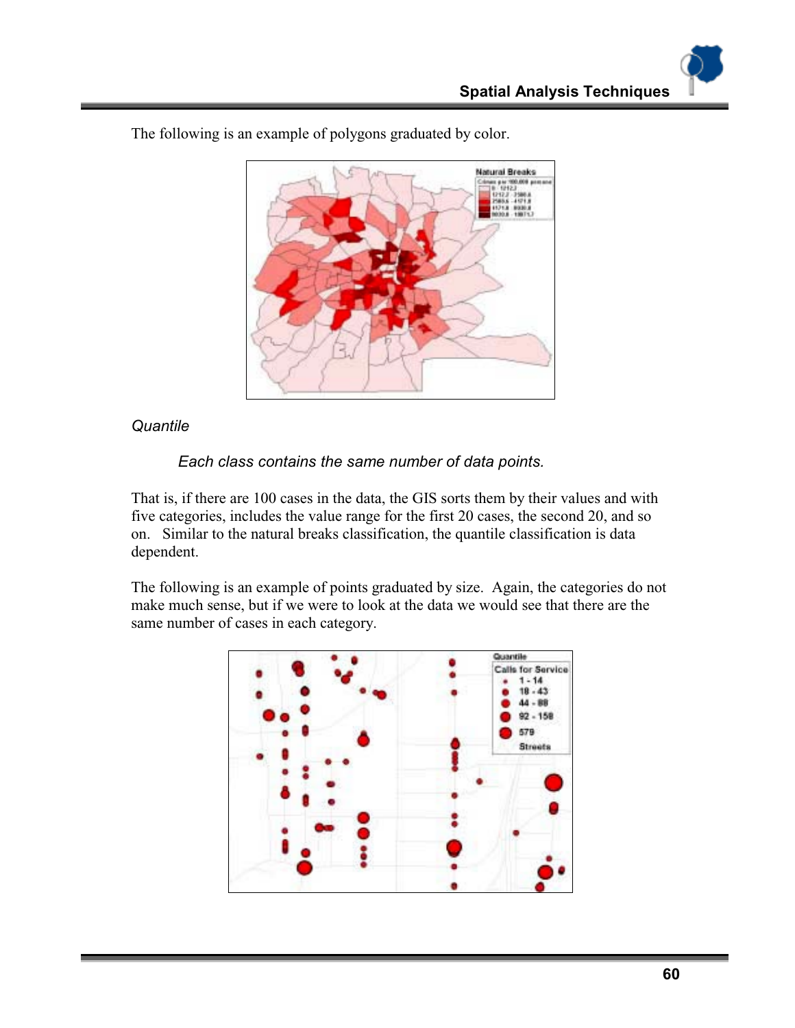The following is an example of polygons graduated by color.

*Quantile*

> *Each class contains the same number of data points.*

That is, if there are 100 cases in the data, the GIS sorts them by their values and with five categories, includes the value range for the first 20 cases, the second 20, and so on.  Similar to the natural breaks classification, the quantile classification is data dependent.

The following is an example of points graduated by size.  Again, the categories do not make much sense, but if we were to look at the data we would see that there are the same number of cases in each category.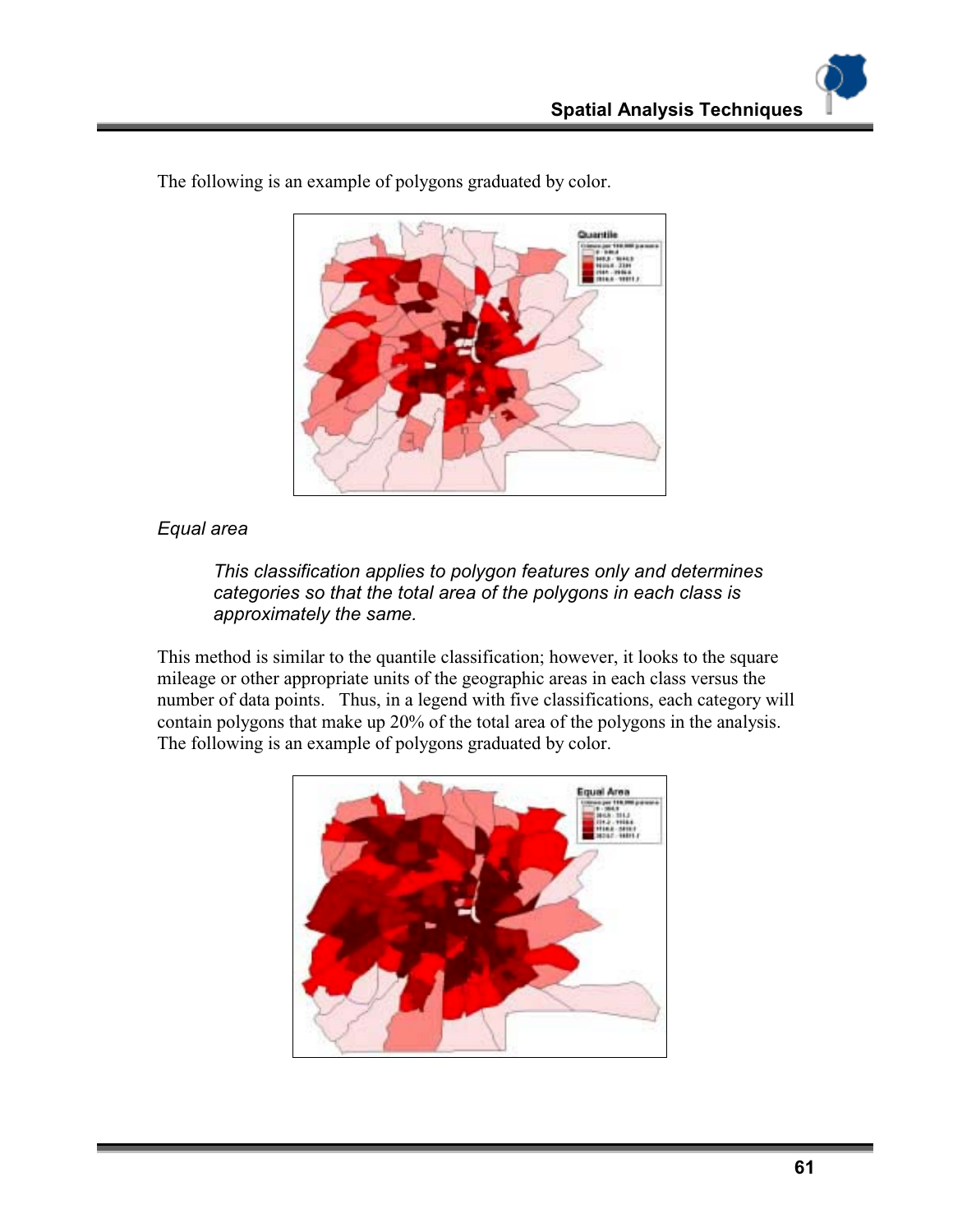The following is an example of polygons graduated by color.

*Equal area*

> *This classification applies to polygon features only and determines categories so that the total area of the polygons in each class is approximately the same.*

This method is similar to the quantile classification; however, it looks to the square mileage or other appropriate units of the geographic areas in each class versus the number of data points. Thus, in a legend with five classifications, each category will contain polygons that make up 20% of the total area of the polygons in the analysis. The following is an example of polygons graduated by color.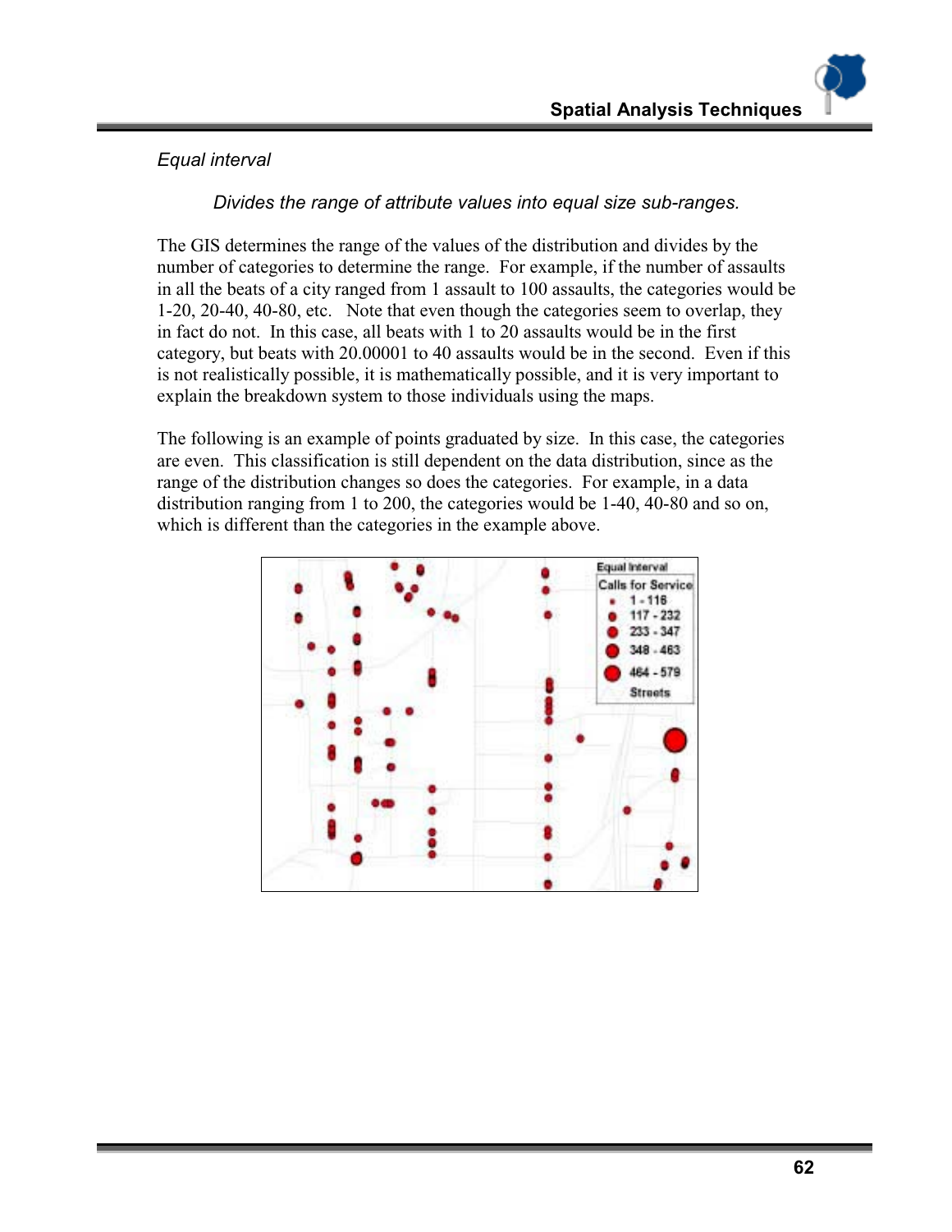*Equal interval*

*Divides the range of attribute values into equal size sub-ranges.*

The GIS determines the range of the values of the distribution and divides by the number of categories to determine the range. For example, if the number of assaults in all the beats of a city ranged from 1 assault to 100 assaults, the categories would be 1-20, 20-40, 40-80, etc. Note that even though the categories seem to overlap, they in fact do not. In this case, all beats with 1 to 20 assaults would be in the first category, but beats with 20.00001 to 40 assaults would be in the second. Even if this is not realistically possible, it is mathematically possible, and it is very important to explain the breakdown system to those individuals using the maps.

The following is an example of points graduated by size. In this case, the categories are even. This classification is still dependent on the data distribution, since as the range of the distribution changes so does the categories. For example, in a data distribution ranging from 1 to 200, the categories would be 1-40, 40-80 and so on, which is different than the categories in the example above.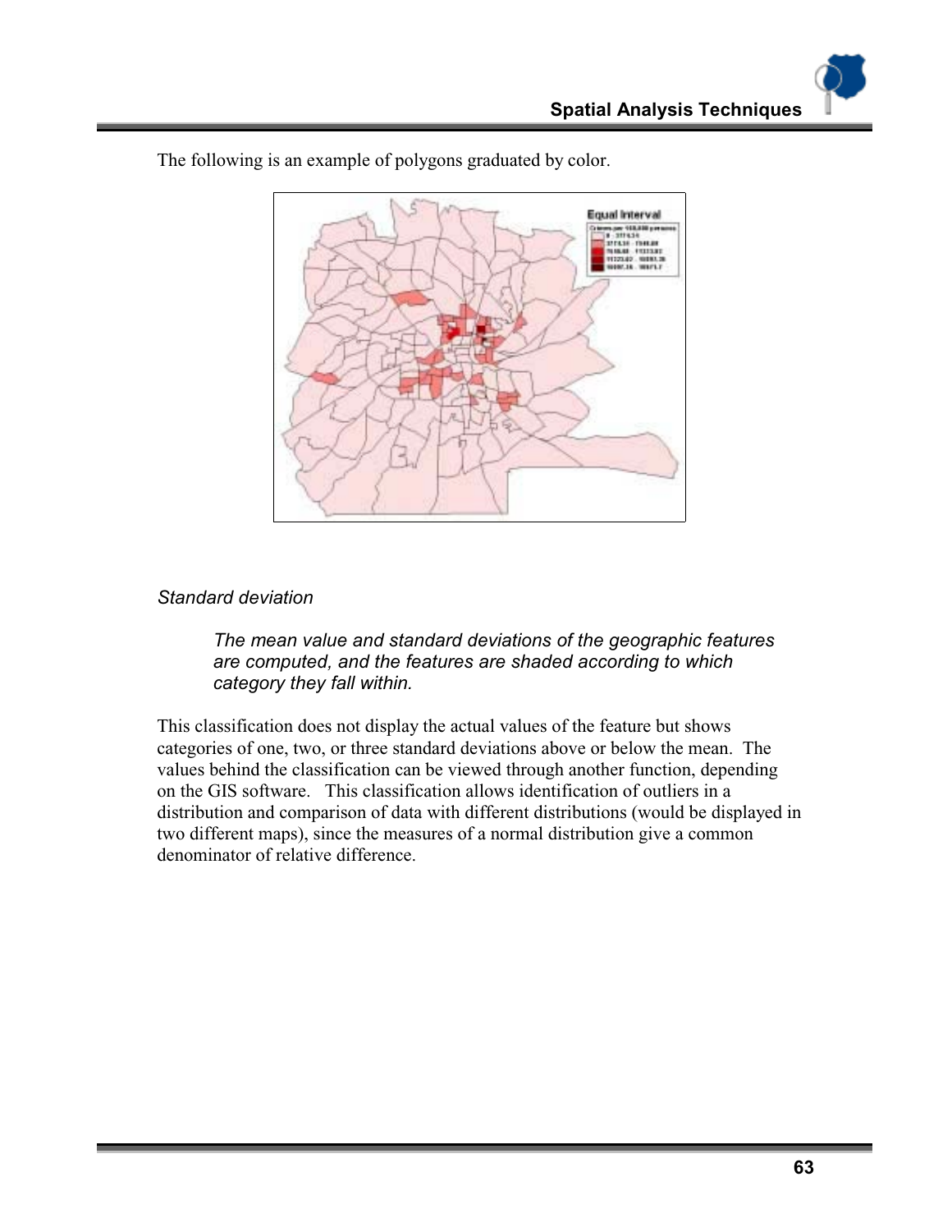The following is an example of polygons graduated by color.

*Standard deviation*

> *The mean value and standard deviations of the geographic features are computed, and the features are shaded according to which category they fall within.*

This classification does not display the actual values of the feature but shows categories of one, two, or three standard deviations above or below the mean. The values behind the classification can be viewed through another function, depending on the GIS software. This classification allows identification of outliers in a distribution and comparison of data with different distributions (would be displayed in two different maps), since the measures of a normal distribution give a common denominator of relative difference.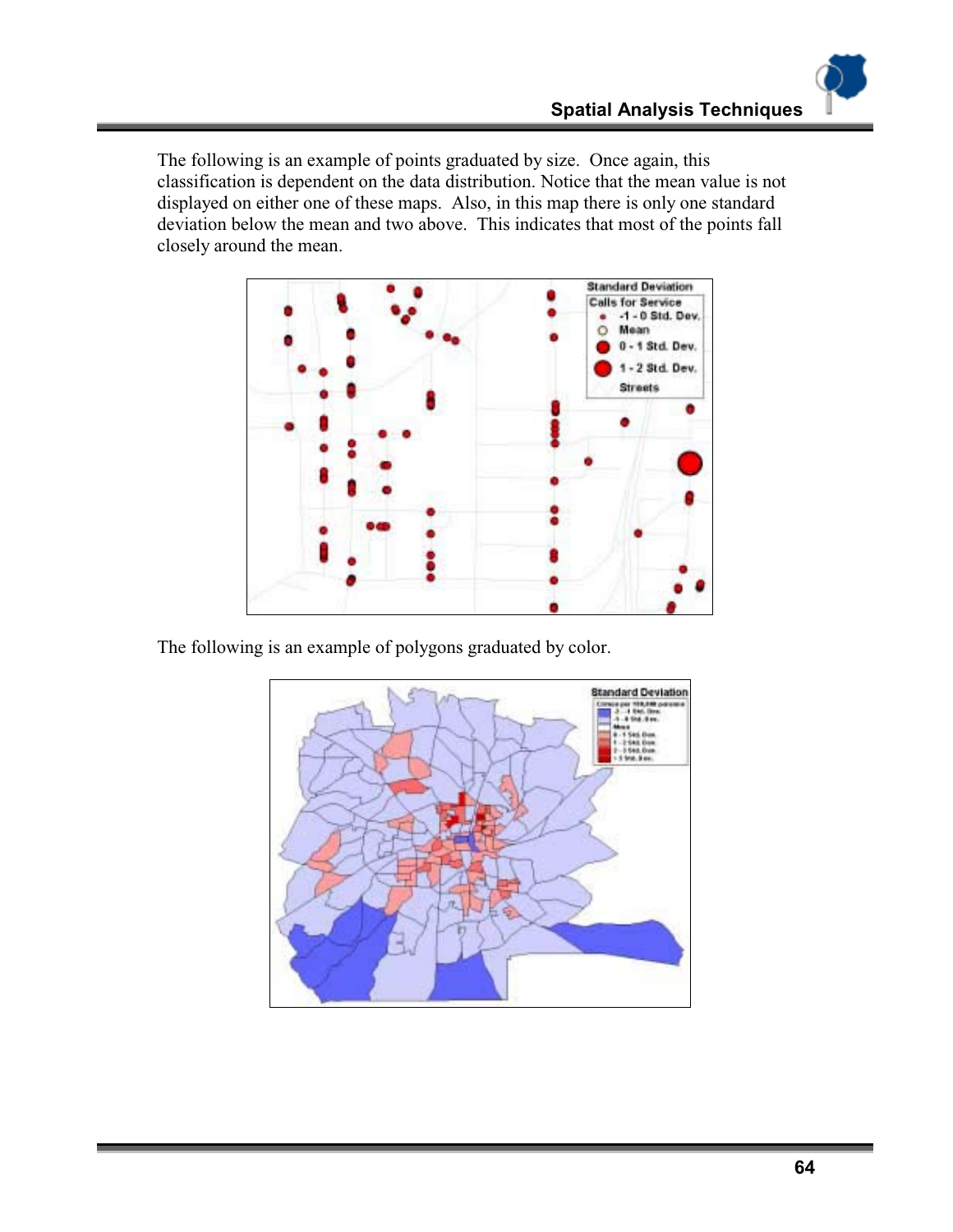The following is an example of points graduated by size. Once again, this classification is dependent on the data distribution. Notice that the mean value is not displayed on either one of these maps. Also, in this map there is only one standard deviation below the mean and two above. This indicates that most of the points fall closely around the mean.

The following is an example of polygons graduated by color.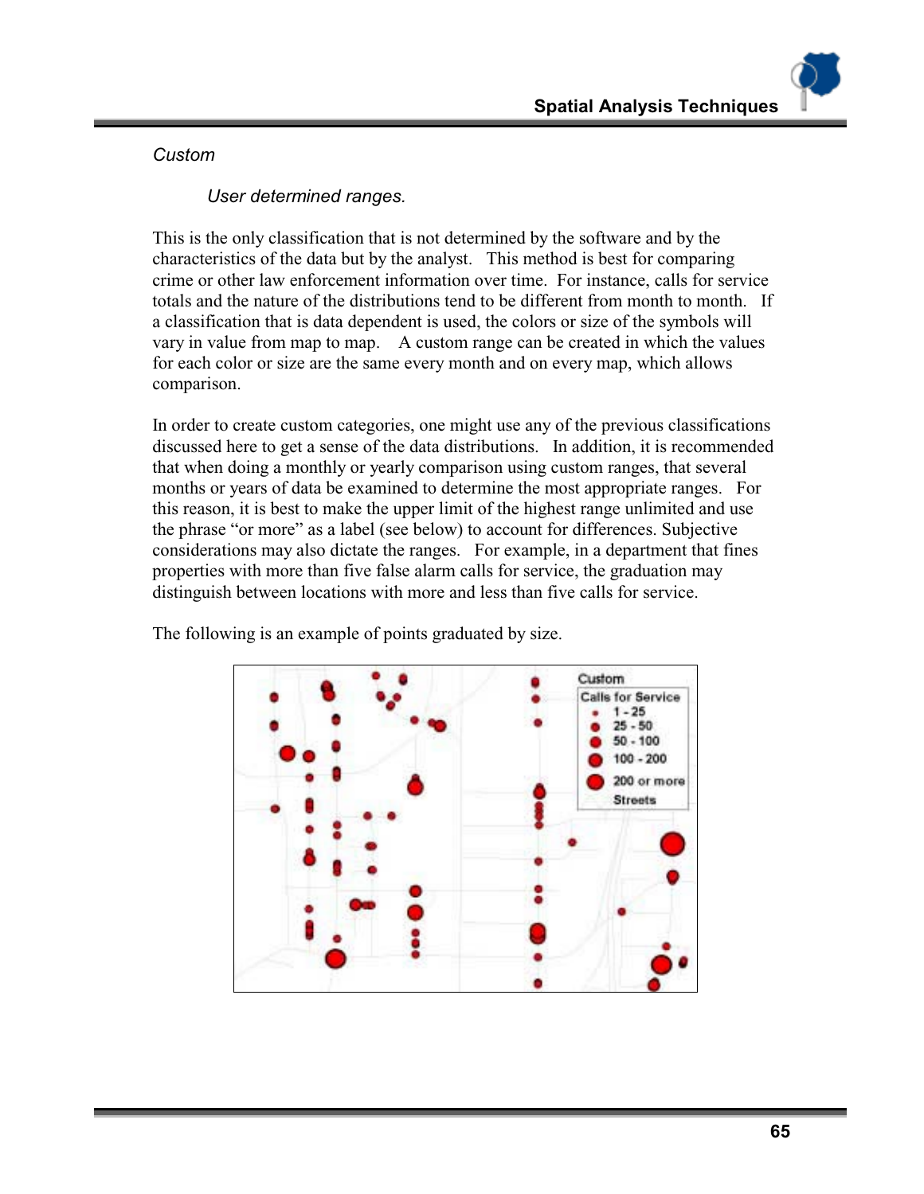*Custom*

*User determined ranges.*

This is the only classification that is not determined by the software and by the characteristics of the data but by the analyst. This method is best for comparing crime or other law enforcement information over time. For instance, calls for service totals and the nature of the distributions tend to be different from month to month. If a classification that is data dependent is used, the colors or size of the symbols will vary in value from map to map. A custom range can be created in which the values for each color or size are the same every month and on every map, which allows comparison.

In order to create custom categories, one might use any of the previous classifications discussed here to get a sense of the data distributions. In addition, it is recommended that when doing a monthly or yearly comparison using custom ranges, that several months or years of data be examined to determine the most appropriate ranges. For this reason, it is best to make the upper limit of the highest range unlimited and use the phrase "or more" as a label (see below) to account for differences. Subjective considerations may also dictate the ranges. For example, in a department that fines properties with more than five false alarm calls for service, the graduation may distinguish between locations with more and less than five calls for service.

The following is an example of points graduated by size.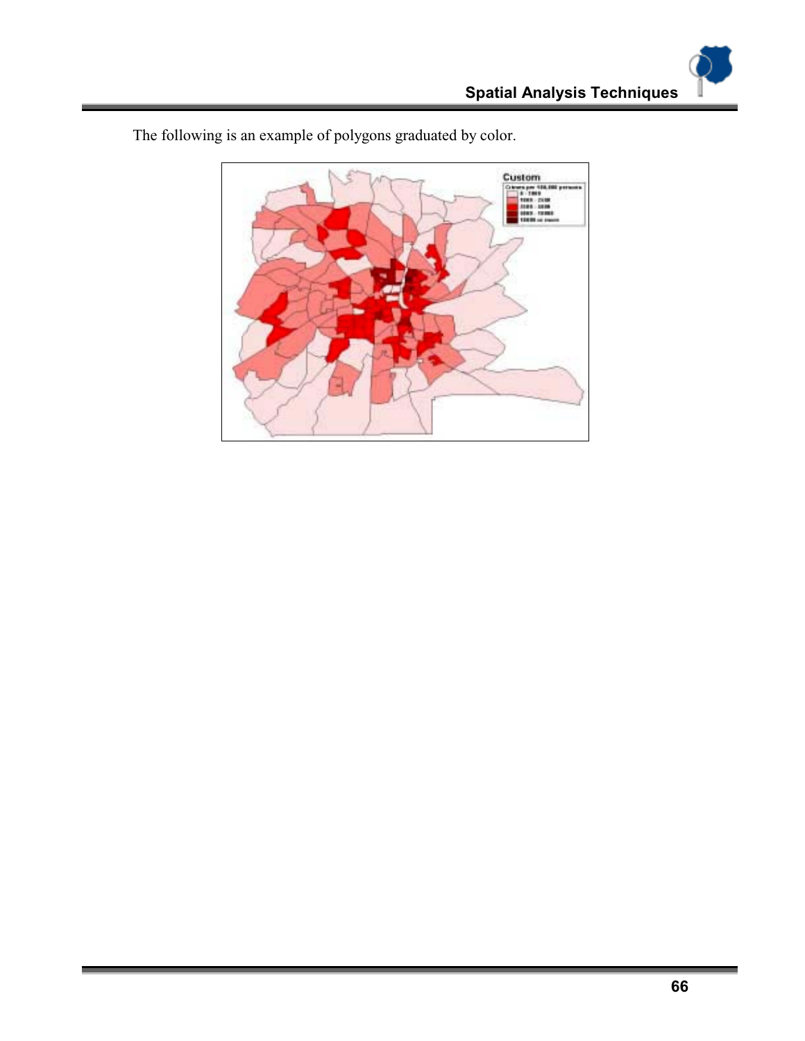The following is an example of polygons graduated by color.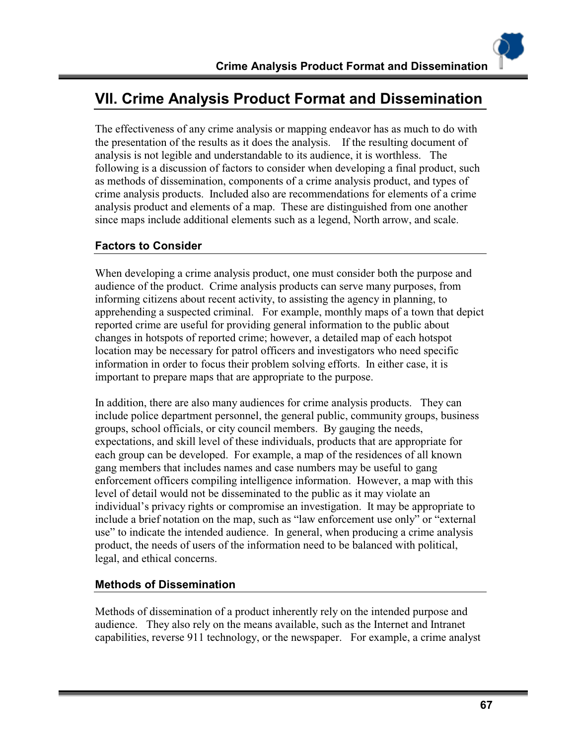# VII. Crime Analysis Product Format and Dissemination

The effectiveness of any crime analysis or mapping endeavor has as much to do with the presentation of the results as it does the analysis. If the resulting document of analysis is not legible and understandable to its audience, it is worthless. The following is a discussion of factors to consider when developing a final product, such as methods of dissemination, components of a crime analysis product, and types of crime analysis products. Included also are recommendations for elements of a crime analysis product and elements of a map. These are distinguished from one another since maps include additional elements such as a legend, North arrow, and scale.

## Factors to Consider

When developing a crime analysis product, one must consider both the purpose and audience of the product. Crime analysis products can serve many purposes, from informing citizens about recent activity, to assisting the agency in planning, to apprehending a suspected criminal. For example, monthly maps of a town that depict reported crime are useful for providing general information to the public about changes in hotspots of reported crime; however, a detailed map of each hotspot location may be necessary for patrol officers and investigators who need specific information in order to focus their problem solving efforts. In either case, it is important to prepare maps that are appropriate to the purpose.

In addition, there are also many audiences for crime analysis products. They can include police department personnel, the general public, community groups, business groups, school officials, or city council members. By gauging the needs, expectations, and skill level of these individuals, products that are appropriate for each group can be developed. For example, a map of the residences of all known gang members that includes names and case numbers may be useful to gang enforcement officers compiling intelligence information. However, a map with this level of detail would not be disseminated to the public as it may violate an individual's privacy rights or compromise an investigation. It may be appropriate to include a brief notation on the map, such as "law enforcement use only" or "external use" to indicate the intended audience. In general, when producing a crime analysis product, the needs of users of the information need to be balanced with political, legal, and ethical concerns.

## Methods of Dissemination

Methods of dissemination of a product inherently rely on the intended purpose and audience. They also rely on the means available, such as the Internet and Intranet capabilities, reverse 911 technology, or the newspaper. For example, a crime analyst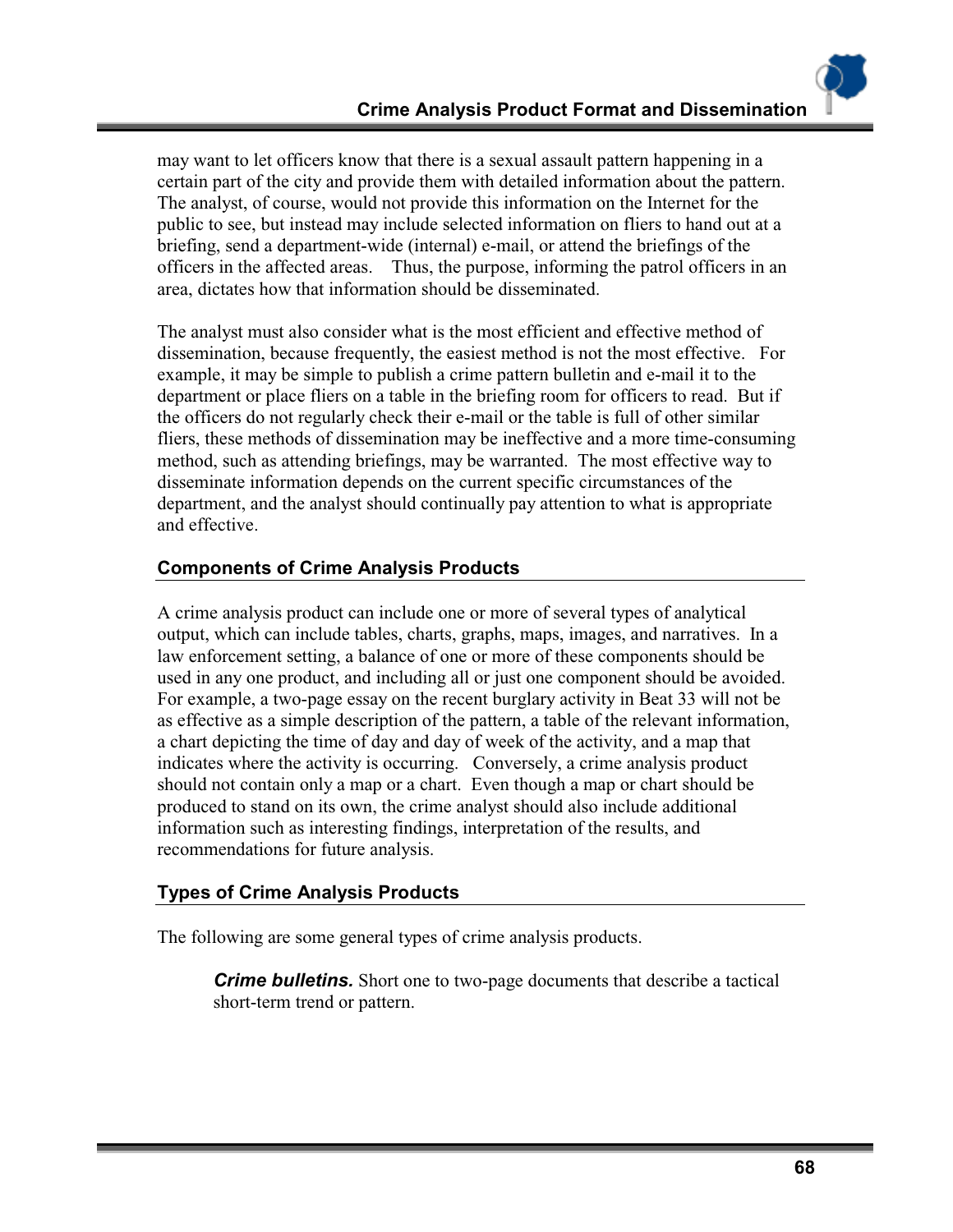may want to let officers know that there is a sexual assault pattern happening in a certain part of the city and provide them with detailed information about the pattern. The analyst, of course, would not provide this information on the Internet for the public to see, but instead may include selected information on fliers to hand out at a briefing, send a department-wide (internal) e-mail, or attend the briefings of the officers in the affected areas. Thus, the purpose, informing the patrol officers in an area, dictates how that information should be disseminated.

The analyst must also consider what is the most efficient and effective method of dissemination, because frequently, the easiest method is not the most effective. For example, it may be simple to publish a crime pattern bulletin and e-mail it to the department or place fliers on a table in the briefing room for officers to read. But if the officers do not regularly check their e-mail or the table is full of other similar fliers, these methods of dissemination may be ineffective and a more time-consuming method, such as attending briefings, may be warranted. The most effective way to disseminate information depends on the current specific circumstances of the department, and the analyst should continually pay attention to what is appropriate and effective.

## Components of Crime Analysis Products

A crime analysis product can include one or more of several types of analytical output, which can include tables, charts, graphs, maps, images, and narratives. In a law enforcement setting, a balance of one or more of these components should be used in any one product, and including all or just one component should be avoided. For example, a two-page essay on the recent burglary activity in Beat 33 will not be as effective as a simple description of the pattern, a table of the relevant information, a chart depicting the time of day and day of week of the activity, and a map that indicates where the activity is occurring. Conversely, a crime analysis product should not contain only a map or a chart. Even though a map or chart should be produced to stand on its own, the crime analyst should also include additional information such as interesting findings, interpretation of the results, and recommendations for future analysis.

## Types of Crime Analysis Products

The following are some general types of crime analysis products.

> ***Crime bulletins.*** Short one to two-page documents that describe a tactical short-term trend or pattern.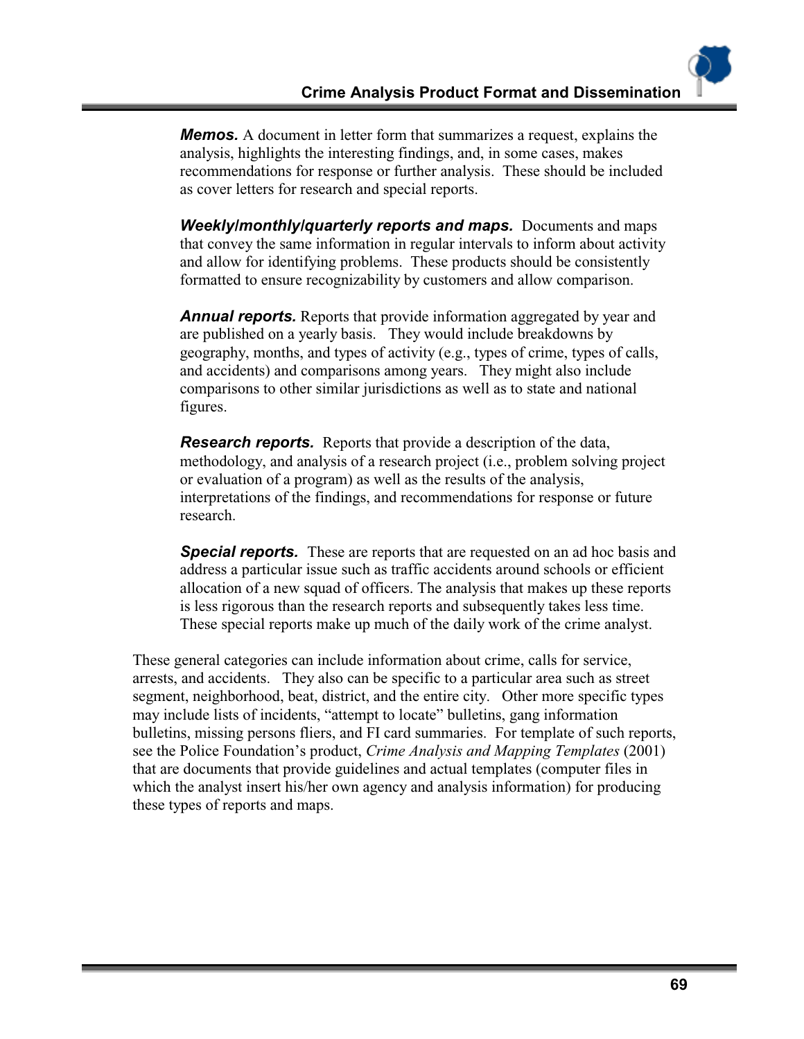***Memos.*** A document in letter form that summarizes a request, explains the analysis, highlights the interesting findings, and, in some cases, makes recommendations for response or further analysis. These should be included as cover letters for research and special reports.

***Weekly/monthly/quarterly reports and maps.*** Documents and maps that convey the same information in regular intervals to inform about activity and allow for identifying problems. These products should be consistently formatted to ensure recognizability by customers and allow comparison.

***Annual reports.*** Reports that provide information aggregated by year and are published on a yearly basis. They would include breakdowns by geography, months, and types of activity (e.g., types of crime, types of calls, and accidents) and comparisons among years. They might also include comparisons to other similar jurisdictions as well as to state and national figures.

***Research reports.*** Reports that provide a description of the data, methodology, and analysis of a research project (i.e., problem solving project or evaluation of a program) as well as the results of the analysis, interpretations of the findings, and recommendations for response or future research.

***Special reports.*** These are reports that are requested on an ad hoc basis and address a particular issue such as traffic accidents around schools or efficient allocation of a new squad of officers. The analysis that makes up these reports is less rigorous than the research reports and subsequently takes less time. These special reports make up much of the daily work of the crime analyst.

These general categories can include information about crime, calls for service, arrests, and accidents. They also can be specific to a particular area such as street segment, neighborhood, beat, district, and the entire city. Other more specific types may include lists of incidents, "attempt to locate" bulletins, gang information bulletins, missing persons fliers, and FI card summaries. For template of such reports, see the Police Foundation's product, *Crime Analysis and Mapping Templates* (2001) that are documents that provide guidelines and actual templates (computer files in which the analyst insert his/her own agency and analysis information) for producing these types of reports and maps.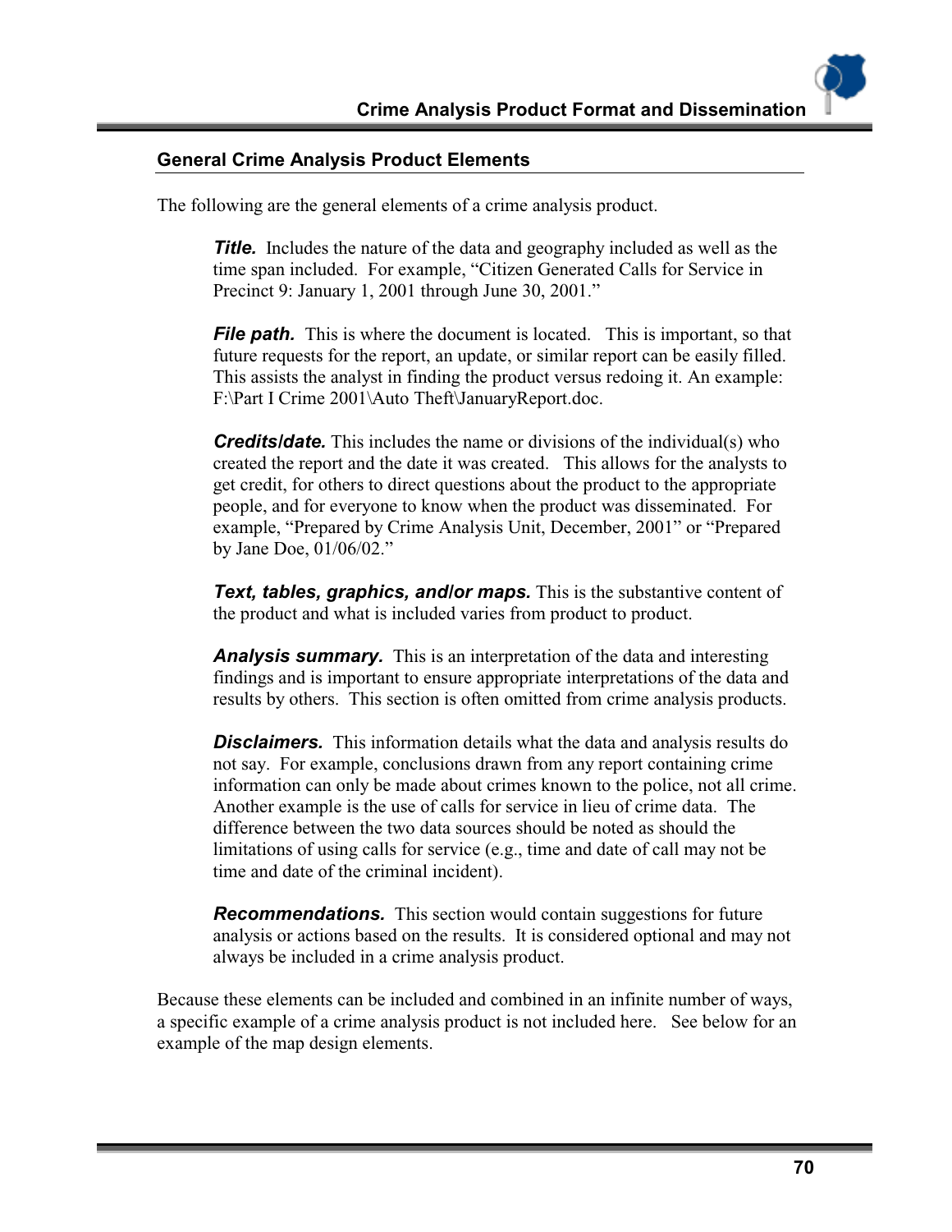## General Crime Analysis Product Elements

The following are the general elements of a crime analysis product.

***Title.*** Includes the nature of the data and geography included as well as the time span included. For example, "Citizen Generated Calls for Service in Precinct 9: January 1, 2001 through June 30, 2001."

***File path.*** This is where the document is located. This is important, so that future requests for the report, an update, or similar report can be easily filled. This assists the analyst in finding the product versus redoing it. An example: F:\Part I Crime 2001\Auto Theft\JanuaryReport.doc.

***Credits/date.*** This includes the name or divisions of the individual(s) who created the report and the date it was created. This allows for the analysts to get credit, for others to direct questions about the product to the appropriate people, and for everyone to know when the product was disseminated. For example, "Prepared by Crime Analysis Unit, December, 2001" or "Prepared by Jane Doe, 01/06/02."

***Text, tables, graphics, and/or maps.*** This is the substantive content of the product and what is included varies from product to product.

***Analysis summary.*** This is an interpretation of the data and interesting findings and is important to ensure appropriate interpretations of the data and results by others. This section is often omitted from crime analysis products.

***Disclaimers.*** This information details what the data and analysis results do not say. For example, conclusions drawn from any report containing crime information can only be made about crimes known to the police, not all crime. Another example is the use of calls for service in lieu of crime data. The difference between the two data sources should be noted as should the limitations of using calls for service (e.g., time and date of call may not be time and date of the criminal incident).

***Recommendations.*** This section would contain suggestions for future analysis or actions based on the results. It is considered optional and may not always be included in a crime analysis product.

Because these elements can be included and combined in an infinite number of ways, a specific example of a crime analysis product is not included here. See below for an example of the map design elements.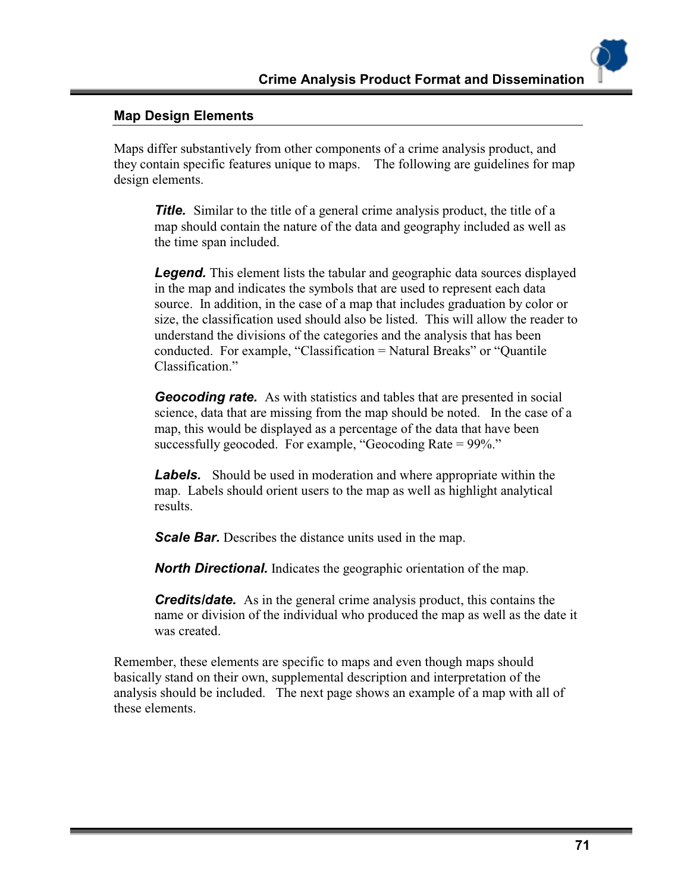## Map Design Elements

Maps differ substantively from other components of a crime analysis product, and they contain specific features unique to maps. The following are guidelines for map design elements.

> ***Title.*** Similar to the title of a general crime analysis product, the title of a map should contain the nature of the data and geography included as well as the time span included.
>
> ***Legend.*** This element lists the tabular and geographic data sources displayed in the map and indicates the symbols that are used to represent each data source. In addition, in the case of a map that includes graduation by color or size, the classification used should also be listed. This will allow the reader to understand the divisions of the categories and the analysis that has been conducted. For example, "Classification = Natural Breaks" or "Quantile Classification."
>
> ***Geocoding rate.*** As with statistics and tables that are presented in social science, data that are missing from the map should be noted. In the case of a map, this would be displayed as a percentage of the data that have been successfully geocoded. For example, "Geocoding Rate = 99%."
>
> ***Labels.*** Should be used in moderation and where appropriate within the map. Labels should orient users to the map as well as highlight analytical results.
>
> ***Scale Bar.*** Describes the distance units used in the map.
>
> ***North Directional.*** Indicates the geographic orientation of the map.
>
> ***Credits/date.*** As in the general crime analysis product, this contains the name or division of the individual who produced the map as well as the date it was created.

Remember, these elements are specific to maps and even though maps should basically stand on their own, supplemental description and interpretation of the analysis should be included. The next page shows an example of a map with all of these elements.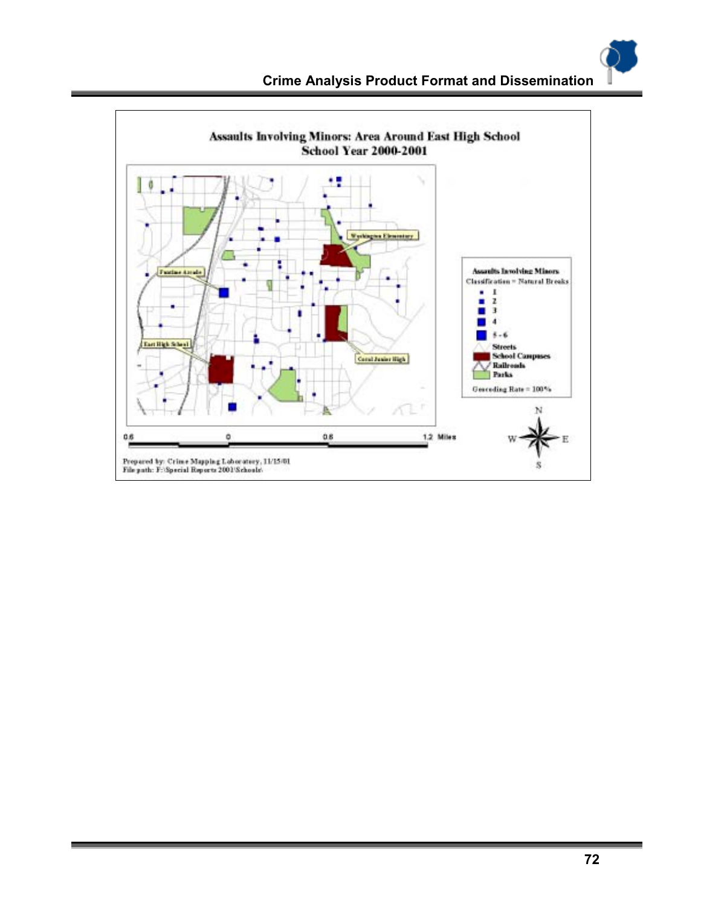Assaults Involving Minors: Area Around East High School
School Year 2000-2001

Washington Elementary

Funtime Arcade

East High School

Coral Junior High

Assaults Involving Minors
Classification = Natural Breaks

- 1
- 2
- 3
- 4
- 5 - 6

Streets
School Campuses
Railroads
Parks

Geocoding Rate = 100%

0.6 0 0.6 1.2 Miles

N W E S

Prepared by: Crime Mapping Laboratory, 11/15/01
File path: F:\Special Reports 2001\Schools\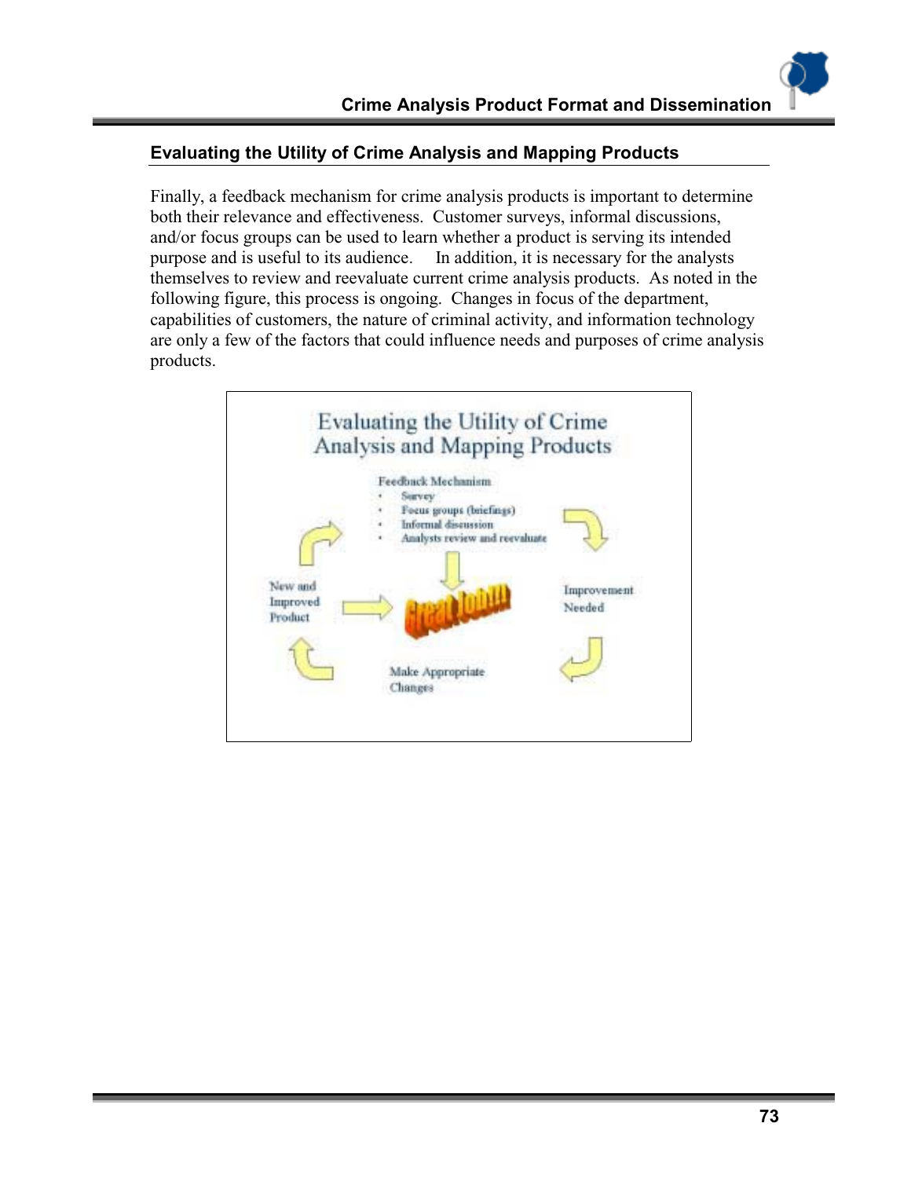## Evaluating the Utility of Crime Analysis and Mapping Products

Finally, a feedback mechanism for crime analysis products is important to determine both their relevance and effectiveness. Customer surveys, informal discussions, and/or focus groups can be used to learn whether a product is serving its intended purpose and is useful to its audience. In addition, it is necessary for the analysts themselves to review and reevaluate current crime analysis products. As noted in the following figure, this process is ongoing. Changes in focus of the department, capabilities of customers, the nature of criminal activity, and information technology are only a few of the factors that could influence needs and purposes of crime analysis products.

**Evaluating the Utility of Crime Analysis and Mapping Products**

Feedback Mechanism

- Survey
- Focus groups (briefings)
- Informal discussion
- Analysts review and reevaluate

Great Job!!!

Improvement Needed

Make Appropriate Changes

New and Improved Product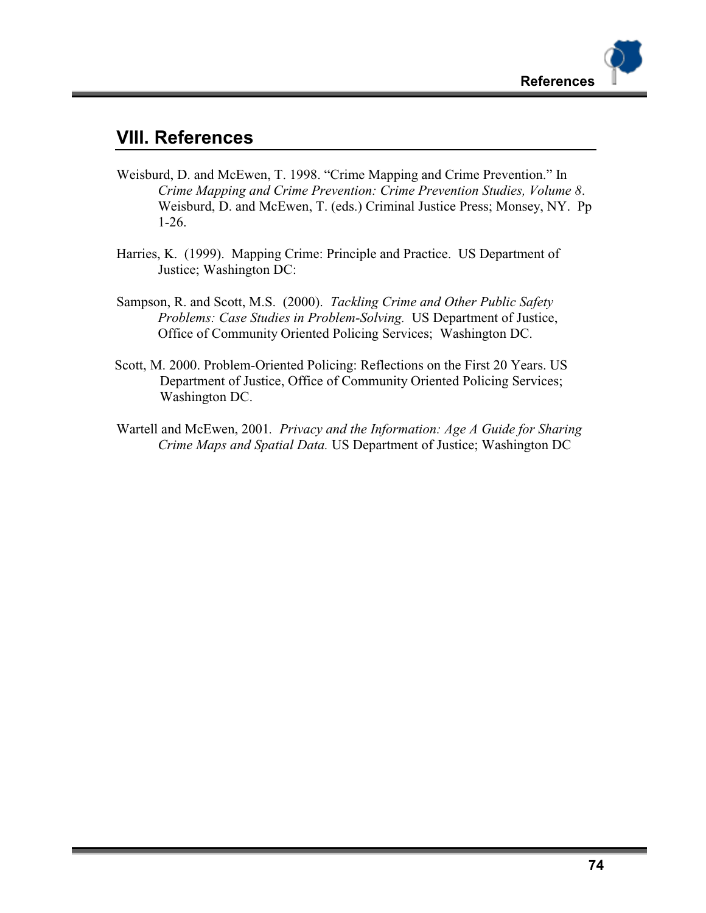## VIII. References

Weisburd, D. and McEwen, T. 1998. “Crime Mapping and Crime Prevention.” In *Crime Mapping and Crime Prevention: Crime Prevention Studies, Volume 8*. Weisburd, D. and McEwen, T. (eds.) Criminal Justice Press; Monsey, NY. Pp 1-26.

Harries, K. (1999). Mapping Crime: Principle and Practice. US Department of Justice; Washington DC:

Sampson, R. and Scott, M.S. (2000). *Tackling Crime and Other Public Safety Problems: Case Studies in Problem-Solving.* US Department of Justice, Office of Community Oriented Policing Services; Washington DC.

Scott, M. 2000. Problem-Oriented Policing: Reflections on the First 20 Years. US Department of Justice, Office of Community Oriented Policing Services; Washington DC.

Wartell and McEwen, 2001. *Privacy and the Information: Age A Guide for Sharing Crime Maps and Spatial Data.* US Department of Justice; Washington DC